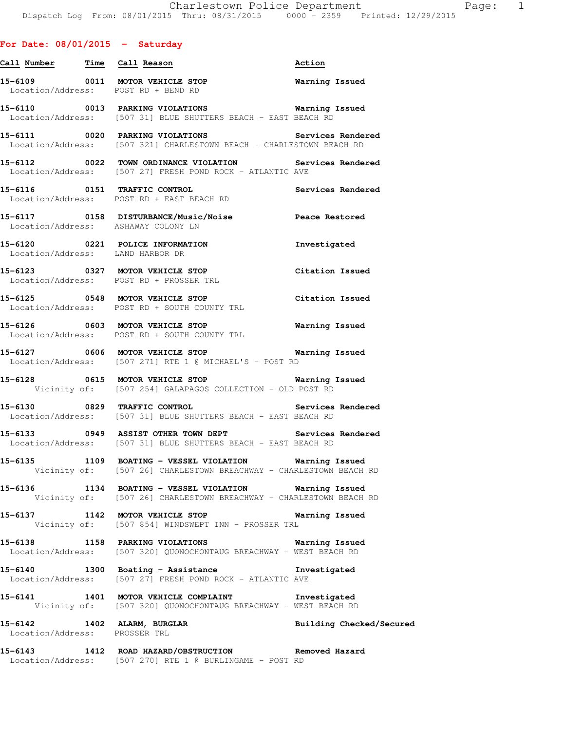**For Date: 08/01/2015 - Saturday**

| Call Number | Time | Call Reason | Action |
|---|---|---|---|
| 15-6109 | 0011 | MOTOR VEHICLE STOP | Warning Issued |
| Location/Address: | | POST RD + BEND RD | |
| 15-6110 | 0013 | PARKING VIOLATIONS | Warning Issued |
| Location/Address: | | [507 31] BLUE SHUTTERS BEACH - EAST BEACH RD | |
| 15-6111 | 0020 | PARKING VIOLATIONS | Services Rendered |
| Location/Address: | | [507 321] CHARLESTOWN BEACH - CHARLESTOWN BEACH RD | |
| 15-6112 | 0022 | TOWN ORDINANCE VIOLATION | Services Rendered |
| Location/Address: | | [507 27] FRESH POND ROCK - ATLANTIC AVE | |
| 15-6116 | 0151 | TRAFFIC CONTROL | Services Rendered |
| Location/Address: | | POST RD + EAST BEACH RD | |
| 15-6117 | 0158 | DISTURBANCE/Music/Noise | Peace Restored |
| Location/Address: | | ASHAWAY COLONY LN | |
| 15-6120 | 0221 | POLICE INFORMATION | Investigated |
| Location/Address: | | LAND HARBOR DR | |
| 15-6123 | 0327 | MOTOR VEHICLE STOP | Citation Issued |
| Location/Address: | | POST RD + PROSSER TRL | |
| 15-6125 | 0548 | MOTOR VEHICLE STOP | Citation Issued |
| Location/Address: | | POST RD + SOUTH COUNTY TRL | |
| 15-6126 | 0603 | MOTOR VEHICLE STOP | Warning Issued |
| Location/Address: | | POST RD + SOUTH COUNTY TRL | |
| 15-6127 | 0606 | MOTOR VEHICLE STOP | Warning Issued |
| Location/Address: | | [507 271] RTE 1 @ MICHAEL'S - POST RD | |
| 15-6128 | 0615 | MOTOR VEHICLE STOP | Warning Issued |
| Vicinity of: | | [507 254] GALAPAGOS COLLECTION - OLD POST RD | |
| 15-6130 | 0829 | TRAFFIC CONTROL | Services Rendered |
| Location/Address: | | [507 31] BLUE SHUTTERS BEACH - EAST BEACH RD | |
| 15-6133 | 0949 | ASSIST OTHER TOWN DEPT | Services Rendered |
| Location/Address: | | [507 31] BLUE SHUTTERS BEACH - EAST BEACH RD | |
| 15-6135 | 1109 | BOATING - VESSEL VIOLATION | Warning Issued |
| Vicinity of: | | [507 26] CHARLESTOWN BREACHWAY - CHARLESTOWN BEACH RD | |
| 15-6136 | 1134 | BOATING - VESSEL VIOLATION | Warning Issued |
| Vicinity of: | | [507 26] CHARLESTOWN BREACHWAY - CHARLESTOWN BEACH RD | |
| 15-6137 | 1142 | MOTOR VEHICLE STOP | Warning Issued |
| Vicinity of: | | [507 854] WINDSWEPT INN - PROSSER TRL | |
| 15-6138 | 1158 | PARKING VIOLATIONS | Warning Issued |
| Location/Address: | | [507 320] QUONOCHONTAUG BREACHWAY - WEST BEACH RD | |
| 15-6140 | 1300 | Boating - Assistance | Investigated |
| Location/Address: | | [507 27] FRESH POND ROCK - ATLANTIC AVE | |
| 15-6141 | 1401 | MOTOR VEHICLE COMPLAINT | Investigated |
| Vicinity of: | | [507 320] QUONOCHONTAUG BREACHWAY - WEST BEACH RD | |
| 15-6142 | 1402 | ALARM, BURGLAR | Building Checked/Secured |
| Location/Address: | | PROSSER TRL | |
| 15-6143 | 1412 | ROAD HAZARD/OBSTRUCTION | Removed Hazard |
| Location/Address: | | [507 270] RTE 1 @ BURLINGAME - POST RD | |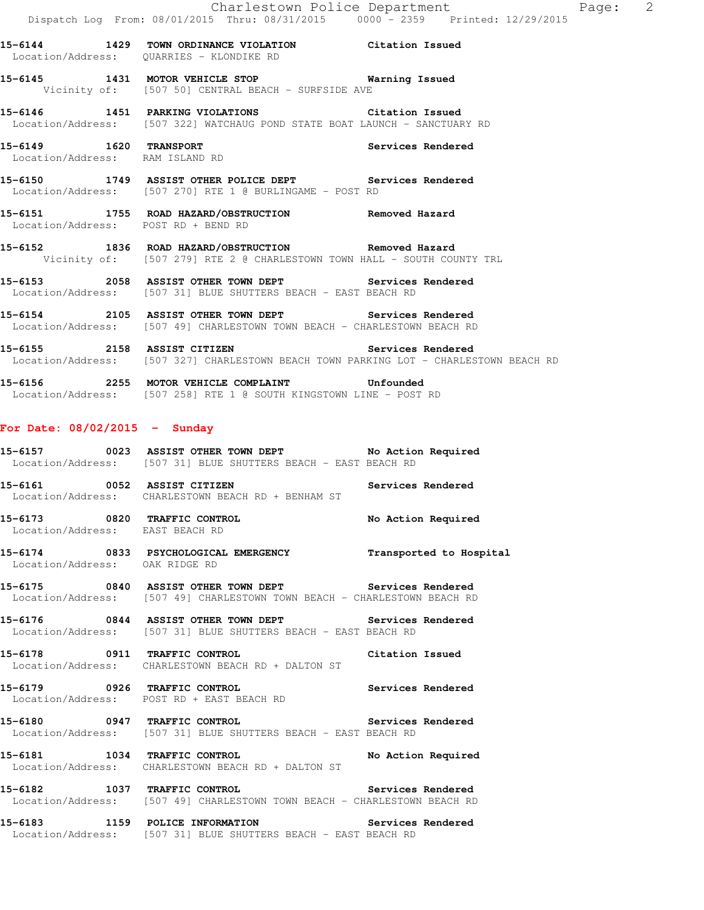**15-6144 1429 TOWN ORDINANCE VIOLATION** **Citation Issued**
Location/Address: QUARRIES - KLONDIKE RD

**15-6145 1431 MOTOR VEHICLE STOP** **Warning Issued**
Vicinity of: [507 50] CENTRAL BEACH - SURFSIDE AVE

**15-6146 1451 PARKING VIOLATIONS** **Citation Issued**
Location/Address: [507 322] WATCHAUG POND STATE BOAT LAUNCH - SANCTUARY RD

**15-6149 1620 TRANSPORT** **Services Rendered**
Location/Address: RAM ISLAND RD

**15-6150 1749 ASSIST OTHER POLICE DEPT** **Services Rendered**
Location/Address: [507 270] RTE 1 @ BURLINGAME - POST RD

**15-6151 1755 ROAD HAZARD/OBSTRUCTION** **Removed Hazard**
Location/Address: POST RD + BEND RD

**15-6152 1836 ROAD HAZARD/OBSTRUCTION** **Removed Hazard**
Vicinity of: [507 279] RTE 2 @ CHARLESTOWN TOWN HALL - SOUTH COUNTY TRL

**15-6153 2058 ASSIST OTHER TOWN DEPT** **Services Rendered**
Location/Address: [507 31] BLUE SHUTTERS BEACH - EAST BEACH RD

**15-6154 2105 ASSIST OTHER TOWN DEPT** **Services Rendered**
Location/Address: [507 49] CHARLESTOWN TOWN BEACH - CHARLESTOWN BEACH RD

**15-6155 2158 ASSIST CITIZEN** **Services Rendered**
Location/Address: [507 327] CHARLESTOWN BEACH TOWN PARKING LOT - CHARLESTOWN BEACH RD

**15-6156 2255 MOTOR VEHICLE COMPLAINT** **Unfounded**
Location/Address: [507 258] RTE 1 @ SOUTH KINGSTOWN LINE - POST RD

## For Date: 08/02/2015 - Sunday

**15-6157 0023 ASSIST OTHER TOWN DEPT** **No Action Required**
Location/Address: [507 31] BLUE SHUTTERS BEACH - EAST BEACH RD

**15-6161 0052 ASSIST CITIZEN** **Services Rendered**
Location/Address: CHARLESTOWN BEACH RD + BENHAM ST

**15-6173 0820 TRAFFIC CONTROL** **No Action Required**
Location/Address: EAST BEACH RD

**15-6174 0833 PSYCHOLOGICAL EMERGENCY** **Transported to Hospital**
Location/Address: OAK RIDGE RD

**15-6175 0840 ASSIST OTHER TOWN DEPT** **Services Rendered**
Location/Address: [507 49] CHARLESTOWN TOWN BEACH - CHARLESTOWN BEACH RD

**15-6176 0844 ASSIST OTHER TOWN DEPT** **Services Rendered**
Location/Address: [507 31] BLUE SHUTTERS BEACH - EAST BEACH RD

**15-6178 0911 TRAFFIC CONTROL** **Citation Issued**
Location/Address: CHARLESTOWN BEACH RD + DALTON ST

**15-6179 0926 TRAFFIC CONTROL** **Services Rendered**
Location/Address: POST RD + EAST BEACH RD

**15-6180 0947 TRAFFIC CONTROL** **Services Rendered**
Location/Address: [507 31] BLUE SHUTTERS BEACH - EAST BEACH RD

**15-6181 1034 TRAFFIC CONTROL** **No Action Required**
Location/Address: CHARLESTOWN BEACH RD + DALTON ST

**15-6182 1037 TRAFFIC CONTROL** **Services Rendered**
Location/Address: [507 49] CHARLESTOWN TOWN BEACH - CHARLESTOWN BEACH RD

**15-6183 1159 POLICE INFORMATION** **Services Rendered**
Location/Address: [507 31] BLUE SHUTTERS BEACH - EAST BEACH RD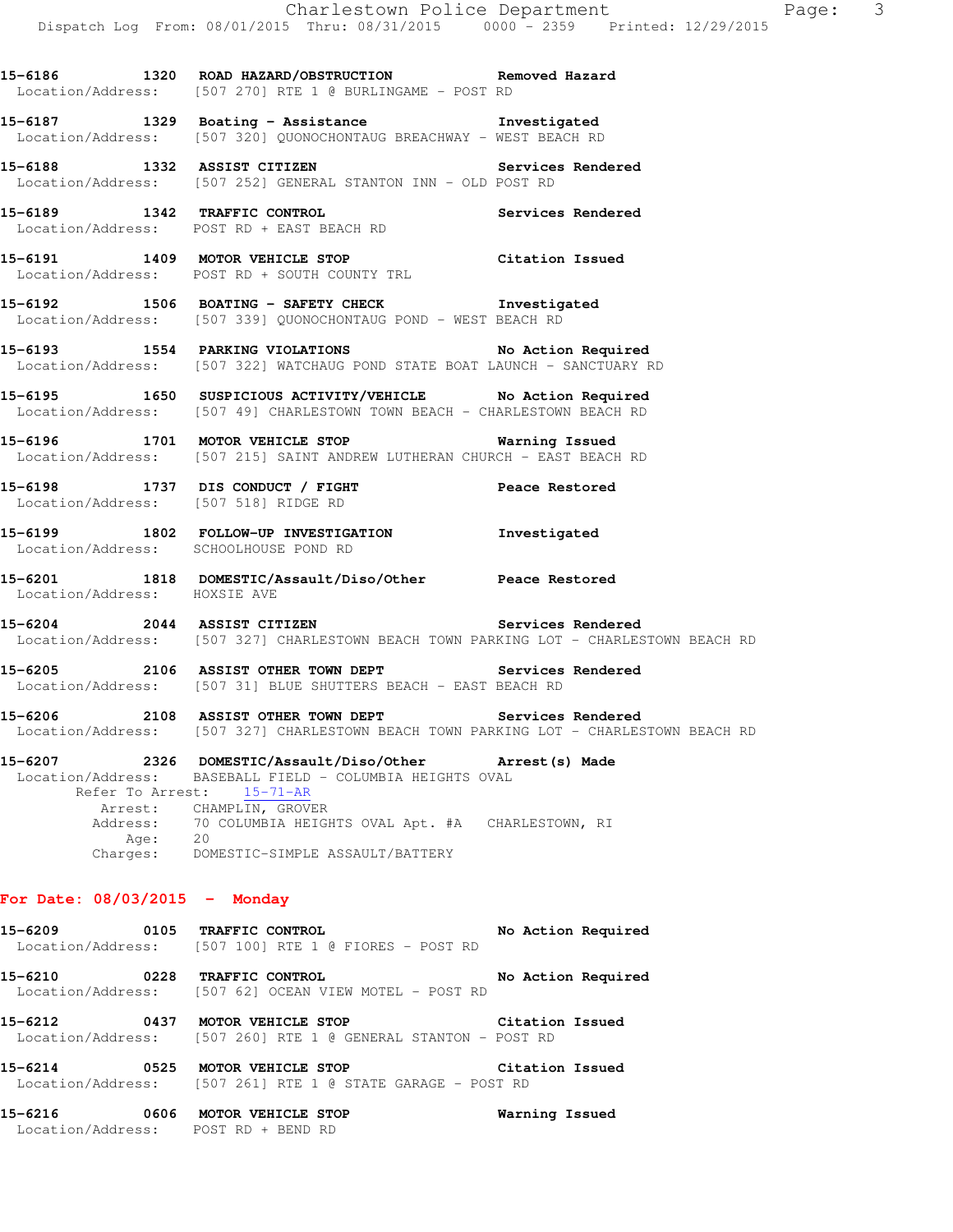**15-6186 1320 ROAD HAZARD/OBSTRUCTION Removed Hazard**
Location/Address: [507 270] RTE 1 @ BURLINGAME - POST RD

**15-6187 1329 Boating - Assistance Investigated**
Location/Address: [507 320] QUONOCHONTAUG BREACHWAY - WEST BEACH RD

**15-6188 1332 ASSIST CITIZEN Services Rendered**
Location/Address: [507 252] GENERAL STANTON INN - OLD POST RD

**15-6189 1342 TRAFFIC CONTROL Services Rendered**
Location/Address: POST RD + EAST BEACH RD

**15-6191 1409 MOTOR VEHICLE STOP Citation Issued**
Location/Address: POST RD + SOUTH COUNTY TRL

**15-6192 1506 BOATING - SAFETY CHECK Investigated**
Location/Address: [507 339] QUONOCHONTAUG POND - WEST BEACH RD

**15-6193 1554 PARKING VIOLATIONS No Action Required**
Location/Address: [507 322] WATCHAUG POND STATE BOAT LAUNCH - SANCTUARY RD

**15-6195 1650 SUSPICIOUS ACTIVITY/VEHICLE No Action Required**
Location/Address: [507 49] CHARLESTOWN TOWN BEACH - CHARLESTOWN BEACH RD

**15-6196 1701 MOTOR VEHICLE STOP Warning Issued**
Location/Address: [507 215] SAINT ANDREW LUTHERAN CHURCH - EAST BEACH RD

**15-6198 1737 DIS CONDUCT / FIGHT Peace Restored**
Location/Address: [507 518] RIDGE RD

**15-6199 1802 FOLLOW-UP INVESTIGATION Investigated**
Location/Address: SCHOOLHOUSE POND RD

**15-6201 1818 DOMESTIC/Assault/Diso/Other Peace Restored**
Location/Address: HOXSIE AVE

**15-6204 2044 ASSIST CITIZEN Services Rendered**
Location/Address: [507 327] CHARLESTOWN BEACH TOWN PARKING LOT - CHARLESTOWN BEACH RD

**15-6205 2106 ASSIST OTHER TOWN DEPT Services Rendered**
Location/Address: [507 31] BLUE SHUTTERS BEACH - EAST BEACH RD

**15-6206 2108 ASSIST OTHER TOWN DEPT Services Rendered**
Location/Address: [507 327] CHARLESTOWN BEACH TOWN PARKING LOT - CHARLESTOWN BEACH RD

**15-6207 2326 DOMESTIC/Assault/Diso/Other Arrest(s) Made**
Location/Address: BASEBALL FIELD - COLUMBIA HEIGHTS OVAL
Refer To Arrest: 15-71-AR
Arrest: CHAMPLIN, GROVER
Address: 70 COLUMBIA HEIGHTS OVAL Apt. #A CHARLESTOWN, RI
Age: 20
Charges: DOMESTIC-SIMPLE ASSAULT/BATTERY

## For Date: 08/03/2015 - Monday

**15-6209 0105 TRAFFIC CONTROL No Action Required**
Location/Address: [507 100] RTE 1 @ FIORES - POST RD

**15-6210 0228 TRAFFIC CONTROL No Action Required**
Location/Address: [507 62] OCEAN VIEW MOTEL - POST RD

**15-6212 0437 MOTOR VEHICLE STOP Citation Issued**
Location/Address: [507 260] RTE 1 @ GENERAL STANTON - POST RD

**15-6214 0525 MOTOR VEHICLE STOP Citation Issued**
Location/Address: [507 261] RTE 1 @ STATE GARAGE - POST RD

**15-6216 0606 MOTOR VEHICLE STOP Warning Issued**
Location/Address: POST RD + BEND RD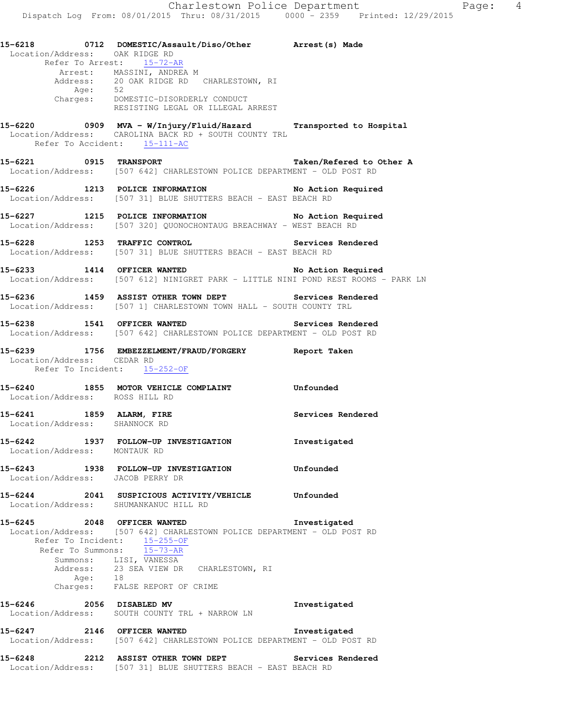**15-6218 0712 DOMESTIC/Assault/Diso/Other Arrest(s) Made**
Location/Address: OAK RIDGE RD
Refer To Arrest: 15-72-AR
Arrest: MASSINI, ANDREA M
Address: 20 OAK RIDGE RD CHARLESTOWN, RI
Age: 52
Charges: DOMESTIC-DISORDERLY CONDUCT
RESISTING LEGAL OR ILLEGAL ARREST

**15-6220 0909 MVA - W/Injury/Fluid/Hazard Transported to Hospital**
Location/Address: CAROLINA BACK RD + SOUTH COUNTY TRL
Refer To Accident: 15-111-AC

**15-6221 0915 TRANSPORT Taken/Refered to Other A**
Location/Address: [507 642] CHARLESTOWN POLICE DEPARTMENT - OLD POST RD

**15-6226 1213 POLICE INFORMATION No Action Required**
Location/Address: [507 31] BLUE SHUTTERS BEACH - EAST BEACH RD

**15-6227 1215 POLICE INFORMATION No Action Required**
Location/Address: [507 320] QUONOCHONTAUG BREACHWAY - WEST BEACH RD

**15-6228 1253 TRAFFIC CONTROL Services Rendered**
Location/Address: [507 31] BLUE SHUTTERS BEACH - EAST BEACH RD

**15-6233 1414 OFFICER WANTED No Action Required**
Location/Address: [507 612] NINIGRET PARK - LITTLE NINI POND REST ROOMS - PARK LN

**15-6236 1459 ASSIST OTHER TOWN DEPT Services Rendered**
Location/Address: [507 1] CHARLESTOWN TOWN HALL - SOUTH COUNTY TRL

**15-6238 1541 OFFICER WANTED Services Rendered**
Location/Address: [507 642] CHARLESTOWN POLICE DEPARTMENT - OLD POST RD

**15-6239 1756 EMBEZZELMENT/FRAUD/FORGERY Report Taken**
Location/Address: CEDAR RD
Refer To Incident: 15-252-OF

**15-6240 1855 MOTOR VEHICLE COMPLAINT Unfounded**
Location/Address: ROSS HILL RD

**15-6241 1859 ALARM, FIRE Services Rendered**
Location/Address: SHANNOCK RD

**15-6242 1937 FOLLOW-UP INVESTIGATION Investigated**
Location/Address: MONTAUK RD

**15-6243 1938 FOLLOW-UP INVESTIGATION Unfounded**
Location/Address: JACOB PERRY DR

**15-6244 2041 SUSPICIOUS ACTIVITY/VEHICLE Unfounded**
Location/Address: SHUMANKANUC HILL RD

**15-6245 2048 OFFICER WANTED Investigated**
Location/Address: [507 642] CHARLESTOWN POLICE DEPARTMENT - OLD POST RD
Refer To Incident: 15-255-OF
Refer To Summons: 15-73-AR
Summons: LISI, VANESSA
Address: 23 SEA VIEW DR CHARLESTOWN, RI
Age: 18
Charges: FALSE REPORT OF CRIME

**15-6246 2056 DISABLED MV Investigated**
Location/Address: SOUTH COUNTY TRL + NARROW LN

**15-6247 2146 OFFICER WANTED Investigated**
Location/Address: [507 642] CHARLESTOWN POLICE DEPARTMENT - OLD POST RD

**15-6248 2212 ASSIST OTHER TOWN DEPT Services Rendered**
Location/Address: [507 31] BLUE SHUTTERS BEACH - EAST BEACH RD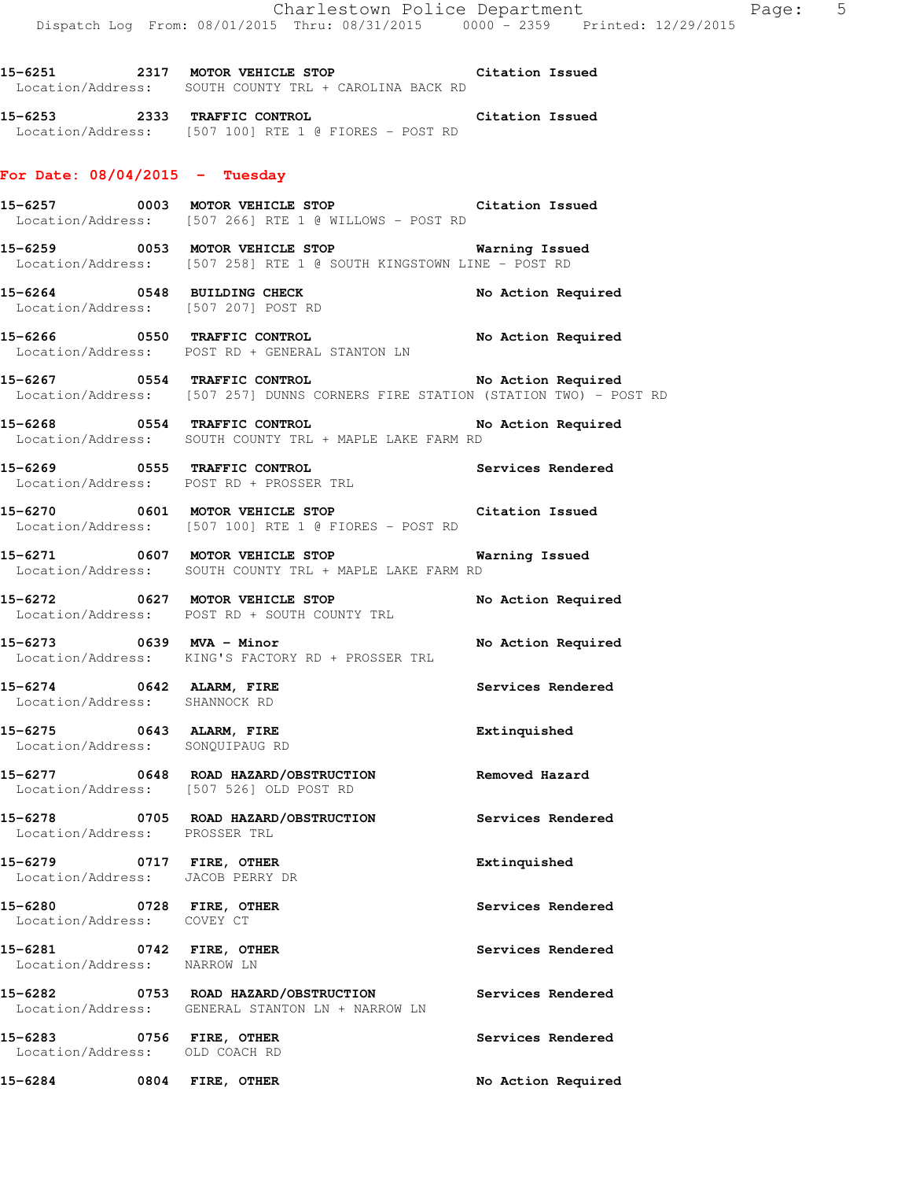15-6251 2317 **MOTOR VEHICLE STOP** **Citation Issued**
Location/Address: SOUTH COUNTY TRL + CAROLINA BACK RD

15-6253 2333 **TRAFFIC CONTROL** **Citation Issued**
Location/Address: [507 100] RTE 1 @ FIORES - POST RD

## For Date: 08/04/2015 - Tuesday

15-6257 0003 **MOTOR VEHICLE STOP** **Citation Issued**
Location/Address: [507 266] RTE 1 @ WILLOWS - POST RD

15-6259 0053 **MOTOR VEHICLE STOP** **Warning Issued**
Location/Address: [507 258] RTE 1 @ SOUTH KINGSTOWN LINE - POST RD

15-6264 0548 **BUILDING CHECK** **No Action Required**
Location/Address: [507 207] POST RD

15-6266 0550 **TRAFFIC CONTROL** **No Action Required**
Location/Address: POST RD + GENERAL STANTON LN

15-6267 0554 **TRAFFIC CONTROL** **No Action Required**
Location/Address: [507 257] DUNNS CORNERS FIRE STATION (STATION TWO) - POST RD

15-6268 0554 **TRAFFIC CONTROL** **No Action Required**
Location/Address: SOUTH COUNTY TRL + MAPLE LAKE FARM RD

15-6269 0555 **TRAFFIC CONTROL** **Services Rendered**
Location/Address: POST RD + PROSSER TRL

15-6270 0601 **MOTOR VEHICLE STOP** **Citation Issued**
Location/Address: [507 100] RTE 1 @ FIORES - POST RD

15-6271 0607 **MOTOR VEHICLE STOP** **Warning Issued**
Location/Address: SOUTH COUNTY TRL + MAPLE LAKE FARM RD

15-6272 0627 **MOTOR VEHICLE STOP** **No Action Required**
Location/Address: POST RD + SOUTH COUNTY TRL

15-6273 0639 **MVA - Minor** **No Action Required**
Location/Address: KING'S FACTORY RD + PROSSER TRL

15-6274 0642 **ALARM, FIRE** **Services Rendered**
Location/Address: SHANNOCK RD

15-6275 0643 **ALARM, FIRE** **Extinquished**
Location/Address: SONQUIPAUG RD

15-6277 0648 **ROAD HAZARD/OBSTRUCTION** **Removed Hazard**
Location/Address: [507 526] OLD POST RD

15-6278 0705 **ROAD HAZARD/OBSTRUCTION** **Services Rendered**
Location/Address: PROSSER TRL

15-6279 0717 **FIRE, OTHER** **Extinquished**
Location/Address: JACOB PERRY DR

15-6280 0728 **FIRE, OTHER** **Services Rendered**
Location/Address: COVEY CT

15-6281 0742 **FIRE, OTHER** **Services Rendered**
Location/Address: NARROW LN

15-6282 0753 **ROAD HAZARD/OBSTRUCTION** **Services Rendered**
Location/Address: GENERAL STANTON LN + NARROW LN

15-6283 0756 **FIRE, OTHER** **Services Rendered**
Location/Address: OLD COACH RD

15-6284 0804 **FIRE, OTHER** **No Action Required**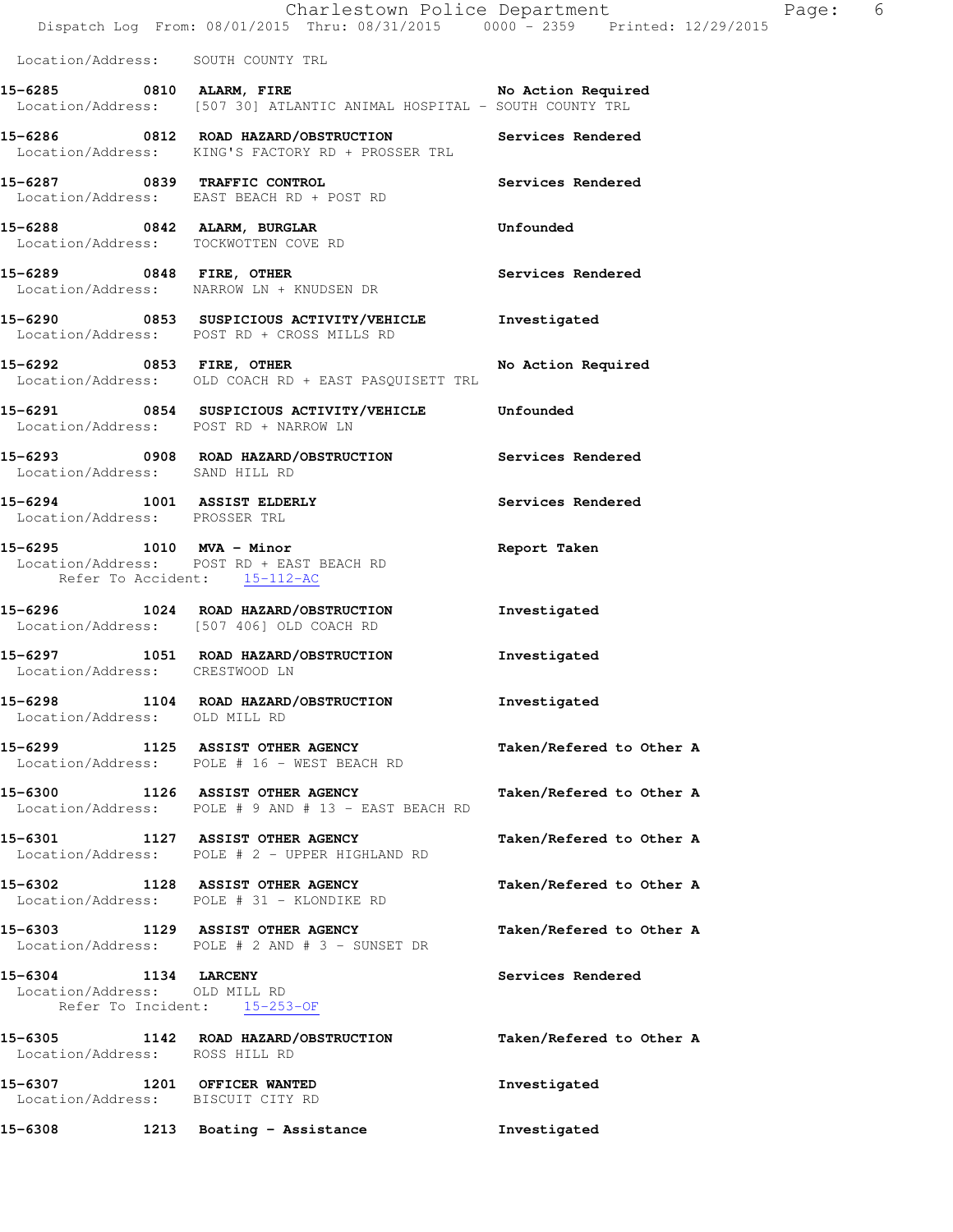Location/Address: SOUTH COUNTY TRL

**15-6285 0810 ALARM, FIRE** No Action Required
Location/Address: [507 30] ATLANTIC ANIMAL HOSPITAL - SOUTH COUNTY TRL

**15-6286 0812 ROAD HAZARD/OBSTRUCTION** Services Rendered
Location/Address: KING'S FACTORY RD + PROSSER TRL

**15-6287 0839 TRAFFIC CONTROL** Services Rendered
Location/Address: EAST BEACH RD + POST RD

**15-6288 0842 ALARM, BURGLAR** Unfounded
Location/Address: TOCKWOTTEN COVE RD

**15-6289 0848 FIRE, OTHER** Services Rendered
Location/Address: NARROW LN + KNUDSEN DR

**15-6290 0853 SUSPICIOUS ACTIVITY/VEHICLE** Investigated
Location/Address: POST RD + CROSS MILLS RD

**15-6292 0853 FIRE, OTHER** No Action Required
Location/Address: OLD COACH RD + EAST PASQUISETT TRL

**15-6291 0854 SUSPICIOUS ACTIVITY/VEHICLE** Unfounded
Location/Address: POST RD + NARROW LN

**15-6293 0908 ROAD HAZARD/OBSTRUCTION** Services Rendered
Location/Address: SAND HILL RD

**15-6294 1001 ASSIST ELDERLY** Services Rendered
Location/Address: PROSSER TRL

**15-6295 1010 MVA - Minor** Report Taken
Location/Address: POST RD + EAST BEACH RD
Refer To Accident: 15-112-AC

**15-6296 1024 ROAD HAZARD/OBSTRUCTION** Investigated
Location/Address: [507 406] OLD COACH RD

**15-6297 1051 ROAD HAZARD/OBSTRUCTION** Investigated
Location/Address: CRESTWOOD LN

**15-6298 1104 ROAD HAZARD/OBSTRUCTION** Investigated
Location/Address: OLD MILL RD

**15-6299 1125 ASSIST OTHER AGENCY** Taken/Refered to Other A
Location/Address: POLE # 16 - WEST BEACH RD

**15-6300 1126 ASSIST OTHER AGENCY** Taken/Refered to Other A
Location/Address: POLE # 9 AND # 13 - EAST BEACH RD

**15-6301 1127 ASSIST OTHER AGENCY** Taken/Refered to Other A
Location/Address: POLE # 2 - UPPER HIGHLAND RD

**15-6302 1128 ASSIST OTHER AGENCY** Taken/Refered to Other A
Location/Address: POLE # 31 - KLONDIKE RD

**15-6303 1129 ASSIST OTHER AGENCY** Taken/Refered to Other A
Location/Address: POLE # 2 AND # 3 - SUNSET DR

**15-6304 1134 LARCENY** Services Rendered
Location/Address: OLD MILL RD
Refer To Incident: 15-253-OF

**15-6305 1142 ROAD HAZARD/OBSTRUCTION** Taken/Refered to Other A
Location/Address: ROSS HILL RD

**15-6307 1201 OFFICER WANTED** Investigated
Location/Address: BISCUIT CITY RD

**15-6308 1213 Boating - Assistance** Investigated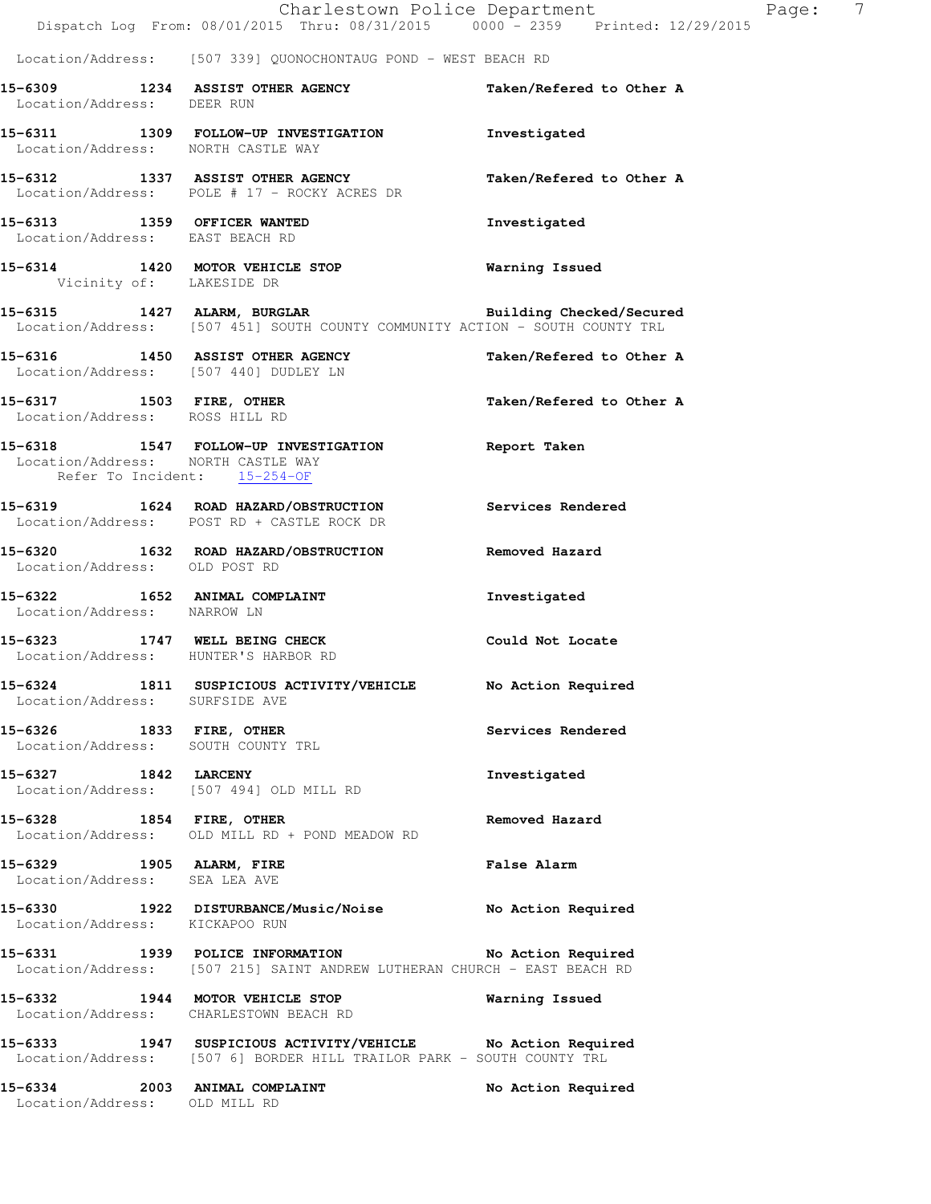Location/Address: [507 339] QUONOCHONTAUG POND - WEST BEACH RD

**15-6309 1234 ASSIST OTHER AGENCY** — **Taken/Refered to Other A**
Location/Address: DEER RUN

**15-6311 1309 FOLLOW-UP INVESTIGATION** — **Investigated**
Location/Address: NORTH CASTLE WAY

**15-6312 1337 ASSIST OTHER AGENCY** — **Taken/Refered to Other A**
Location/Address: POLE # 17 - ROCKY ACRES DR

**15-6313 1359 OFFICER WANTED** — **Investigated**
Location/Address: EAST BEACH RD

**15-6314 1420 MOTOR VEHICLE STOP** — **Warning Issued**
Vicinity of: LAKESIDE DR

**15-6315 1427 ALARM, BURGLAR** — **Building Checked/Secured**
Location/Address: [507 451] SOUTH COUNTY COMMUNITY ACTION - SOUTH COUNTY TRL

**15-6316 1450 ASSIST OTHER AGENCY** — **Taken/Refered to Other A**
Location/Address: [507 440] DUDLEY LN

**15-6317 1503 FIRE, OTHER** — **Taken/Refered to Other A**
Location/Address: ROSS HILL RD

**15-6318 1547 FOLLOW-UP INVESTIGATION** — **Report Taken**
Location/Address: NORTH CASTLE WAY
Refer To Incident: 15-254-OF

**15-6319 1624 ROAD HAZARD/OBSTRUCTION** — **Services Rendered**
Location/Address: POST RD + CASTLE ROCK DR

**15-6320 1632 ROAD HAZARD/OBSTRUCTION** — **Removed Hazard**
Location/Address: OLD POST RD

**15-6322 1652 ANIMAL COMPLAINT** — **Investigated**
Location/Address: NARROW LN

**15-6323 1747 WELL BEING CHECK** — **Could Not Locate**
Location/Address: HUNTER'S HARBOR RD

**15-6324 1811 SUSPICIOUS ACTIVITY/VEHICLE** — **No Action Required**
Location/Address: SURFSIDE AVE

**15-6326 1833 FIRE, OTHER** — **Services Rendered**
Location/Address: SOUTH COUNTY TRL

**15-6327 1842 LARCENY** — **Investigated**
Location/Address: [507 494] OLD MILL RD

**15-6328 1854 FIRE, OTHER** — **Removed Hazard**
Location/Address: OLD MILL RD + POND MEADOW RD

**15-6329 1905 ALARM, FIRE** — **False Alarm**
Location/Address: SEA LEA AVE

**15-6330 1922 DISTURBANCE/Music/Noise** — **No Action Required**
Location/Address: KICKAPOO RUN

**15-6331 1939 POLICE INFORMATION** — **No Action Required**
Location/Address: [507 215] SAINT ANDREW LUTHERAN CHURCH - EAST BEACH RD

**15-6332 1944 MOTOR VEHICLE STOP** — **Warning Issued**
Location/Address: CHARLESTOWN BEACH RD

**15-6333 1947 SUSPICIOUS ACTIVITY/VEHICLE** — **No Action Required**
Location/Address: [507 6] BORDER HILL TRAILOR PARK - SOUTH COUNTY TRL

**15-6334 2003 ANIMAL COMPLAINT** — **No Action Required**
Location/Address: OLD MILL RD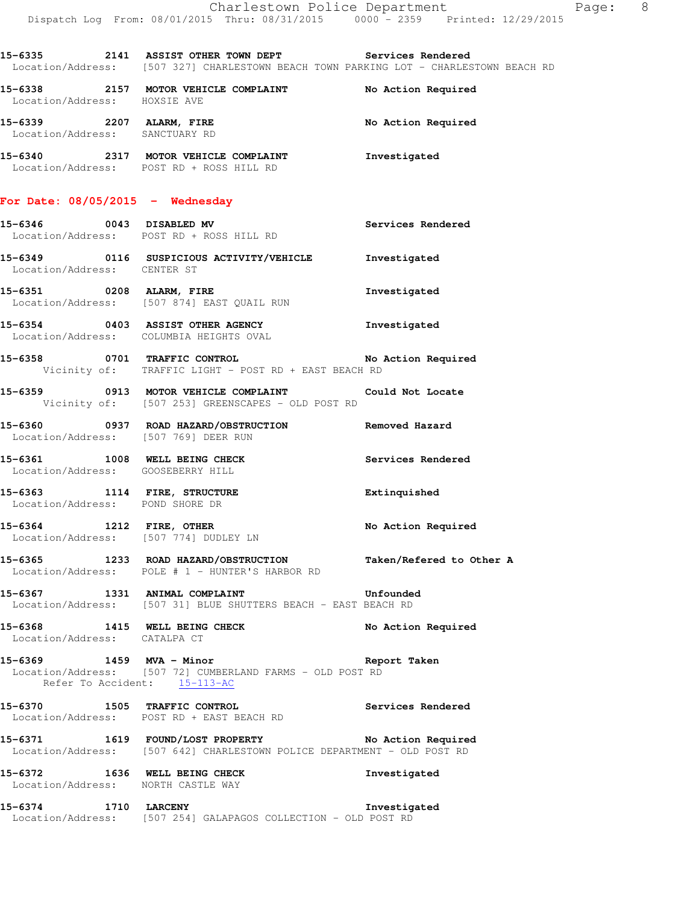15-6335 2141 **ASSIST OTHER TOWN DEPT** Services Rendered
Location/Address: [507 327] CHARLESTOWN BEACH TOWN PARKING LOT - CHARLESTOWN BEACH RD

15-6338 2157 **MOTOR VEHICLE COMPLAINT** No Action Required
Location/Address: HOXSIE AVE

15-6339 2207 **ALARM, FIRE** No Action Required
Location/Address: SANCTUARY RD

15-6340 2317 **MOTOR VEHICLE COMPLAINT** Investigated
Location/Address: POST RD + ROSS HILL RD

## For Date: 08/05/2015 - Wednesday

15-6346 0043 **DISABLED MV** Services Rendered
Location/Address: POST RD + ROSS HILL RD

15-6349 0116 **SUSPICIOUS ACTIVITY/VEHICLE** Investigated
Location/Address: CENTER ST

15-6351 0208 **ALARM, FIRE** Investigated
Location/Address: [507 874] EAST QUAIL RUN

15-6354 0403 **ASSIST OTHER AGENCY** Investigated
Location/Address: COLUMBIA HEIGHTS OVAL

15-6358 0701 **TRAFFIC CONTROL** No Action Required
Vicinity of: TRAFFIC LIGHT - POST RD + EAST BEACH RD

15-6359 0913 **MOTOR VEHICLE COMPLAINT** Could Not Locate
Vicinity of: [507 253] GREENSCAPES - OLD POST RD

15-6360 0937 **ROAD HAZARD/OBSTRUCTION** Removed Hazard
Location/Address: [507 769] DEER RUN

15-6361 1008 **WELL BEING CHECK** Services Rendered
Location/Address: GOOSEBERRY HILL

15-6363 1114 **FIRE, STRUCTURE** Extinquished
Location/Address: POND SHORE DR

15-6364 1212 **FIRE, OTHER** No Action Required
Location/Address: [507 774] DUDLEY LN

15-6365 1233 **ROAD HAZARD/OBSTRUCTION** Taken/Refered to Other A
Location/Address: POLE # 1 - HUNTER'S HARBOR RD

15-6367 1331 **ANIMAL COMPLAINT** Unfounded
Location/Address: [507 31] BLUE SHUTTERS BEACH - EAST BEACH RD

15-6368 1415 **WELL BEING CHECK** No Action Required
Location/Address: CATALPA CT

15-6369 1459 **MVA - Minor** Report Taken
Location/Address: [507 72] CUMBERLAND FARMS - OLD POST RD
Refer To Accident: 15-113-AC

15-6370 1505 **TRAFFIC CONTROL** Services Rendered
Location/Address: POST RD + EAST BEACH RD

15-6371 1619 **FOUND/LOST PROPERTY** No Action Required
Location/Address: [507 642] CHARLESTOWN POLICE DEPARTMENT - OLD POST RD

15-6372 1636 **WELL BEING CHECK** Investigated
Location/Address: NORTH CASTLE WAY

15-6374 1710 **LARCENY** Investigated
Location/Address: [507 254] GALAPAGOS COLLECTION - OLD POST RD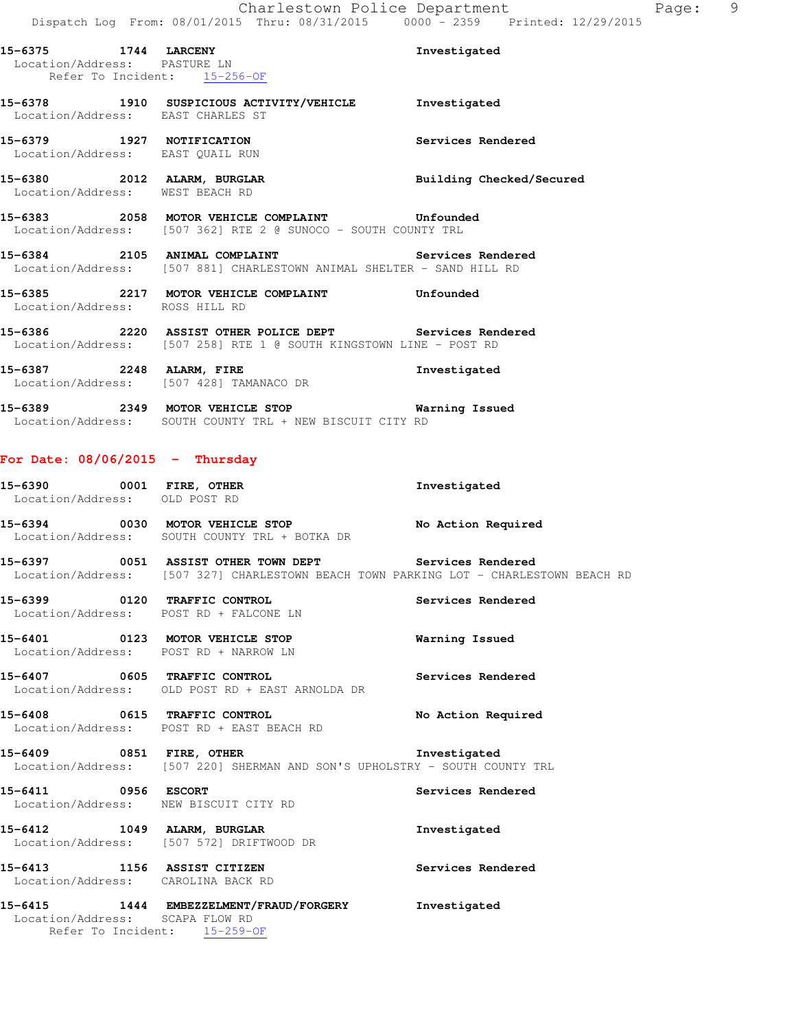15-6375 1744 **LARCENY** Investigated
Location/Address: PASTURE LN
Refer To Incident: 15-256-OF

15-6378 1910 **SUSPICIOUS ACTIVITY/VEHICLE** Investigated
Location/Address: EAST CHARLES ST

15-6379 1927 **NOTIFICATION** Services Rendered
Location/Address: EAST QUAIL RUN

15-6380 2012 **ALARM, BURGLAR** Building Checked/Secured
Location/Address: WEST BEACH RD

15-6383 2058 **MOTOR VEHICLE COMPLAINT** Unfounded
Location/Address: [507 362] RTE 2 @ SUNOCO - SOUTH COUNTY TRL

15-6384 2105 **ANIMAL COMPLAINT** Services Rendered
Location/Address: [507 881] CHARLESTOWN ANIMAL SHELTER - SAND HILL RD

15-6385 2217 **MOTOR VEHICLE COMPLAINT** Unfounded
Location/Address: ROSS HILL RD

15-6386 2220 **ASSIST OTHER POLICE DEPT** Services Rendered
Location/Address: [507 258] RTE 1 @ SOUTH KINGSTOWN LINE - POST RD

15-6387 2248 **ALARM, FIRE** Investigated
Location/Address: [507 428] TAMANACO DR

15-6389 2349 **MOTOR VEHICLE STOP** Warning Issued
Location/Address: SOUTH COUNTY TRL + NEW BISCUIT CITY RD

## For Date: 08/06/2015 - Thursday

15-6390 0001 **FIRE, OTHER** Investigated
Location/Address: OLD POST RD

15-6394 0030 **MOTOR VEHICLE STOP** No Action Required
Location/Address: SOUTH COUNTY TRL + BOTKA DR

15-6397 0051 **ASSIST OTHER TOWN DEPT** Services Rendered
Location/Address: [507 327] CHARLESTOWN BEACH TOWN PARKING LOT - CHARLESTOWN BEACH RD

15-6399 0120 **TRAFFIC CONTROL** Services Rendered
Location/Address: POST RD + FALCONE LN

15-6401 0123 **MOTOR VEHICLE STOP** Warning Issued
Location/Address: POST RD + NARROW LN

15-6407 0605 **TRAFFIC CONTROL** Services Rendered
Location/Address: OLD POST RD + EAST ARNOLDA DR

15-6408 0615 **TRAFFIC CONTROL** No Action Required
Location/Address: POST RD + EAST BEACH RD

15-6409 0851 **FIRE, OTHER** Investigated
Location/Address: [507 220] SHERMAN AND SON'S UPHOLSTRY - SOUTH COUNTY TRL

15-6411 0956 **ESCORT** Services Rendered
Location/Address: NEW BISCUIT CITY RD

15-6412 1049 **ALARM, BURGLAR** Investigated
Location/Address: [507 572] DRIFTWOOD DR

15-6413 1156 **ASSIST CITIZEN** Services Rendered
Location/Address: CAROLINA BACK RD

15-6415 1444 **EMBEZZELMENT/FRAUD/FORGERY** Investigated
Location/Address: SCAPA FLOW RD
Refer To Incident: 15-259-OF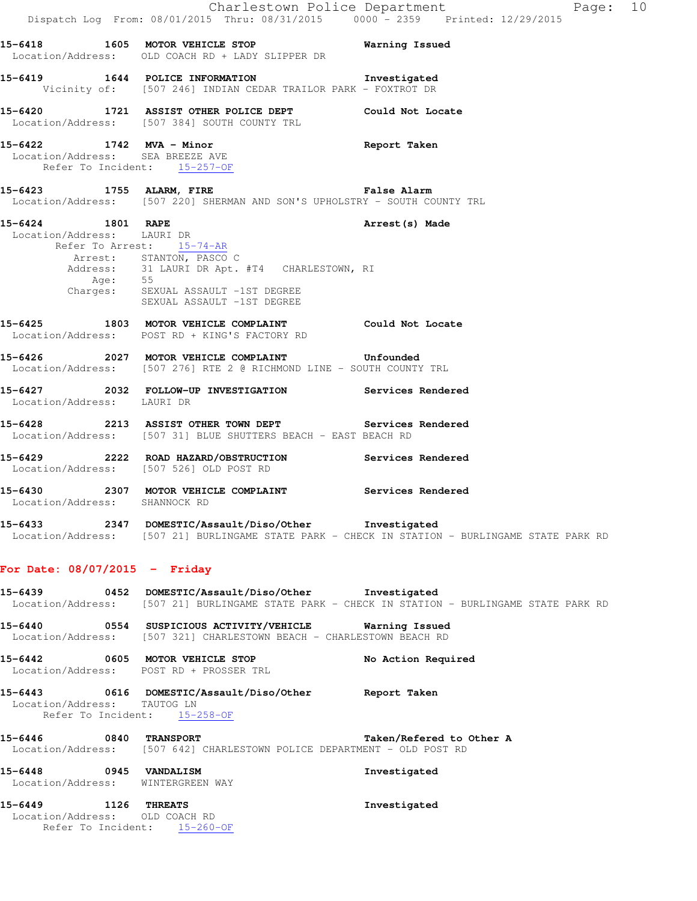15-6418 1605 MOTOR VEHICLE STOP Warning Issued
Location/Address: OLD COACH RD + LADY SLIPPER DR

15-6419 1644 POLICE INFORMATION Investigated
Vicinity of: [507 246] INDIAN CEDAR TRAILOR PARK - FOXTROT DR

15-6420 1721 ASSIST OTHER POLICE DEPT Could Not Locate
Location/Address: [507 384] SOUTH COUNTY TRL

15-6422 1742 MVA - Minor Report Taken
Location/Address: SEA BREEZE AVE
Refer To Incident: 15-257-OF

15-6423 1755 ALARM, FIRE False Alarm
Location/Address: [507 220] SHERMAN AND SON'S UPHOLSTRY - SOUTH COUNTY TRL

15-6424 1801 RAPE Arrest(s) Made
Location/Address: LAURI DR
Refer To Arrest: 15-74-AR
Arrest: STANTON, PASCO C
Address: 31 LAURI DR Apt. #T4 CHARLESTOWN, RI
Age: 55
Charges: SEXUAL ASSAULT -1ST DEGREE
SEXUAL ASSAULT -1ST DEGREE

15-6425 1803 MOTOR VEHICLE COMPLAINT Could Not Locate
Location/Address: POST RD + KING'S FACTORY RD

15-6426 2027 MOTOR VEHICLE COMPLAINT Unfounded
Location/Address: [507 276] RTE 2 @ RICHMOND LINE - SOUTH COUNTY TRL

15-6427 2032 FOLLOW-UP INVESTIGATION Services Rendered
Location/Address: LAURI DR

15-6428 2213 ASSIST OTHER TOWN DEPT Services Rendered
Location/Address: [507 31] BLUE SHUTTERS BEACH - EAST BEACH RD

15-6429 2222 ROAD HAZARD/OBSTRUCTION Services Rendered
Location/Address: [507 526] OLD POST RD

15-6430 2307 MOTOR VEHICLE COMPLAINT Services Rendered
Location/Address: SHANNOCK RD

15-6433 2347 DOMESTIC/Assault/Diso/Other Investigated
Location/Address: [507 21] BURLINGAME STATE PARK - CHECK IN STATION - BURLINGAME STATE PARK RD

## For Date: 08/07/2015 - Friday

15-6439 0452 DOMESTIC/Assault/Diso/Other Investigated
Location/Address: [507 21] BURLINGAME STATE PARK - CHECK IN STATION - BURLINGAME STATE PARK RD

15-6440 0554 SUSPICIOUS ACTIVITY/VEHICLE Warning Issued
Location/Address: [507 321] CHARLESTOWN BEACH - CHARLESTOWN BEACH RD

15-6442 0605 MOTOR VEHICLE STOP No Action Required
Location/Address: POST RD + PROSSER TRL

15-6443 0616 DOMESTIC/Assault/Diso/Other Report Taken
Location/Address: TAUTOG LN
Refer To Incident: 15-258-OF

15-6446 0840 TRANSPORT Taken/Refered to Other A
Location/Address: [507 642] CHARLESTOWN POLICE DEPARTMENT - OLD POST RD

15-6448 0945 VANDALISM Investigated
Location/Address: WINTERGREEN WAY

15-6449 1126 THREATS Investigated
Location/Address: OLD COACH RD
Refer To Incident: 15-260-OF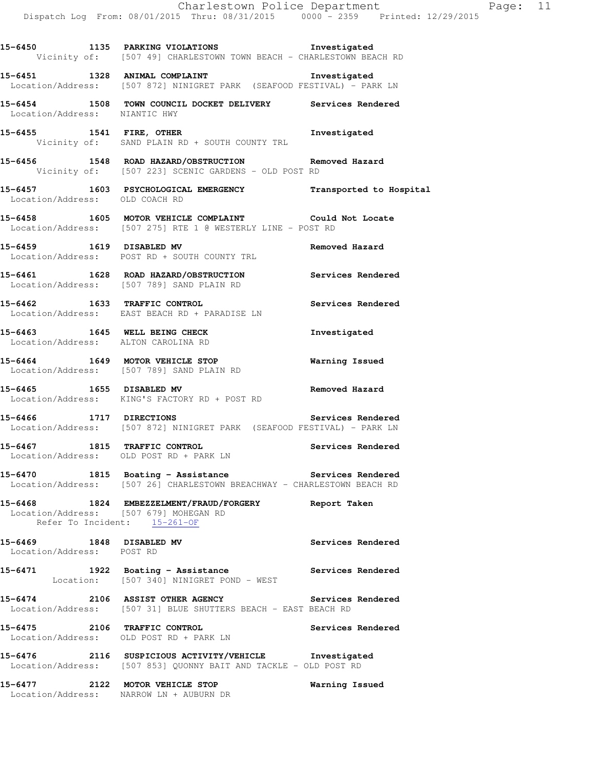15-6450 1135 PARKING VIOLATIONS Investigated
Vicinity of: [507 49] CHARLESTOWN TOWN BEACH - CHARLESTOWN BEACH RD

15-6451 1328 ANIMAL COMPLAINT Investigated
Location/Address: [507 872] NINIGRET PARK (SEAFOOD FESTIVAL) - PARK LN

15-6454 1508 TOWN COUNCIL DOCKET DELIVERY Services Rendered
Location/Address: NIANTIC HWY

15-6455 1541 FIRE, OTHER Investigated
Vicinity of: SAND PLAIN RD + SOUTH COUNTY TRL

15-6456 1548 ROAD HAZARD/OBSTRUCTION Removed Hazard
Vicinity of: [507 223] SCENIC GARDENS - OLD POST RD

15-6457 1603 PSYCHOLOGICAL EMERGENCY Transported to Hospital
Location/Address: OLD COACH RD

15-6458 1605 MOTOR VEHICLE COMPLAINT Could Not Locate
Location/Address: [507 275] RTE 1 @ WESTERLY LINE - POST RD

15-6459 1619 DISABLED MV Removed Hazard
Location/Address: POST RD + SOUTH COUNTY TRL

15-6461 1628 ROAD HAZARD/OBSTRUCTION Services Rendered
Location/Address: [507 789] SAND PLAIN RD

15-6462 1633 TRAFFIC CONTROL Services Rendered
Location/Address: EAST BEACH RD + PARADISE LN

15-6463 1645 WELL BEING CHECK Investigated
Location/Address: ALTON CAROLINA RD

15-6464 1649 MOTOR VEHICLE STOP Warning Issued
Location/Address: [507 789] SAND PLAIN RD

15-6465 1655 DISABLED MV Removed Hazard
Location/Address: KING'S FACTORY RD + POST RD

15-6466 1717 DIRECTIONS Services Rendered
Location/Address: [507 872] NINIGRET PARK (SEAFOOD FESTIVAL) - PARK LN

15-6467 1815 TRAFFIC CONTROL Services Rendered
Location/Address: OLD POST RD + PARK LN

15-6470 1815 Boating - Assistance Services Rendered
Location/Address: [507 26] CHARLESTOWN BREACHWAY - CHARLESTOWN BEACH RD

15-6468 1824 EMBEZZELMENT/FRAUD/FORGERY Report Taken
Location/Address: [507 679] MOHEGAN RD
Refer To Incident: 15-261-OF

15-6469 1848 DISABLED MV Services Rendered
Location/Address: POST RD

15-6471 1922 Boating - Assistance Services Rendered
Location: [507 340] NINIGRET POND - WEST

15-6474 2106 ASSIST OTHER AGENCY Services Rendered
Location/Address: [507 31] BLUE SHUTTERS BEACH - EAST BEACH RD

15-6475 2106 TRAFFIC CONTROL Services Rendered
Location/Address: OLD POST RD + PARK LN

15-6476 2116 SUSPICIOUS ACTIVITY/VEHICLE Investigated
Location/Address: [507 853] QUONNY BAIT AND TACKLE - OLD POST RD

15-6477 2122 MOTOR VEHICLE STOP Warning Issued
Location/Address: NARROW LN + AUBURN DR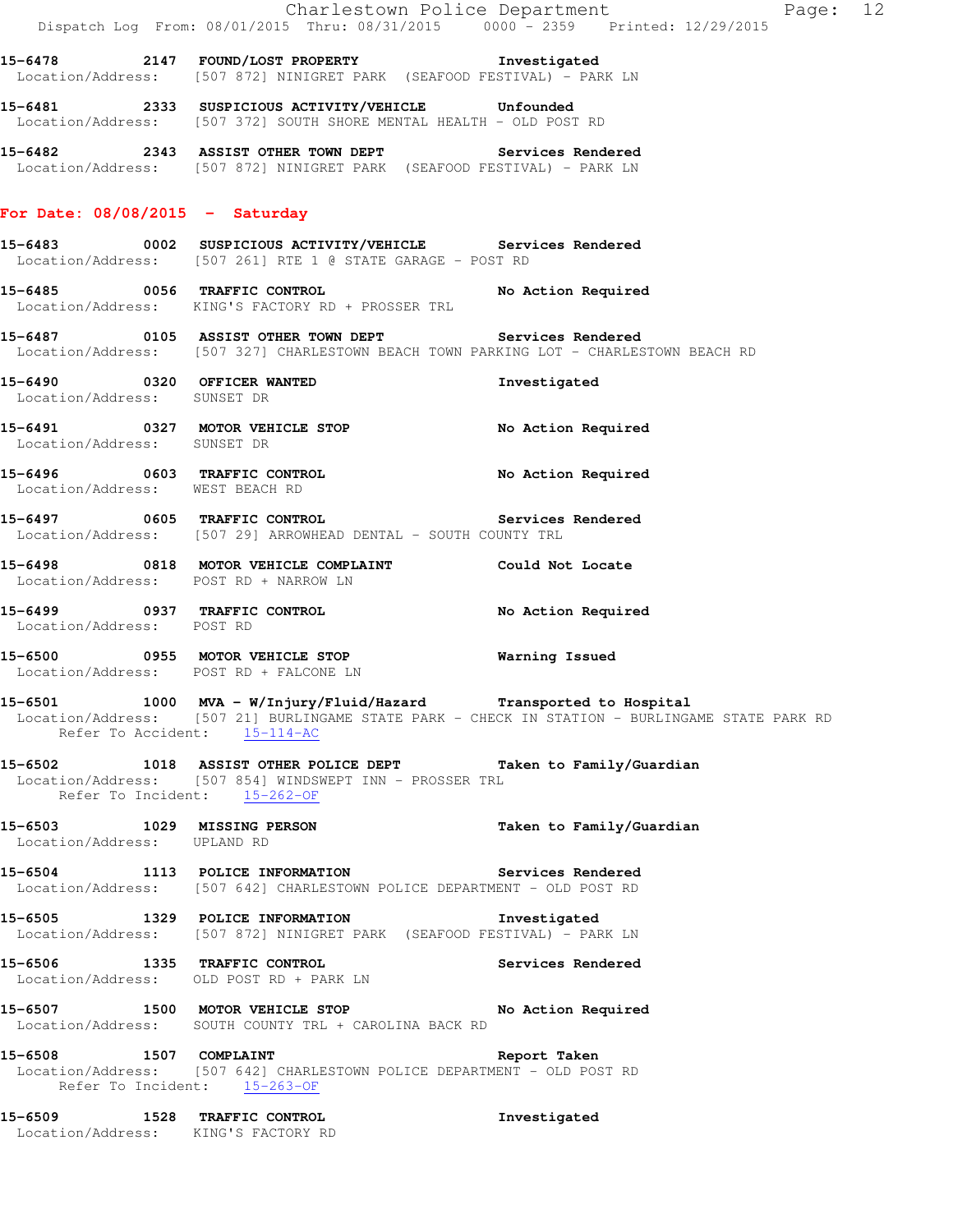15-6478 2147 FOUND/LOST PROPERTY Investigated
Location/Address: [507 872] NINIGRET PARK (SEAFOOD FESTIVAL) - PARK LN

15-6481 2333 SUSPICIOUS ACTIVITY/VEHICLE Unfounded
Location/Address: [507 372] SOUTH SHORE MENTAL HEALTH - OLD POST RD

15-6482 2343 ASSIST OTHER TOWN DEPT Services Rendered
Location/Address: [507 872] NINIGRET PARK (SEAFOOD FESTIVAL) - PARK LN

**For Date: 08/08/2015 - Saturday**

15-6483 0002 SUSPICIOUS ACTIVITY/VEHICLE Services Rendered
Location/Address: [507 261] RTE 1 @ STATE GARAGE - POST RD

15-6485 0056 TRAFFIC CONTROL No Action Required
Location/Address: KING'S FACTORY RD + PROSSER TRL

15-6487 0105 ASSIST OTHER TOWN DEPT Services Rendered
Location/Address: [507 327] CHARLESTOWN BEACH TOWN PARKING LOT - CHARLESTOWN BEACH RD

15-6490 0320 OFFICER WANTED Investigated
Location/Address: SUNSET DR

15-6491 0327 MOTOR VEHICLE STOP No Action Required
Location/Address: SUNSET DR

15-6496 0603 TRAFFIC CONTROL No Action Required
Location/Address: WEST BEACH RD

15-6497 0605 TRAFFIC CONTROL Services Rendered
Location/Address: [507 29] ARROWHEAD DENTAL - SOUTH COUNTY TRL

15-6498 0818 MOTOR VEHICLE COMPLAINT Could Not Locate
Location/Address: POST RD + NARROW LN

15-6499 0937 TRAFFIC CONTROL No Action Required
Location/Address: POST RD

15-6500 0955 MOTOR VEHICLE STOP Warning Issued
Location/Address: POST RD + FALCONE LN

15-6501 1000 MVA - W/Injury/Fluid/Hazard Transported to Hospital
Location/Address: [507 21] BURLINGAME STATE PARK - CHECK IN STATION - BURLINGAME STATE PARK RD
Refer To Accident: 15-114-AC

15-6502 1018 ASSIST OTHER POLICE DEPT Taken to Family/Guardian
Location/Address: [507 854] WINDSWEPT INN - PROSSER TRL
Refer To Incident: 15-262-OF

15-6503 1029 MISSING PERSON Taken to Family/Guardian
Location/Address: UPLAND RD

15-6504 1113 POLICE INFORMATION Services Rendered
Location/Address: [507 642] CHARLESTOWN POLICE DEPARTMENT - OLD POST RD

15-6505 1329 POLICE INFORMATION Investigated
Location/Address: [507 872] NINIGRET PARK (SEAFOOD FESTIVAL) - PARK LN

15-6506 1335 TRAFFIC CONTROL Services Rendered
Location/Address: OLD POST RD + PARK LN

15-6507 1500 MOTOR VEHICLE STOP No Action Required
Location/Address: SOUTH COUNTY TRL + CAROLINA BACK RD

15-6508 1507 COMPLAINT Report Taken
Location/Address: [507 642] CHARLESTOWN POLICE DEPARTMENT - OLD POST RD
Refer To Incident: 15-263-OF

15-6509 1528 TRAFFIC CONTROL Investigated
Location/Address: KING'S FACTORY RD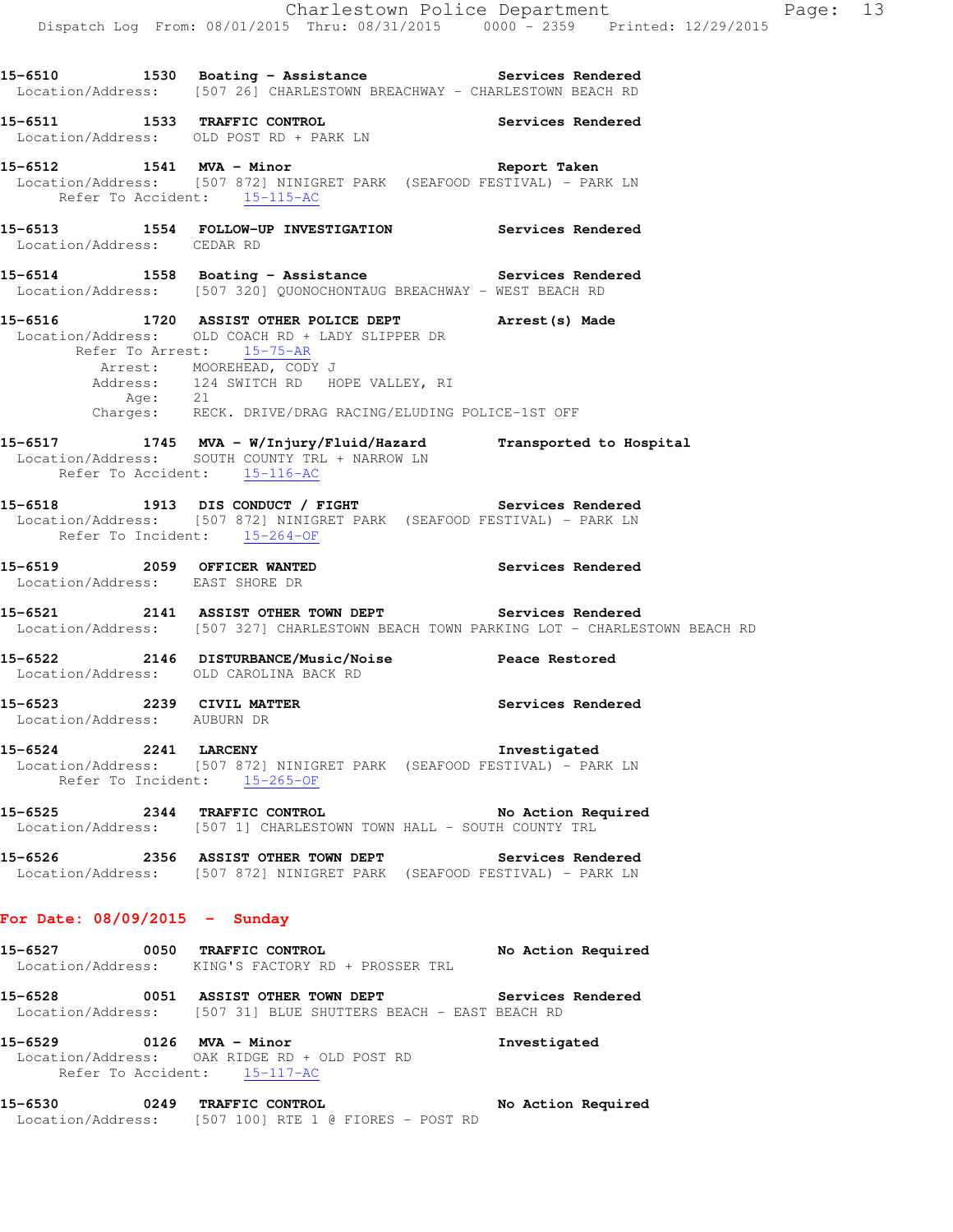15-6510 1530 Boating - Assistance Services Rendered
Location/Address: [507 26] CHARLESTOWN BREACHWAY - CHARLESTOWN BEACH RD

15-6511 1533 TRAFFIC CONTROL Services Rendered
Location/Address: OLD POST RD + PARK LN

15-6512 1541 MVA - Minor Report Taken
Location/Address: [507 872] NINIGRET PARK (SEAFOOD FESTIVAL) - PARK LN
Refer To Accident: 15-115-AC

15-6513 1554 FOLLOW-UP INVESTIGATION Services Rendered
Location/Address: CEDAR RD

15-6514 1558 Boating - Assistance Services Rendered
Location/Address: [507 320] QUONOCHONTAUG BREACHWAY - WEST BEACH RD

15-6516 1720 ASSIST OTHER POLICE DEPT Arrest(s) Made
Location/Address: OLD COACH RD + LADY SLIPPER DR
Refer To Arrest: 15-75-AR
Arrest: MOOREHEAD, CODY J
Address: 124 SWITCH RD HOPE VALLEY, RI
Age: 21
Charges: RECK. DRIVE/DRAG RACING/ELUDING POLICE-1ST OFF

15-6517 1745 MVA - W/Injury/Fluid/Hazard Transported to Hospital
Location/Address: SOUTH COUNTY TRL + NARROW LN
Refer To Accident: 15-116-AC

15-6518 1913 DIS CONDUCT / FIGHT Services Rendered
Location/Address: [507 872] NINIGRET PARK (SEAFOOD FESTIVAL) - PARK LN
Refer To Incident: 15-264-OF

15-6519 2059 OFFICER WANTED Services Rendered
Location/Address: EAST SHORE DR

15-6521 2141 ASSIST OTHER TOWN DEPT Services Rendered
Location/Address: [507 327] CHARLESTOWN BEACH TOWN PARKING LOT - CHARLESTOWN BEACH RD

15-6522 2146 DISTURBANCE/Music/Noise Peace Restored
Location/Address: OLD CAROLINA BACK RD

15-6523 2239 CIVIL MATTER Services Rendered
Location/Address: AUBURN DR

15-6524 2241 LARCENY Investigated
Location/Address: [507 872] NINIGRET PARK (SEAFOOD FESTIVAL) - PARK LN
Refer To Incident: 15-265-OF

15-6525 2344 TRAFFIC CONTROL No Action Required
Location/Address: [507 1] CHARLESTOWN TOWN HALL - SOUTH COUNTY TRL

15-6526 2356 ASSIST OTHER TOWN DEPT Services Rendered
Location/Address: [507 872] NINIGRET PARK (SEAFOOD FESTIVAL) - PARK LN

**For Date: 08/09/2015 - Sunday**

15-6527 0050 TRAFFIC CONTROL No Action Required
Location/Address: KING'S FACTORY RD + PROSSER TRL

15-6528 0051 ASSIST OTHER TOWN DEPT Services Rendered
Location/Address: [507 31] BLUE SHUTTERS BEACH - EAST BEACH RD

15-6529 0126 MVA - Minor Investigated
Location/Address: OAK RIDGE RD + OLD POST RD
Refer To Accident: 15-117-AC

15-6530 0249 TRAFFIC CONTROL No Action Required
Location/Address: [507 100] RTE 1 @ FIORES - POST RD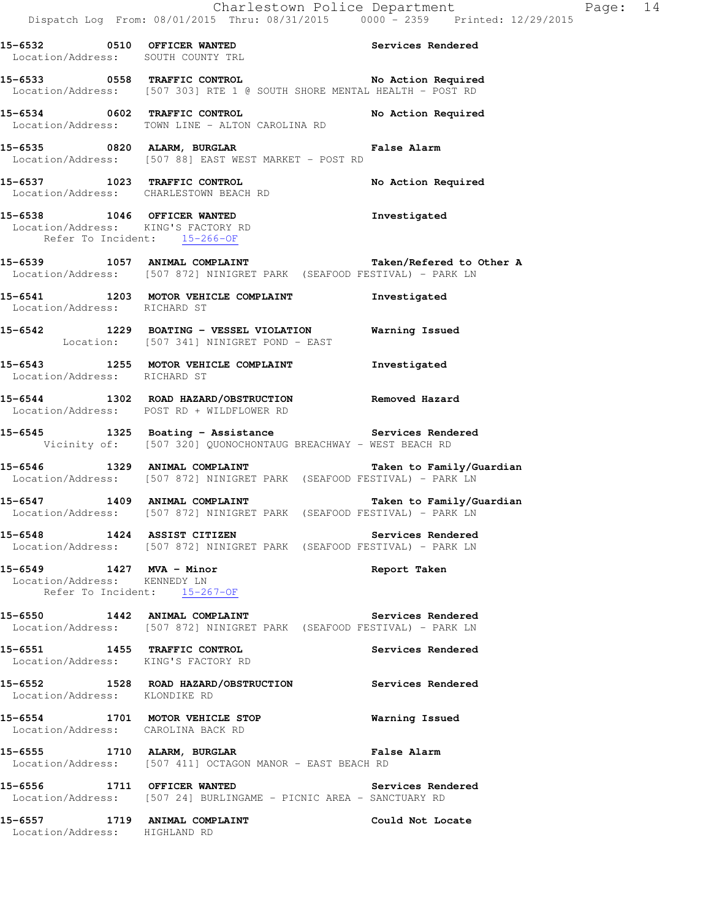15-6532 0510 OFFICER WANTED Services Rendered
Location/Address: SOUTH COUNTY TRL

15-6533 0558 TRAFFIC CONTROL No Action Required
Location/Address: [507 303] RTE 1 @ SOUTH SHORE MENTAL HEALTH - POST RD

15-6534 0602 TRAFFIC CONTROL No Action Required
Location/Address: TOWN LINE - ALTON CAROLINA RD

15-6535 0820 ALARM, BURGLAR False Alarm
Location/Address: [507 88] EAST WEST MARKET - POST RD

15-6537 1023 TRAFFIC CONTROL No Action Required
Location/Address: CHARLESTOWN BEACH RD

15-6538 1046 OFFICER WANTED Investigated
Location/Address: KING'S FACTORY RD
Refer To Incident: 15-266-OF

15-6539 1057 ANIMAL COMPLAINT Taken/Refered to Other A
Location/Address: [507 872] NINIGRET PARK (SEAFOOD FESTIVAL) - PARK LN

15-6541 1203 MOTOR VEHICLE COMPLAINT Investigated
Location/Address: RICHARD ST

15-6542 1229 BOATING - VESSEL VIOLATION Warning Issued
Location: [507 341] NINIGRET POND - EAST

15-6543 1255 MOTOR VEHICLE COMPLAINT Investigated
Location/Address: RICHARD ST

15-6544 1302 ROAD HAZARD/OBSTRUCTION Removed Hazard
Location/Address: POST RD + WILDFLOWER RD

15-6545 1325 Boating - Assistance Services Rendered
Vicinity of: [507 320] QUONOCHONTAUG BREACHWAY - WEST BEACH RD

15-6546 1329 ANIMAL COMPLAINT Taken to Family/Guardian
Location/Address: [507 872] NINIGRET PARK (SEAFOOD FESTIVAL) - PARK LN

15-6547 1409 ANIMAL COMPLAINT Taken to Family/Guardian
Location/Address: [507 872] NINIGRET PARK (SEAFOOD FESTIVAL) - PARK LN

15-6548 1424 ASSIST CITIZEN Services Rendered
Location/Address: [507 872] NINIGRET PARK (SEAFOOD FESTIVAL) - PARK LN

15-6549 1427 MVA - Minor Report Taken
Location/Address: KENNEDY LN
Refer To Incident: 15-267-OF

15-6550 1442 ANIMAL COMPLAINT Services Rendered
Location/Address: [507 872] NINIGRET PARK (SEAFOOD FESTIVAL) - PARK LN

15-6551 1455 TRAFFIC CONTROL Services Rendered
Location/Address: KING'S FACTORY RD

15-6552 1528 ROAD HAZARD/OBSTRUCTION Services Rendered
Location/Address: KLONDIKE RD

15-6554 1701 MOTOR VEHICLE STOP Warning Issued
Location/Address: CAROLINA BACK RD

15-6555 1710 ALARM, BURGLAR False Alarm
Location/Address: [507 411] OCTAGON MANOR - EAST BEACH RD

15-6556 1711 OFFICER WANTED Services Rendered
Location/Address: [507 24] BURLINGAME - PICNIC AREA - SANCTUARY RD

15-6557 1719 ANIMAL COMPLAINT Could Not Locate
Location/Address: HIGHLAND RD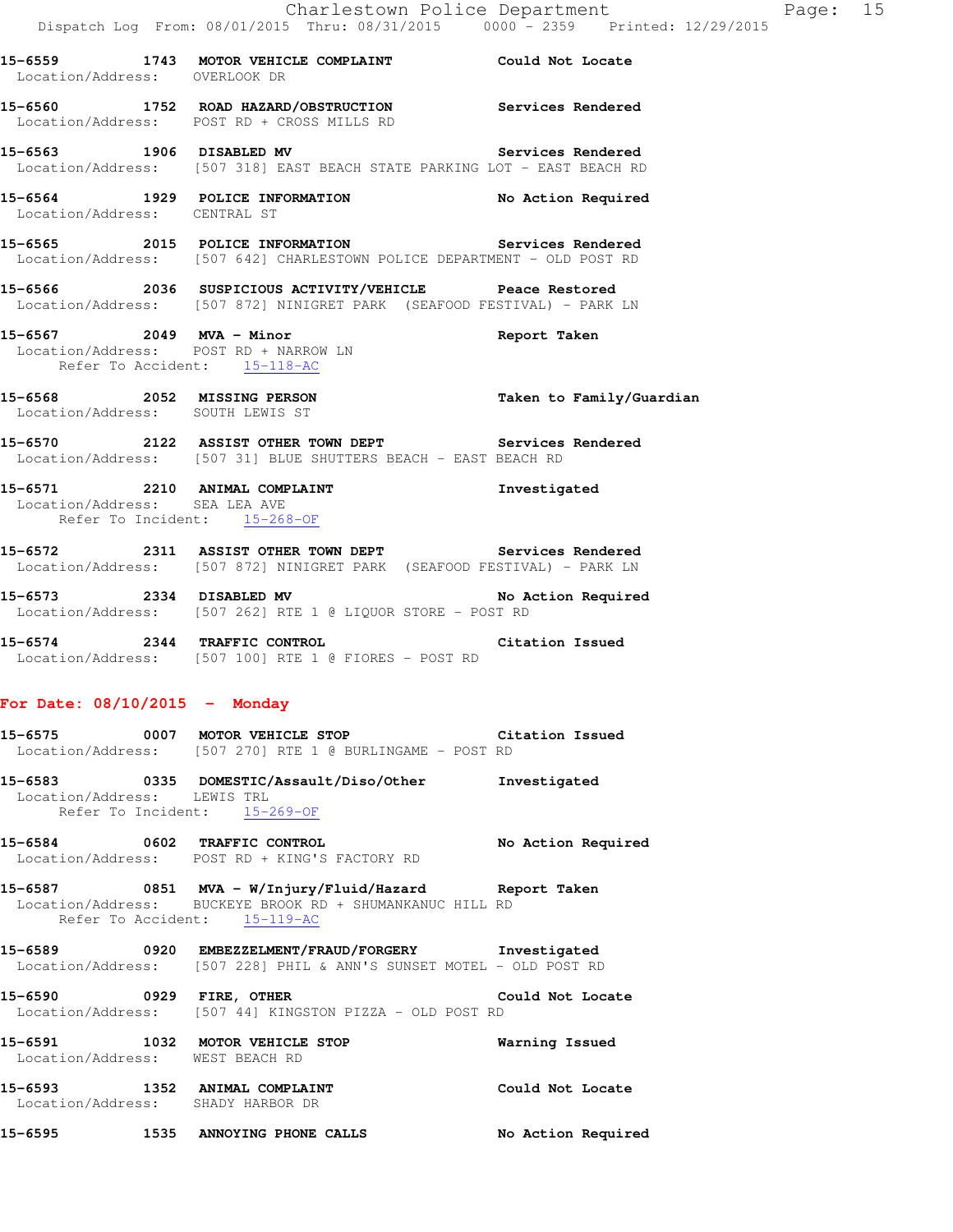15-6559 1743 MOTOR VEHICLE COMPLAINT Could Not Locate
Location/Address: OVERLOOK DR

15-6560 1752 ROAD HAZARD/OBSTRUCTION Services Rendered
Location/Address: POST RD + CROSS MILLS RD

15-6563 1906 DISABLED MV Services Rendered
Location/Address: [507 318] EAST BEACH STATE PARKING LOT - EAST BEACH RD

15-6564 1929 POLICE INFORMATION No Action Required
Location/Address: CENTRAL ST

15-6565 2015 POLICE INFORMATION Services Rendered
Location/Address: [507 642] CHARLESTOWN POLICE DEPARTMENT - OLD POST RD

15-6566 2036 SUSPICIOUS ACTIVITY/VEHICLE Peace Restored
Location/Address: [507 872] NINIGRET PARK (SEAFOOD FESTIVAL) - PARK LN

15-6567 2049 MVA - Minor Report Taken
Location/Address: POST RD + NARROW LN
Refer To Accident: 15-118-AC

15-6568 2052 MISSING PERSON Taken to Family/Guardian
Location/Address: SOUTH LEWIS ST

15-6570 2122 ASSIST OTHER TOWN DEPT Services Rendered
Location/Address: [507 31] BLUE SHUTTERS BEACH - EAST BEACH RD

15-6571 2210 ANIMAL COMPLAINT Investigated
Location/Address: SEA LEA AVE
Refer To Incident: 15-268-OF

15-6572 2311 ASSIST OTHER TOWN DEPT Services Rendered
Location/Address: [507 872] NINIGRET PARK (SEAFOOD FESTIVAL) - PARK LN

15-6573 2334 DISABLED MV No Action Required
Location/Address: [507 262] RTE 1 @ LIQUOR STORE - POST RD

15-6574 2344 TRAFFIC CONTROL Citation Issued
Location/Address: [507 100] RTE 1 @ FIORES - POST RD

**For Date: 08/10/2015 - Monday**

15-6575 0007 MOTOR VEHICLE STOP Citation Issued
Location/Address: [507 270] RTE 1 @ BURLINGAME - POST RD

15-6583 0335 DOMESTIC/Assault/Diso/Other Investigated
Location/Address: LEWIS TRL
Refer To Incident: 15-269-OF

15-6584 0602 TRAFFIC CONTROL No Action Required
Location/Address: POST RD + KING'S FACTORY RD

15-6587 0851 MVA - W/Injury/Fluid/Hazard Report Taken
Location/Address: BUCKEYE BROOK RD + SHUMANKANUC HILL RD
Refer To Accident: 15-119-AC

15-6589 0920 EMBEZZELMENT/FRAUD/FORGERY Investigated
Location/Address: [507 228] PHIL & ANN'S SUNSET MOTEL - OLD POST RD

15-6590 0929 FIRE, OTHER Could Not Locate
Location/Address: [507 44] KINGSTON PIZZA - OLD POST RD

15-6591 1032 MOTOR VEHICLE STOP Warning Issued
Location/Address: WEST BEACH RD

15-6593 1352 ANIMAL COMPLAINT Could Not Locate
Location/Address: SHADY HARBOR DR

15-6595 1535 ANNOYING PHONE CALLS No Action Required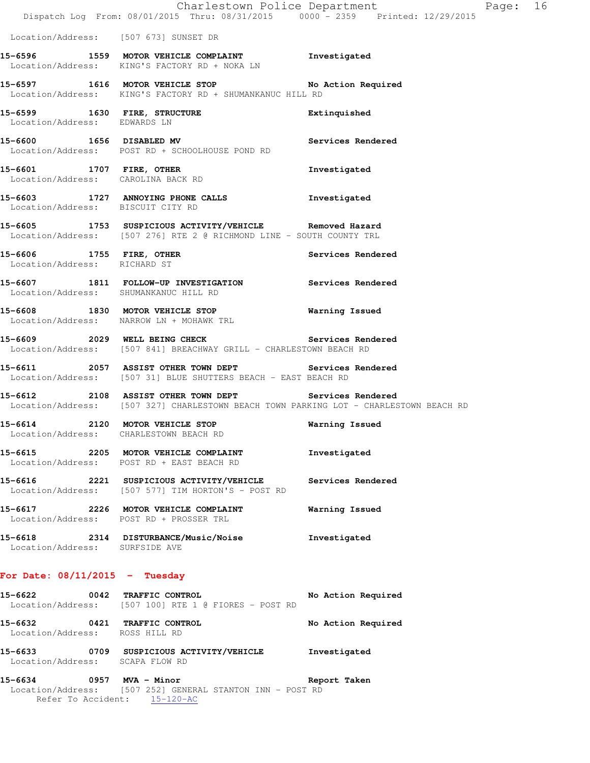Location/Address: [507 673] SUNSET DR

**15-6596 1559 MOTOR VEHICLE COMPLAINT** Investigated
Location/Address: KING'S FACTORY RD + NOKA LN

**15-6597 1616 MOTOR VEHICLE STOP** No Action Required
Location/Address: KING'S FACTORY RD + SHUMANKANUC HILL RD

**15-6599 1630 FIRE, STRUCTURE** Extinquished
Location/Address: EDWARDS LN

**15-6600 1656 DISABLED MV** Services Rendered
Location/Address: POST RD + SCHOOLHOUSE POND RD

**15-6601 1707 FIRE, OTHER** Investigated
Location/Address: CAROLINA BACK RD

**15-6603 1727 ANNOYING PHONE CALLS** Investigated
Location/Address: BISCUIT CITY RD

**15-6605 1753 SUSPICIOUS ACTIVITY/VEHICLE** Removed Hazard
Location/Address: [507 276] RTE 2 @ RICHMOND LINE - SOUTH COUNTY TRL

**15-6606 1755 FIRE, OTHER** Services Rendered
Location/Address: RICHARD ST

**15-6607 1811 FOLLOW-UP INVESTIGATION** Services Rendered
Location/Address: SHUMANKANUC HILL RD

**15-6608 1830 MOTOR VEHICLE STOP** Warning Issued
Location/Address: NARROW LN + MOHAWK TRL

**15-6609 2029 WELL BEING CHECK** Services Rendered
Location/Address: [507 841] BREACHWAY GRILL - CHARLESTOWN BEACH RD

**15-6611 2057 ASSIST OTHER TOWN DEPT** Services Rendered
Location/Address: [507 31] BLUE SHUTTERS BEACH - EAST BEACH RD

**15-6612 2108 ASSIST OTHER TOWN DEPT** Services Rendered
Location/Address: [507 327] CHARLESTOWN BEACH TOWN PARKING LOT - CHARLESTOWN BEACH RD

**15-6614 2120 MOTOR VEHICLE STOP** Warning Issued
Location/Address: CHARLESTOWN BEACH RD

**15-6615 2205 MOTOR VEHICLE COMPLAINT** Investigated
Location/Address: POST RD + EAST BEACH RD

**15-6616 2221 SUSPICIOUS ACTIVITY/VEHICLE** Services Rendered
Location/Address: [507 577] TIM HORTON'S - POST RD

**15-6617 2226 MOTOR VEHICLE COMPLAINT** Warning Issued
Location/Address: POST RD + PROSSER TRL

**15-6618 2314 DISTURBANCE/Music/Noise** Investigated
Location/Address: SURFSIDE AVE

## For Date: 08/11/2015 - Tuesday

**15-6622 0042 TRAFFIC CONTROL** No Action Required
Location/Address: [507 100] RTE 1 @ FIORES - POST RD

**15-6632 0421 TRAFFIC CONTROL** No Action Required
Location/Address: ROSS HILL RD

**15-6633 0709 SUSPICIOUS ACTIVITY/VEHICLE** Investigated
Location/Address: SCAPA FLOW RD

**15-6634 0957 MVA - Minor** Report Taken
Location/Address: [507 252] GENERAL STANTON INN - POST RD
Refer To Accident: 15-120-AC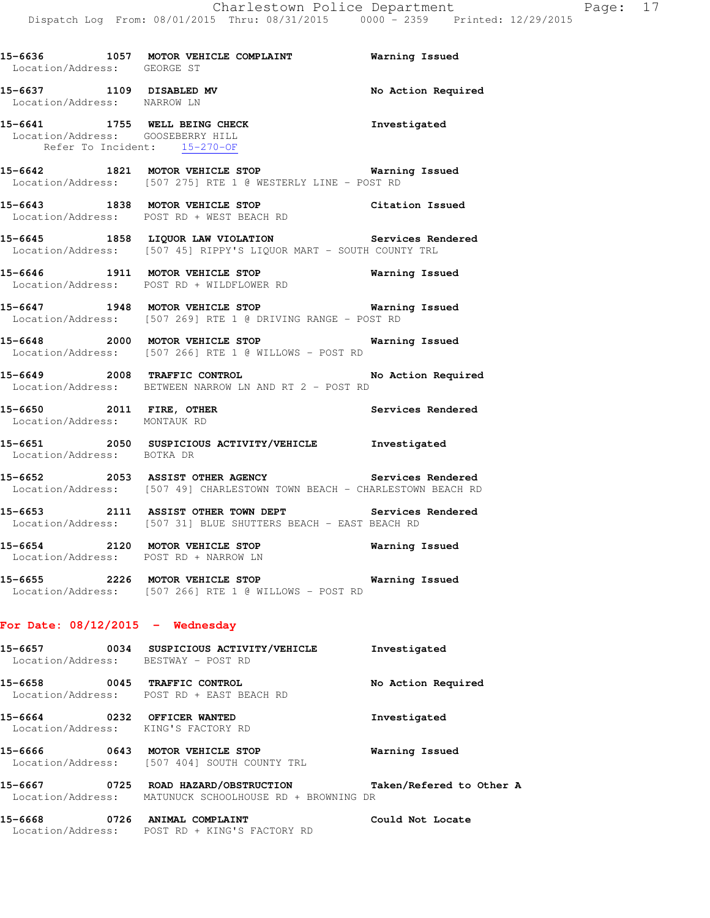15-6636 1057 MOTOR VEHICLE COMPLAINT Warning Issued
Location/Address: GEORGE ST

15-6637 1109 DISABLED MV No Action Required
Location/Address: NARROW LN

15-6641 1755 WELL BEING CHECK Investigated
Location/Address: GOOSEBERRY HILL
Refer To Incident: 15-270-OF

15-6642 1821 MOTOR VEHICLE STOP Warning Issued
Location/Address: [507 275] RTE 1 @ WESTERLY LINE - POST RD

15-6643 1838 MOTOR VEHICLE STOP Citation Issued
Location/Address: POST RD + WEST BEACH RD

15-6645 1858 LIQUOR LAW VIOLATION Services Rendered
Location/Address: [507 45] RIPPY'S LIQUOR MART - SOUTH COUNTY TRL

15-6646 1911 MOTOR VEHICLE STOP Warning Issued
Location/Address: POST RD + WILDFLOWER RD

15-6647 1948 MOTOR VEHICLE STOP Warning Issued
Location/Address: [507 269] RTE 1 @ DRIVING RANGE - POST RD

15-6648 2000 MOTOR VEHICLE STOP Warning Issued
Location/Address: [507 266] RTE 1 @ WILLOWS - POST RD

15-6649 2008 TRAFFIC CONTROL No Action Required
Location/Address: BETWEEN NARROW LN AND RT 2 - POST RD

15-6650 2011 FIRE, OTHER Services Rendered
Location/Address: MONTAUK RD

15-6651 2050 SUSPICIOUS ACTIVITY/VEHICLE Investigated
Location/Address: BOTKA DR

15-6652 2053 ASSIST OTHER AGENCY Services Rendered
Location/Address: [507 49] CHARLESTOWN TOWN BEACH - CHARLESTOWN BEACH RD

15-6653 2111 ASSIST OTHER TOWN DEPT Services Rendered
Location/Address: [507 31] BLUE SHUTTERS BEACH - EAST BEACH RD

15-6654 2120 MOTOR VEHICLE STOP Warning Issued
Location/Address: POST RD + NARROW LN

15-6655 2226 MOTOR VEHICLE STOP Warning Issued
Location/Address: [507 266] RTE 1 @ WILLOWS - POST RD

## For Date: 08/12/2015 - Wednesday

15-6657 0034 SUSPICIOUS ACTIVITY/VEHICLE Investigated
Location/Address: BESTWAY - POST RD

15-6658 0045 TRAFFIC CONTROL No Action Required
Location/Address: POST RD + EAST BEACH RD

15-6664 0232 OFFICER WANTED Investigated
Location/Address: KING'S FACTORY RD

15-6666 0643 MOTOR VEHICLE STOP Warning Issued
Location/Address: [507 404] SOUTH COUNTY TRL

15-6667 0725 ROAD HAZARD/OBSTRUCTION Taken/Refered to Other A
Location/Address: MATUNUCK SCHOOLHOUSE RD + BROWNING DR

15-6668 0726 ANIMAL COMPLAINT Could Not Locate
Location/Address: POST RD + KING'S FACTORY RD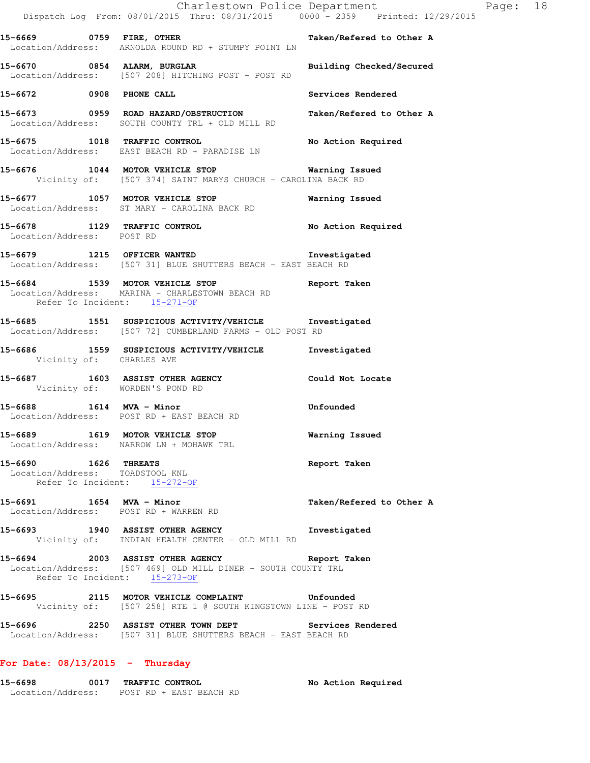15-6669 0759 FIRE, OTHER Taken/Refered to Other A
Location/Address: ARNOLDA ROUND RD + STUMPY POINT LN

15-6670 0854 ALARM, BURGLAR Building Checked/Secured
Location/Address: [507 208] HITCHING POST - POST RD

15-6672 0908 PHONE CALL Services Rendered

15-6673 0959 ROAD HAZARD/OBSTRUCTION Taken/Refered to Other A
Location/Address: SOUTH COUNTY TRL + OLD MILL RD

15-6675 1018 TRAFFIC CONTROL No Action Required
Location/Address: EAST BEACH RD + PARADISE LN

15-6676 1044 MOTOR VEHICLE STOP Warning Issued
Vicinity of: [507 374] SAINT MARYS CHURCH - CAROLINA BACK RD

15-6677 1057 MOTOR VEHICLE STOP Warning Issued
Location/Address: ST MARY - CAROLINA BACK RD

15-6678 1129 TRAFFIC CONTROL No Action Required
Location/Address: POST RD

15-6679 1215 OFFICER WANTED Investigated
Location/Address: [507 31] BLUE SHUTTERS BEACH - EAST BEACH RD

15-6684 1539 MOTOR VEHICLE STOP Report Taken
Location/Address: MARINA - CHARLESTOWN BEACH RD
Refer To Incident: 15-271-OF

15-6685 1551 SUSPICIOUS ACTIVITY/VEHICLE Investigated
Location/Address: [507 72] CUMBERLAND FARMS - OLD POST RD

15-6686 1559 SUSPICIOUS ACTIVITY/VEHICLE Investigated
Vicinity of: CHARLES AVE

15-6687 1603 ASSIST OTHER AGENCY Could Not Locate
Vicinity of: WORDEN'S POND RD

15-6688 1614 MVA - Minor Unfounded
Location/Address: POST RD + EAST BEACH RD

15-6689 1619 MOTOR VEHICLE STOP Warning Issued
Location/Address: NARROW LN + MOHAWK TRL

15-6690 1626 THREATS Report Taken
Location/Address: TOADSTOOL KNL
Refer To Incident: 15-272-OF

15-6691 1654 MVA - Minor Taken/Refered to Other A
Location/Address: POST RD + WARREN RD

15-6693 1940 ASSIST OTHER AGENCY Investigated
Vicinity of: INDIAN HEALTH CENTER - OLD MILL RD

15-6694 2003 ASSIST OTHER AGENCY Report Taken
Location/Address: [507 469] OLD MILL DINER - SOUTH COUNTY TRL
Refer To Incident: 15-273-OF

15-6695 2115 MOTOR VEHICLE COMPLAINT Unfounded
Vicinity of: [507 258] RTE 1 @ SOUTH KINGSTOWN LINE - POST RD

15-6696 2250 ASSIST OTHER TOWN DEPT Services Rendered
Location/Address: [507 31] BLUE SHUTTERS BEACH - EAST BEACH RD

**For Date: 08/13/2015 - Thursday**

15-6698 0017 TRAFFIC CONTROL No Action Required
Location/Address: POST RD + EAST BEACH RD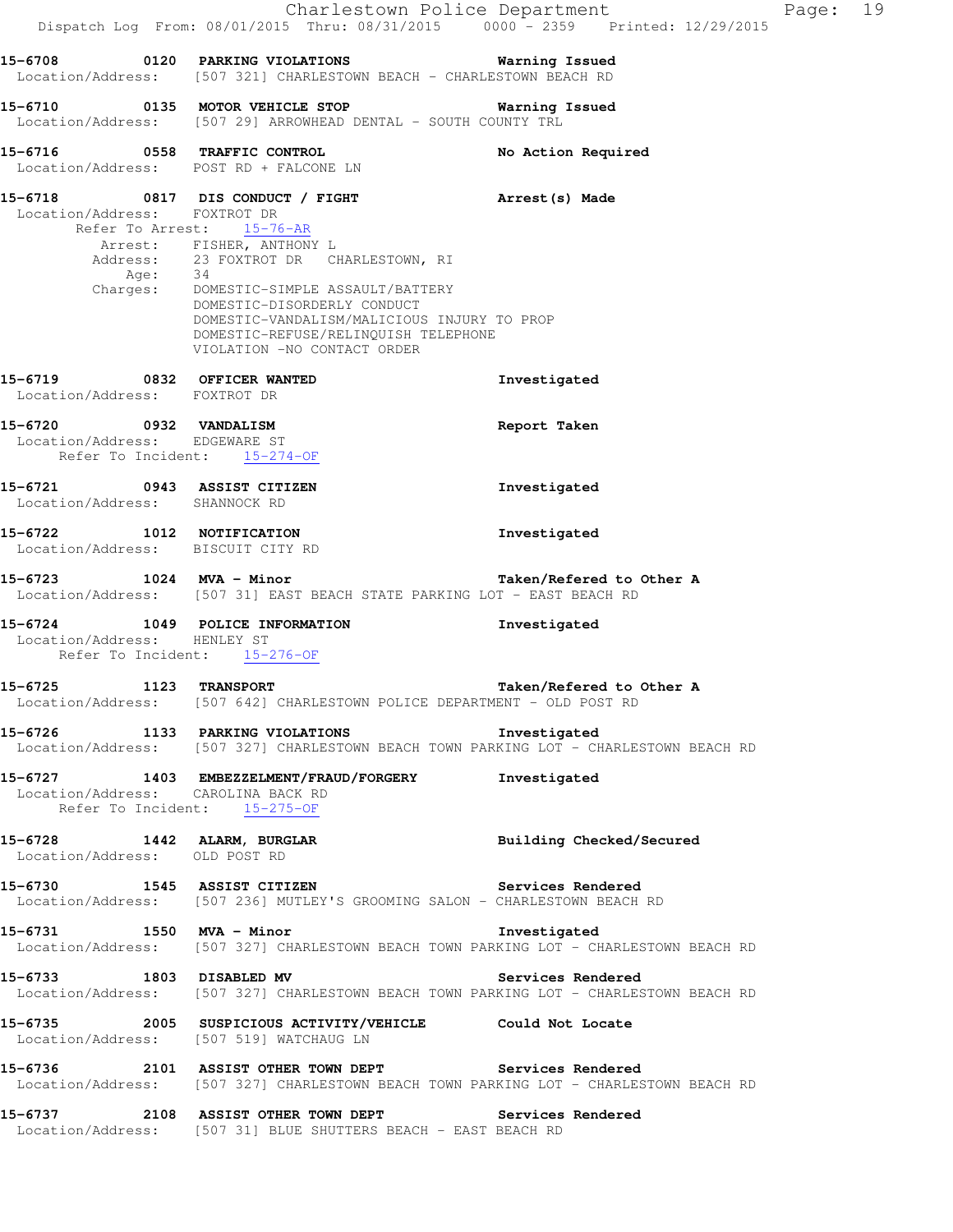**15-6708 0120 PARKING VIOLATIONS** — **Warning Issued**
Location/Address: [507 321] CHARLESTOWN BEACH - CHARLESTOWN BEACH RD

**15-6710 0135 MOTOR VEHICLE STOP** — **Warning Issued**
Location/Address: [507 29] ARROWHEAD DENTAL - SOUTH COUNTY TRL

**15-6716 0558 TRAFFIC CONTROL** — **No Action Required**
Location/Address: POST RD + FALCONE LN

**15-6718 0817 DIS CONDUCT / FIGHT** — **Arrest(s) Made**
Location/Address: FOXTROT DR
Refer To Arrest: 15-76-AR
Arrest: FISHER, ANTHONY L
Address: 23 FOXTROT DR CHARLESTOWN, RI
Age: 34
Charges: DOMESTIC-SIMPLE ASSAULT/BATTERY
DOMESTIC-DISORDERLY CONDUCT
DOMESTIC-VANDALISM/MALICIOUS INJURY TO PROP
DOMESTIC-REFUSE/RELINQUISH TELEPHONE
VIOLATION -NO CONTACT ORDER

**15-6719 0832 OFFICER WANTED** — **Investigated**
Location/Address: FOXTROT DR

**15-6720 0932 VANDALISM** — **Report Taken**
Location/Address: EDGEWARE ST
Refer To Incident: 15-274-OF

**15-6721 0943 ASSIST CITIZEN** — **Investigated**
Location/Address: SHANNOCK RD

**15-6722 1012 NOTIFICATION** — **Investigated**
Location/Address: BISCUIT CITY RD

**15-6723 1024 MVA - Minor** — **Taken/Refered to Other A**
Location/Address: [507 31] EAST BEACH STATE PARKING LOT - EAST BEACH RD

**15-6724 1049 POLICE INFORMATION** — **Investigated**
Location/Address: HENLEY ST
Refer To Incident: 15-276-OF

**15-6725 1123 TRANSPORT** — **Taken/Refered to Other A**
Location/Address: [507 642] CHARLESTOWN POLICE DEPARTMENT - OLD POST RD

**15-6726 1133 PARKING VIOLATIONS** — **Investigated**
Location/Address: [507 327] CHARLESTOWN BEACH TOWN PARKING LOT - CHARLESTOWN BEACH RD

**15-6727 1403 EMBEZZELMENT/FRAUD/FORGERY** — **Investigated**
Location/Address: CAROLINA BACK RD
Refer To Incident: 15-275-OF

**15-6728 1442 ALARM, BURGLAR** — **Building Checked/Secured**
Location/Address: OLD POST RD

**15-6730 1545 ASSIST CITIZEN** — **Services Rendered**
Location/Address: [507 236] MUTLEY'S GROOMING SALON - CHARLESTOWN BEACH RD

**15-6731 1550 MVA - Minor** — **Investigated**
Location/Address: [507 327] CHARLESTOWN BEACH TOWN PARKING LOT - CHARLESTOWN BEACH RD

**15-6733 1803 DISABLED MV** — **Services Rendered**
Location/Address: [507 327] CHARLESTOWN BEACH TOWN PARKING LOT - CHARLESTOWN BEACH RD

**15-6735 2005 SUSPICIOUS ACTIVITY/VEHICLE** — **Could Not Locate**
Location/Address: [507 519] WATCHAUG LN

**15-6736 2101 ASSIST OTHER TOWN DEPT** — **Services Rendered**
Location/Address: [507 327] CHARLESTOWN BEACH TOWN PARKING LOT - CHARLESTOWN BEACH RD

**15-6737 2108 ASSIST OTHER TOWN DEPT** — **Services Rendered**
Location/Address: [507 31] BLUE SHUTTERS BEACH - EAST BEACH RD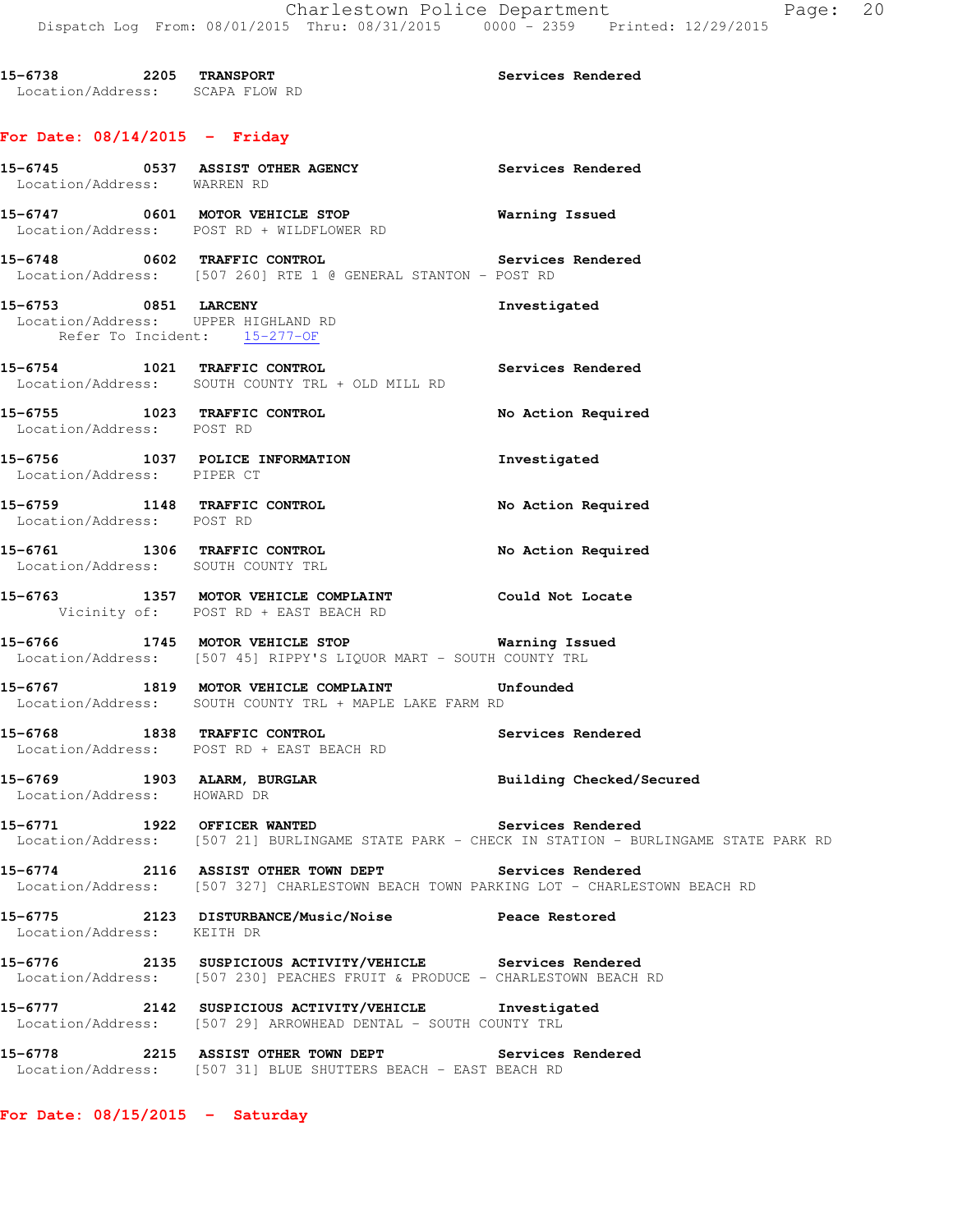**15-6738 2205 TRANSPORT** Services Rendered
Location/Address: SCAPA FLOW RD

## For Date: 08/14/2015 - Friday

**15-6745 0537 ASSIST OTHER AGENCY** Services Rendered
Location/Address: WARREN RD

**15-6747 0601 MOTOR VEHICLE STOP** Warning Issued
Location/Address: POST RD + WILDFLOWER RD

**15-6748 0602 TRAFFIC CONTROL** Services Rendered
Location/Address: [507 260] RTE 1 @ GENERAL STANTON - POST RD

**15-6753 0851 LARCENY** Investigated
Location/Address: UPPER HIGHLAND RD
Refer To Incident: 15-277-OF

**15-6754 1021 TRAFFIC CONTROL** Services Rendered
Location/Address: SOUTH COUNTY TRL + OLD MILL RD

**15-6755 1023 TRAFFIC CONTROL** No Action Required
Location/Address: POST RD

**15-6756 1037 POLICE INFORMATION** Investigated
Location/Address: PIPER CT

**15-6759 1148 TRAFFIC CONTROL** No Action Required
Location/Address: POST RD

**15-6761 1306 TRAFFIC CONTROL** No Action Required
Location/Address: SOUTH COUNTY TRL

**15-6763 1357 MOTOR VEHICLE COMPLAINT** Could Not Locate
Vicinity of: POST RD + EAST BEACH RD

**15-6766 1745 MOTOR VEHICLE STOP** Warning Issued
Location/Address: [507 45] RIPPY'S LIQUOR MART - SOUTH COUNTY TRL

**15-6767 1819 MOTOR VEHICLE COMPLAINT** Unfounded
Location/Address: SOUTH COUNTY TRL + MAPLE LAKE FARM RD

**15-6768 1838 TRAFFIC CONTROL** Services Rendered
Location/Address: POST RD + EAST BEACH RD

**15-6769 1903 ALARM, BURGLAR** Building Checked/Secured
Location/Address: HOWARD DR

**15-6771 1922 OFFICER WANTED** Services Rendered
Location/Address: [507 21] BURLINGAME STATE PARK - CHECK IN STATION - BURLINGAME STATE PARK RD

**15-6774 2116 ASSIST OTHER TOWN DEPT** Services Rendered
Location/Address: [507 327] CHARLESTOWN BEACH TOWN PARKING LOT - CHARLESTOWN BEACH RD

**15-6775 2123 DISTURBANCE/Music/Noise** Peace Restored
Location/Address: KEITH DR

**15-6776 2135 SUSPICIOUS ACTIVITY/VEHICLE** Services Rendered
Location/Address: [507 230] PEACHES FRUIT & PRODUCE - CHARLESTOWN BEACH RD

**15-6777 2142 SUSPICIOUS ACTIVITY/VEHICLE** Investigated
Location/Address: [507 29] ARROWHEAD DENTAL - SOUTH COUNTY TRL

**15-6778 2215 ASSIST OTHER TOWN DEPT** Services Rendered
Location/Address: [507 31] BLUE SHUTTERS BEACH - EAST BEACH RD

## For Date: 08/15/2015 - Saturday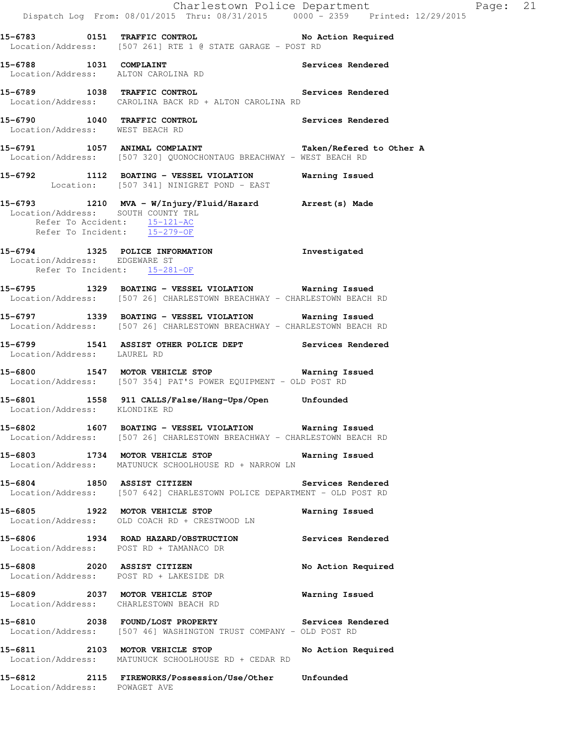15-6783 0151 TRAFFIC CONTROL No Action Required
Location/Address: [507 261] RTE 1 @ STATE GARAGE - POST RD

15-6788 1031 COMPLAINT Services Rendered
Location/Address: ALTON CAROLINA RD

15-6789 1038 TRAFFIC CONTROL Services Rendered
Location/Address: CAROLINA BACK RD + ALTON CAROLINA RD

15-6790 1040 TRAFFIC CONTROL Services Rendered
Location/Address: WEST BEACH RD

15-6791 1057 ANIMAL COMPLAINT Taken/Refered to Other A
Location/Address: [507 320] QUONOCHONTAUG BREACHWAY - WEST BEACH RD

15-6792 1112 BOATING - VESSEL VIOLATION Warning Issued
Location: [507 341] NINIGRET POND - EAST

15-6793 1210 MVA - W/Injury/Fluid/Hazard Arrest(s) Made
Location/Address: SOUTH COUNTY TRL
Refer To Accident: 15-121-AC
Refer To Incident: 15-279-OF

15-6794 1325 POLICE INFORMATION Investigated
Location/Address: EDGEWARE ST
Refer To Incident: 15-281-OF

15-6795 1329 BOATING - VESSEL VIOLATION Warning Issued
Location/Address: [507 26] CHARLESTOWN BREACHWAY - CHARLESTOWN BEACH RD

15-6797 1339 BOATING - VESSEL VIOLATION Warning Issued
Location/Address: [507 26] CHARLESTOWN BREACHWAY - CHARLESTOWN BEACH RD

15-6799 1541 ASSIST OTHER POLICE DEPT Services Rendered
Location/Address: LAUREL RD

15-6800 1547 MOTOR VEHICLE STOP Warning Issued
Location/Address: [507 354] PAT'S POWER EQUIPMENT - OLD POST RD

15-6801 1558 911 CALLS/False/Hang-Ups/Open Unfounded
Location/Address: KLONDIKE RD

15-6802 1607 BOATING - VESSEL VIOLATION Warning Issued
Location/Address: [507 26] CHARLESTOWN BREACHWAY - CHARLESTOWN BEACH RD

15-6803 1734 MOTOR VEHICLE STOP Warning Issued
Location/Address: MATUNUCK SCHOOLHOUSE RD + NARROW LN

15-6804 1850 ASSIST CITIZEN Services Rendered
Location/Address: [507 642] CHARLESTOWN POLICE DEPARTMENT - OLD POST RD

15-6805 1922 MOTOR VEHICLE STOP Warning Issued
Location/Address: OLD COACH RD + CRESTWOOD LN

15-6806 1934 ROAD HAZARD/OBSTRUCTION Services Rendered
Location/Address: POST RD + TAMANACO DR

15-6808 2020 ASSIST CITIZEN No Action Required
Location/Address: POST RD + LAKESIDE DR

15-6809 2037 MOTOR VEHICLE STOP Warning Issued
Location/Address: CHARLESTOWN BEACH RD

15-6810 2038 FOUND/LOST PROPERTY Services Rendered
Location/Address: [507 46] WASHINGTON TRUST COMPANY - OLD POST RD

15-6811 2103 MOTOR VEHICLE STOP No Action Required
Location/Address: MATUNUCK SCHOOLHOUSE RD + CEDAR RD

15-6812 2115 FIREWORKS/Possession/Use/Other Unfounded
Location/Address: POWAGET AVE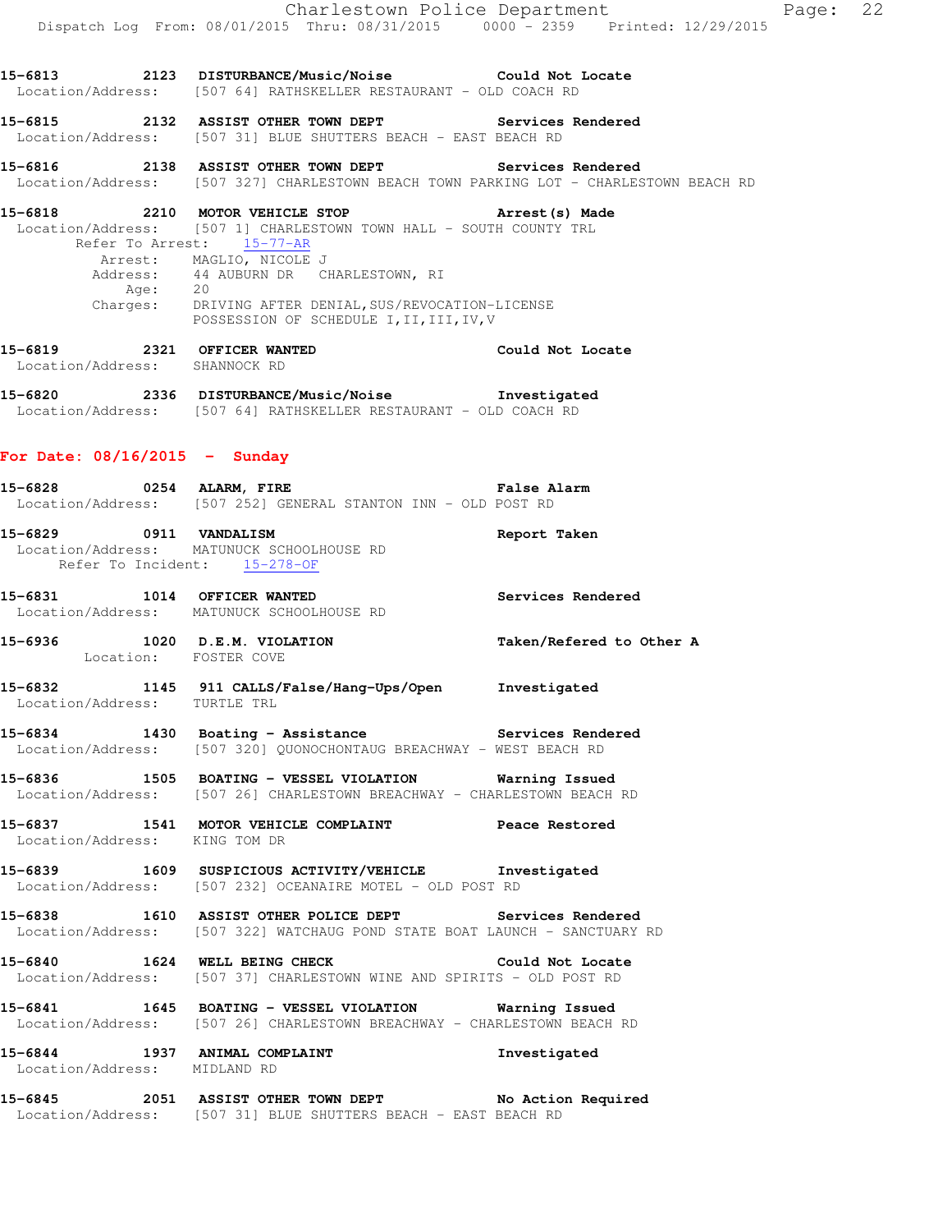15-6813 2123 **DISTURBANCE/Music/Noise** **Could Not Locate**
Location/Address: [507 64] RATHSKELLER RESTAURANT - OLD COACH RD

15-6815 2132 **ASSIST OTHER TOWN DEPT** **Services Rendered**
Location/Address: [507 31] BLUE SHUTTERS BEACH - EAST BEACH RD

15-6816 2138 **ASSIST OTHER TOWN DEPT** **Services Rendered**
Location/Address: [507 327] CHARLESTOWN BEACH TOWN PARKING LOT - CHARLESTOWN BEACH RD

15-6818 2210 **MOTOR VEHICLE STOP** **Arrest(s) Made**
Location/Address: [507 1] CHARLESTOWN TOWN HALL - SOUTH COUNTY TRL
Refer To Arrest: 15-77-AR
Arrest: MAGLIO, NICOLE J
Address: 44 AUBURN DR CHARLESTOWN, RI
Age: 20
Charges: DRIVING AFTER DENIAL,SUS/REVOCATION-LICENSE
POSSESSION OF SCHEDULE I,II,III,IV,V

15-6819 2321 **OFFICER WANTED** **Could Not Locate**
Location/Address: SHANNOCK RD

15-6820 2336 **DISTURBANCE/Music/Noise** **Investigated**
Location/Address: [507 64] RATHSKELLER RESTAURANT - OLD COACH RD

## For Date: 08/16/2015 - Sunday

15-6828 0254 **ALARM, FIRE** **False Alarm**
Location/Address: [507 252] GENERAL STANTON INN - OLD POST RD

15-6829 0911 **VANDALISM** **Report Taken**
Location/Address: MATUNUCK SCHOOLHOUSE RD
Refer To Incident: 15-278-OF

15-6831 1014 **OFFICER WANTED** **Services Rendered**
Location/Address: MATUNUCK SCHOOLHOUSE RD

15-6936 1020 **D.E.M. VIOLATION** **Taken/Refered to Other A**
Location: FOSTER COVE

15-6832 1145 **911 CALLS/False/Hang-Ups/Open** **Investigated**
Location/Address: TURTLE TRL

15-6834 1430 **Boating - Assistance** **Services Rendered**
Location/Address: [507 320] QUONOCHONTAUG BREACHWAY - WEST BEACH RD

15-6836 1505 **BOATING - VESSEL VIOLATION** **Warning Issued**
Location/Address: [507 26] CHARLESTOWN BREACHWAY - CHARLESTOWN BEACH RD

15-6837 1541 **MOTOR VEHICLE COMPLAINT** **Peace Restored**
Location/Address: KING TOM DR

15-6839 1609 **SUSPICIOUS ACTIVITY/VEHICLE** **Investigated**
Location/Address: [507 232] OCEANAIRE MOTEL - OLD POST RD

15-6838 1610 **ASSIST OTHER POLICE DEPT** **Services Rendered**
Location/Address: [507 322] WATCHAUG POND STATE BOAT LAUNCH - SANCTUARY RD

15-6840 1624 **WELL BEING CHECK** **Could Not Locate**
Location/Address: [507 37] CHARLESTOWN WINE AND SPIRITS - OLD POST RD

15-6841 1645 **BOATING - VESSEL VIOLATION** **Warning Issued**
Location/Address: [507 26] CHARLESTOWN BREACHWAY - CHARLESTOWN BEACH RD

15-6844 1937 **ANIMAL COMPLAINT** **Investigated**
Location/Address: MIDLAND RD

15-6845 2051 **ASSIST OTHER TOWN DEPT** **No Action Required**
Location/Address: [507 31] BLUE SHUTTERS BEACH - EAST BEACH RD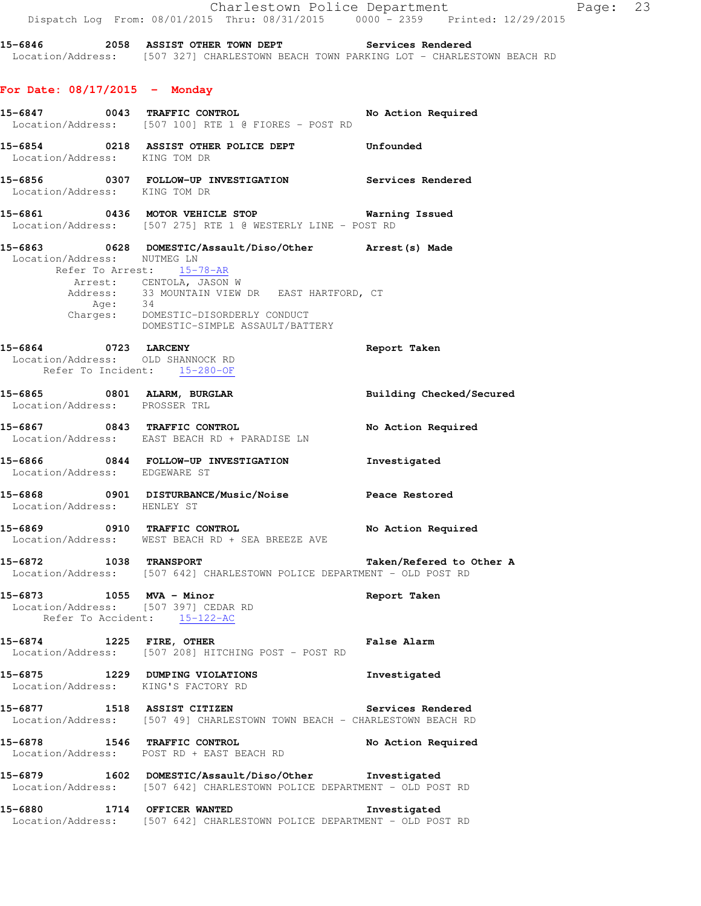15-6846 2058 **ASSIST OTHER TOWN DEPT** Services Rendered
Location/Address: [507 327] CHARLESTOWN BEACH TOWN PARKING LOT - CHARLESTOWN BEACH RD

## For Date: 08/17/2015 - Monday

15-6847 0043 **TRAFFIC CONTROL** No Action Required
Location/Address: [507 100] RTE 1 @ FIORES - POST RD

15-6854 0218 **ASSIST OTHER POLICE DEPT** Unfounded
Location/Address: KING TOM DR

15-6856 0307 **FOLLOW-UP INVESTIGATION** Services Rendered
Location/Address: KING TOM DR

15-6861 0436 **MOTOR VEHICLE STOP** Warning Issued
Location/Address: [507 275] RTE 1 @ WESTERLY LINE - POST RD

15-6863 0628 **DOMESTIC/Assault/Diso/Other** Arrest(s) Made
Location/Address: NUTMEG LN
Refer To Arrest: 15-78-AR
Arrest: CENTOLA, JASON W
Address: 33 MOUNTAIN VIEW DR EAST HARTFORD, CT
Age: 34
Charges: DOMESTIC-DISORDERLY CONDUCT
DOMESTIC-SIMPLE ASSAULT/BATTERY

15-6864 0723 **LARCENY** Report Taken
Location/Address: OLD SHANNOCK RD
Refer To Incident: 15-280-OF

15-6865 0801 **ALARM, BURGLAR** Building Checked/Secured
Location/Address: PROSSER TRL

15-6867 0843 **TRAFFIC CONTROL** No Action Required
Location/Address: EAST BEACH RD + PARADISE LN

15-6866 0844 **FOLLOW-UP INVESTIGATION** Investigated
Location/Address: EDGEWARE ST

15-6868 0901 **DISTURBANCE/Music/Noise** Peace Restored
Location/Address: HENLEY ST

15-6869 0910 **TRAFFIC CONTROL** No Action Required
Location/Address: WEST BEACH RD + SEA BREEZE AVE

15-6872 1038 **TRANSPORT** Taken/Refered to Other A
Location/Address: [507 642] CHARLESTOWN POLICE DEPARTMENT - OLD POST RD

15-6873 1055 **MVA - Minor** Report Taken
Location/Address: [507 397] CEDAR RD
Refer To Accident: 15-122-AC

15-6874 1225 **FIRE, OTHER** False Alarm
Location/Address: [507 208] HITCHING POST - POST RD

15-6875 1229 **DUMPING VIOLATIONS** Investigated
Location/Address: KING'S FACTORY RD

15-6877 1518 **ASSIST CITIZEN** Services Rendered
Location/Address: [507 49] CHARLESTOWN TOWN BEACH - CHARLESTOWN BEACH RD

15-6878 1546 **TRAFFIC CONTROL** No Action Required
Location/Address: POST RD + EAST BEACH RD

15-6879 1602 **DOMESTIC/Assault/Diso/Other** Investigated
Location/Address: [507 642] CHARLESTOWN POLICE DEPARTMENT - OLD POST RD

15-6880 1714 **OFFICER WANTED** Investigated
Location/Address: [507 642] CHARLESTOWN POLICE DEPARTMENT - OLD POST RD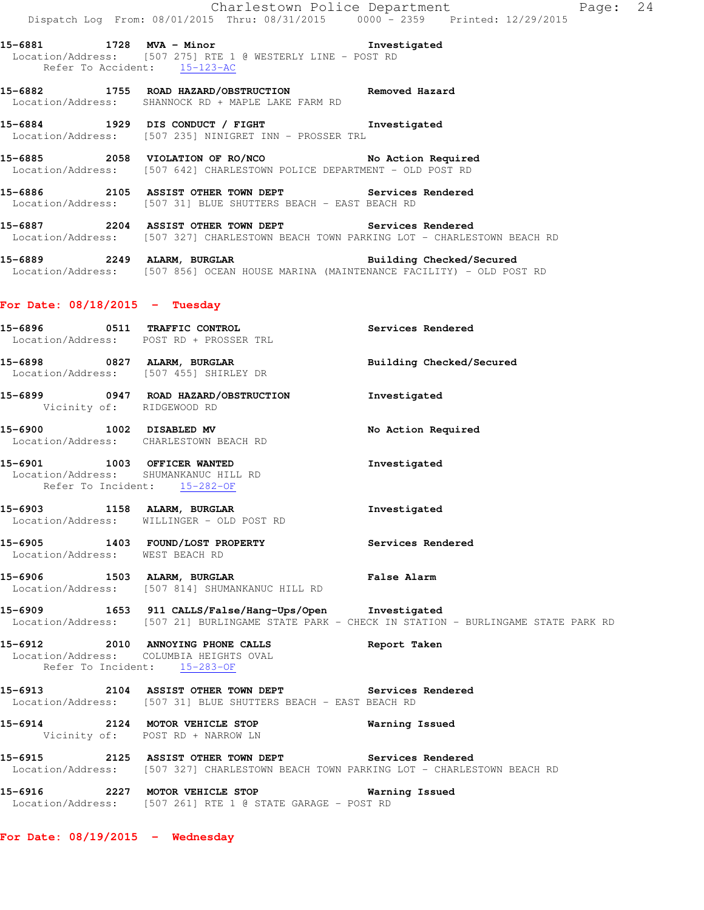15-6881 1728 **MVA - Minor** Investigated
Location/Address: [507 275] RTE 1 @ WESTERLY LINE - POST RD
Refer To Accident: 15-123-AC

15-6882 1755 **ROAD HAZARD/OBSTRUCTION** Removed Hazard
Location/Address: SHANNOCK RD + MAPLE LAKE FARM RD

15-6884 1929 **DIS CONDUCT / FIGHT** Investigated
Location/Address: [507 235] NINIGRET INN - PROSSER TRL

15-6885 2058 **VIOLATION OF RO/NCO** No Action Required
Location/Address: [507 642] CHARLESTOWN POLICE DEPARTMENT - OLD POST RD

15-6886 2105 **ASSIST OTHER TOWN DEPT** Services Rendered
Location/Address: [507 31] BLUE SHUTTERS BEACH - EAST BEACH RD

15-6887 2204 **ASSIST OTHER TOWN DEPT** Services Rendered
Location/Address: [507 327] CHARLESTOWN BEACH TOWN PARKING LOT - CHARLESTOWN BEACH RD

15-6889 2249 **ALARM, BURGLAR** Building Checked/Secured
Location/Address: [507 856] OCEAN HOUSE MARINA (MAINTENANCE FACILITY) - OLD POST RD

## For Date: 08/18/2015 - Tuesday

15-6896 0511 **TRAFFIC CONTROL** Services Rendered
Location/Address: POST RD + PROSSER TRL

15-6898 0827 **ALARM, BURGLAR** Building Checked/Secured
Location/Address: [507 455] SHIRLEY DR

15-6899 0947 **ROAD HAZARD/OBSTRUCTION** Investigated
Vicinity of: RIDGEWOOD RD

15-6900 1002 **DISABLED MV** No Action Required
Location/Address: CHARLESTOWN BEACH RD

15-6901 1003 **OFFICER WANTED** Investigated
Location/Address: SHUMANKANUC HILL RD
Refer To Incident: 15-282-OF

15-6903 1158 **ALARM, BURGLAR** Investigated
Location/Address: WILLINGER - OLD POST RD

15-6905 1403 **FOUND/LOST PROPERTY** Services Rendered
Location/Address: WEST BEACH RD

15-6906 1503 **ALARM, BURGLAR** False Alarm
Location/Address: [507 814] SHUMANKANUC HILL RD

15-6909 1653 **911 CALLS/False/Hang-Ups/Open** Investigated
Location/Address: [507 21] BURLINGAME STATE PARK - CHECK IN STATION - BURLINGAME STATE PARK RD

15-6912 2010 **ANNOYING PHONE CALLS** Report Taken
Location/Address: COLUMBIA HEIGHTS OVAL
Refer To Incident: 15-283-OF

15-6913 2104 **ASSIST OTHER TOWN DEPT** Services Rendered
Location/Address: [507 31] BLUE SHUTTERS BEACH - EAST BEACH RD

15-6914 2124 **MOTOR VEHICLE STOP** Warning Issued
Vicinity of: POST RD + NARROW LN

15-6915 2125 **ASSIST OTHER TOWN DEPT** Services Rendered
Location/Address: [507 327] CHARLESTOWN BEACH TOWN PARKING LOT - CHARLESTOWN BEACH RD

15-6916 2227 **MOTOR VEHICLE STOP** Warning Issued
Location/Address: [507 261] RTE 1 @ STATE GARAGE - POST RD

## For Date: 08/19/2015 - Wednesday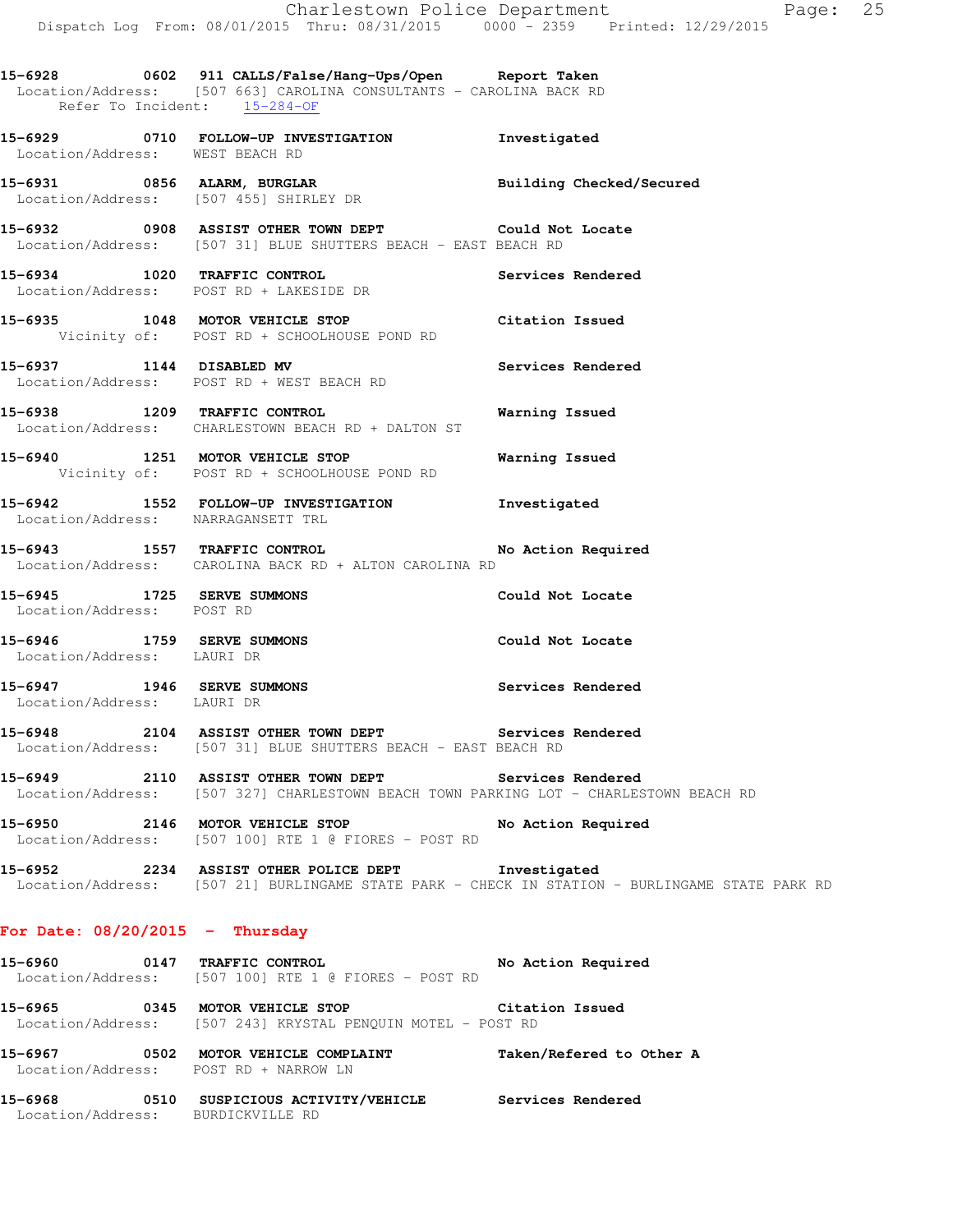**15-6928 0602 911 CALLS/False/Hang-Ups/Open Report Taken**
Location/Address: [507 663] CAROLINA CONSULTANTS - CAROLINA BACK RD
Refer To Incident: 15-284-OF

**15-6929 0710 FOLLOW-UP INVESTIGATION Investigated**
Location/Address: WEST BEACH RD

**15-6931 0856 ALARM, BURGLAR Building Checked/Secured**
Location/Address: [507 455] SHIRLEY DR

**15-6932 0908 ASSIST OTHER TOWN DEPT Could Not Locate**
Location/Address: [507 31] BLUE SHUTTERS BEACH - EAST BEACH RD

**15-6934 1020 TRAFFIC CONTROL Services Rendered**
Location/Address: POST RD + LAKESIDE DR

**15-6935 1048 MOTOR VEHICLE STOP Citation Issued**
Vicinity of: POST RD + SCHOOLHOUSE POND RD

**15-6937 1144 DISABLED MV Services Rendered**
Location/Address: POST RD + WEST BEACH RD

**15-6938 1209 TRAFFIC CONTROL Warning Issued**
Location/Address: CHARLESTOWN BEACH RD + DALTON ST

**15-6940 1251 MOTOR VEHICLE STOP Warning Issued**
Vicinity of: POST RD + SCHOOLHOUSE POND RD

**15-6942 1552 FOLLOW-UP INVESTIGATION Investigated**
Location/Address: NARRAGANSETT TRL

**15-6943 1557 TRAFFIC CONTROL No Action Required**
Location/Address: CAROLINA BACK RD + ALTON CAROLINA RD

**15-6945 1725 SERVE SUMMONS Could Not Locate**
Location/Address: POST RD

**15-6946 1759 SERVE SUMMONS Could Not Locate**
Location/Address: LAURI DR

**15-6947 1946 SERVE SUMMONS Services Rendered**
Location/Address: LAURI DR

**15-6948 2104 ASSIST OTHER TOWN DEPT Services Rendered**
Location/Address: [507 31] BLUE SHUTTERS BEACH - EAST BEACH RD

**15-6949 2110 ASSIST OTHER TOWN DEPT Services Rendered**
Location/Address: [507 327] CHARLESTOWN BEACH TOWN PARKING LOT - CHARLESTOWN BEACH RD

**15-6950 2146 MOTOR VEHICLE STOP No Action Required**
Location/Address: [507 100] RTE 1 @ FIORES - POST RD

**15-6952 2234 ASSIST OTHER POLICE DEPT Investigated**
Location/Address: [507 21] BURLINGAME STATE PARK - CHECK IN STATION - BURLINGAME STATE PARK RD

## For Date: 08/20/2015 - Thursday

**15-6960 0147 TRAFFIC CONTROL No Action Required**
Location/Address: [507 100] RTE 1 @ FIORES - POST RD

**15-6965 0345 MOTOR VEHICLE STOP Citation Issued**
Location/Address: [507 243] KRYSTAL PENQUIN MOTEL - POST RD

**15-6967 0502 MOTOR VEHICLE COMPLAINT Taken/Refered to Other A**
Location/Address: POST RD + NARROW LN

**15-6968 0510 SUSPICIOUS ACTIVITY/VEHICLE Services Rendered**
Location/Address: BURDICKVILLE RD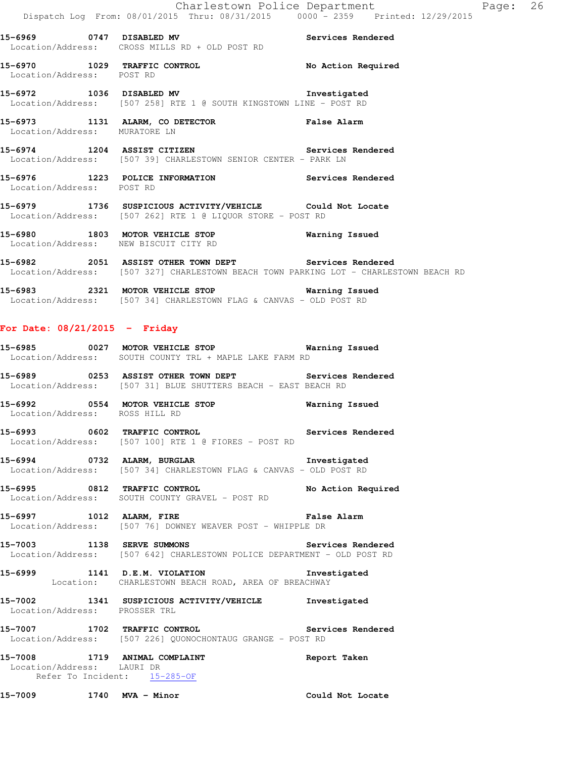15-6969 0747 DISABLED MV Services Rendered
Location/Address: CROSS MILLS RD + OLD POST RD

15-6970 1029 TRAFFIC CONTROL No Action Required
Location/Address: POST RD

15-6972 1036 DISABLED MV Investigated
Location/Address: [507 258] RTE 1 @ SOUTH KINGSTOWN LINE - POST RD

15-6973 1131 ALARM, CO DETECTOR False Alarm
Location/Address: MURATORE LN

15-6974 1204 ASSIST CITIZEN Services Rendered
Location/Address: [507 39] CHARLESTOWN SENIOR CENTER - PARK LN

15-6976 1223 POLICE INFORMATION Services Rendered
Location/Address: POST RD

15-6979 1736 SUSPICIOUS ACTIVITY/VEHICLE Could Not Locate
Location/Address: [507 262] RTE 1 @ LIQUOR STORE - POST RD

15-6980 1803 MOTOR VEHICLE STOP Warning Issued
Location/Address: NEW BISCUIT CITY RD

15-6982 2051 ASSIST OTHER TOWN DEPT Services Rendered
Location/Address: [507 327] CHARLESTOWN BEACH TOWN PARKING LOT - CHARLESTOWN BEACH RD

15-6983 2321 MOTOR VEHICLE STOP Warning Issued
Location/Address: [507 34] CHARLESTOWN FLAG & CANVAS - OLD POST RD

## For Date: 08/21/2015 - Friday

15-6985 0027 MOTOR VEHICLE STOP Warning Issued
Location/Address: SOUTH COUNTY TRL + MAPLE LAKE FARM RD

15-6989 0253 ASSIST OTHER TOWN DEPT Services Rendered
Location/Address: [507 31] BLUE SHUTTERS BEACH - EAST BEACH RD

15-6992 0554 MOTOR VEHICLE STOP Warning Issued
Location/Address: ROSS HILL RD

15-6993 0602 TRAFFIC CONTROL Services Rendered
Location/Address: [507 100] RTE 1 @ FIORES - POST RD

15-6994 0732 ALARM, BURGLAR Investigated
Location/Address: [507 34] CHARLESTOWN FLAG & CANVAS - OLD POST RD

15-6995 0812 TRAFFIC CONTROL No Action Required
Location/Address: SOUTH COUNTY GRAVEL - POST RD

15-6997 1012 ALARM, FIRE False Alarm
Location/Address: [507 76] DOWNEY WEAVER POST - WHIPPLE DR

15-7003 1138 SERVE SUMMONS Services Rendered
Location/Address: [507 642] CHARLESTOWN POLICE DEPARTMENT - OLD POST RD

15-6999 1141 D.E.M. VIOLATION Investigated
Location: CHARLESTOWN BEACH ROAD, AREA OF BREACHWAY

15-7002 1341 SUSPICIOUS ACTIVITY/VEHICLE Investigated
Location/Address: PROSSER TRL

15-7007 1702 TRAFFIC CONTROL Services Rendered
Location/Address: [507 226] QUONOCHONTAUG GRANGE - POST RD

15-7008 1719 ANIMAL COMPLAINT Report Taken
Location/Address: LAURI DR
Refer To Incident: 15-285-OF

15-7009 1740 MVA - Minor Could Not Locate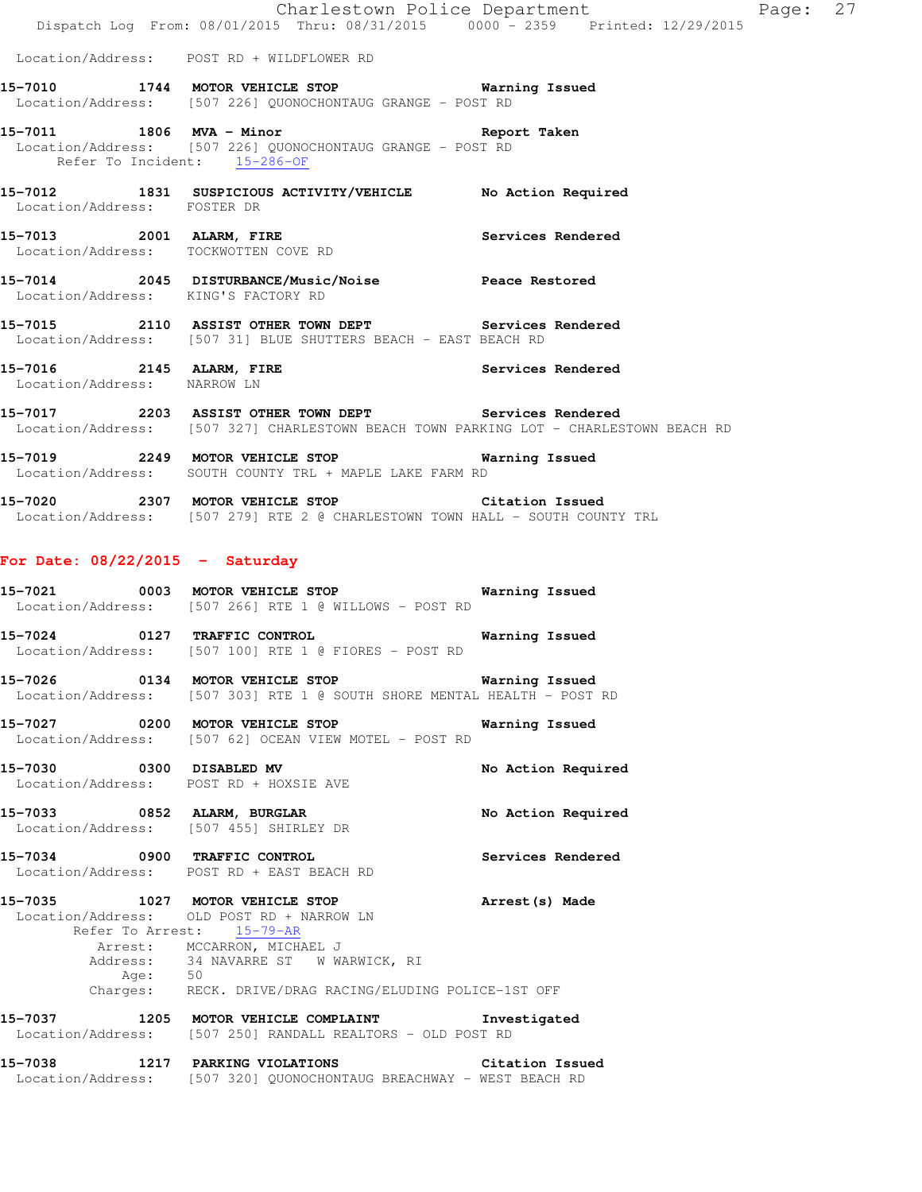Location/Address: POST RD + WILDFLOWER RD

**15-7010 1744 MOTOR VEHICLE STOP** Warning Issued
Location/Address: [507 226] QUONOCHONTAUG GRANGE - POST RD

**15-7011 1806 MVA - Minor** Report Taken
Location/Address: [507 226] QUONOCHONTAUG GRANGE - POST RD
Refer To Incident: 15-286-OF

**15-7012 1831 SUSPICIOUS ACTIVITY/VEHICLE** No Action Required
Location/Address: FOSTER DR

**15-7013 2001 ALARM, FIRE** Services Rendered
Location/Address: TOCKWOTTEN COVE RD

**15-7014 2045 DISTURBANCE/Music/Noise** Peace Restored
Location/Address: KING'S FACTORY RD

**15-7015 2110 ASSIST OTHER TOWN DEPT** Services Rendered
Location/Address: [507 31] BLUE SHUTTERS BEACH - EAST BEACH RD

**15-7016 2145 ALARM, FIRE** Services Rendered
Location/Address: NARROW LN

**15-7017 2203 ASSIST OTHER TOWN DEPT** Services Rendered
Location/Address: [507 327] CHARLESTOWN BEACH TOWN PARKING LOT - CHARLESTOWN BEACH RD

**15-7019 2249 MOTOR VEHICLE STOP** Warning Issued
Location/Address: SOUTH COUNTY TRL + MAPLE LAKE FARM RD

**15-7020 2307 MOTOR VEHICLE STOP** Citation Issued
Location/Address: [507 279] RTE 2 @ CHARLESTOWN TOWN HALL - SOUTH COUNTY TRL

## For Date: 08/22/2015 - Saturday

**15-7021 0003 MOTOR VEHICLE STOP** Warning Issued
Location/Address: [507 266] RTE 1 @ WILLOWS - POST RD

**15-7024 0127 TRAFFIC CONTROL** Warning Issued
Location/Address: [507 100] RTE 1 @ FIORES - POST RD

**15-7026 0134 MOTOR VEHICLE STOP** Warning Issued
Location/Address: [507 303] RTE 1 @ SOUTH SHORE MENTAL HEALTH - POST RD

**15-7027 0200 MOTOR VEHICLE STOP** Warning Issued
Location/Address: [507 62] OCEAN VIEW MOTEL - POST RD

**15-7030 0300 DISABLED MV** No Action Required
Location/Address: POST RD + HOXSIE AVE

**15-7033 0852 ALARM, BURGLAR** No Action Required
Location/Address: [507 455] SHIRLEY DR

**15-7034 0900 TRAFFIC CONTROL** Services Rendered
Location/Address: POST RD + EAST BEACH RD

**15-7035 1027 MOTOR VEHICLE STOP** Arrest(s) Made
Location/Address: OLD POST RD + NARROW LN
Refer To Arrest: 15-79-AR
Arrest: MCCARRON, MICHAEL J
Address: 34 NAVARRE ST W WARWICK, RI
Age: 50
Charges: RECK. DRIVE/DRAG RACING/ELUDING POLICE-1ST OFF

**15-7037 1205 MOTOR VEHICLE COMPLAINT** Investigated
Location/Address: [507 250] RANDALL REALTORS - OLD POST RD

**15-7038 1217 PARKING VIOLATIONS** Citation Issued
Location/Address: [507 320] QUONOCHONTAUG BREACHWAY - WEST BEACH RD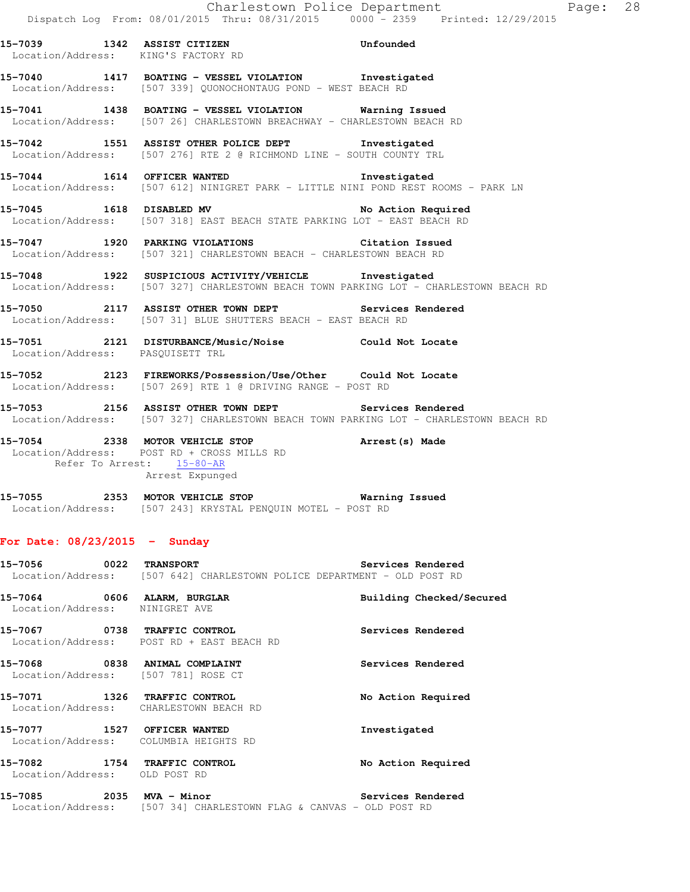**15-7039** 1342 **ASSIST CITIZEN** Unfounded
Location/Address: KING'S FACTORY RD

**15-7040** 1417 **BOATING - VESSEL VIOLATION** Investigated
Location/Address: [507 339] QUONOCHONTAUG POND - WEST BEACH RD

**15-7041** 1438 **BOATING - VESSEL VIOLATION** Warning Issued
Location/Address: [507 26] CHARLESTOWN BREACHWAY - CHARLESTOWN BEACH RD

**15-7042** 1551 **ASSIST OTHER POLICE DEPT** Investigated
Location/Address: [507 276] RTE 2 @ RICHMOND LINE - SOUTH COUNTY TRL

**15-7044** 1614 **OFFICER WANTED** Investigated
Location/Address: [507 612] NINIGRET PARK - LITTLE NINI POND REST ROOMS - PARK LN

**15-7045** 1618 **DISABLED MV** No Action Required
Location/Address: [507 318] EAST BEACH STATE PARKING LOT - EAST BEACH RD

**15-7047** 1920 **PARKING VIOLATIONS** Citation Issued
Location/Address: [507 321] CHARLESTOWN BEACH - CHARLESTOWN BEACH RD

**15-7048** 1922 **SUSPICIOUS ACTIVITY/VEHICLE** Investigated
Location/Address: [507 327] CHARLESTOWN BEACH TOWN PARKING LOT - CHARLESTOWN BEACH RD

**15-7050** 2117 **ASSIST OTHER TOWN DEPT** Services Rendered
Location/Address: [507 31] BLUE SHUTTERS BEACH - EAST BEACH RD

**15-7051** 2121 **DISTURBANCE/Music/Noise** Could Not Locate
Location/Address: PASQUISETT TRL

**15-7052** 2123 **FIREWORKS/Possession/Use/Other** Could Not Locate
Location/Address: [507 269] RTE 1 @ DRIVING RANGE - POST RD

**15-7053** 2156 **ASSIST OTHER TOWN DEPT** Services Rendered
Location/Address: [507 327] CHARLESTOWN BEACH TOWN PARKING LOT - CHARLESTOWN BEACH RD

**15-7054** 2338 **MOTOR VEHICLE STOP** Arrest(s) Made
Location/Address: POST RD + CROSS MILLS RD
Refer To Arrest: 15-80-AR
Arrest Expunged

**15-7055** 2353 **MOTOR VEHICLE STOP** Warning Issued
Location/Address: [507 243] KRYSTAL PENQUIN MOTEL - POST RD

## For Date: 08/23/2015 - Sunday

**15-7056** 0022 **TRANSPORT** Services Rendered
Location/Address: [507 642] CHARLESTOWN POLICE DEPARTMENT - OLD POST RD

**15-7064** 0606 **ALARM, BURGLAR** Building Checked/Secured
Location/Address: NINIGRET AVE

**15-7067** 0738 **TRAFFIC CONTROL** Services Rendered
Location/Address: POST RD + EAST BEACH RD

**15-7068** 0838 **ANIMAL COMPLAINT** Services Rendered
Location/Address: [507 781] ROSE CT

**15-7071** 1326 **TRAFFIC CONTROL** No Action Required
Location/Address: CHARLESTOWN BEACH RD

**15-7077** 1527 **OFFICER WANTED** Investigated
Location/Address: COLUMBIA HEIGHTS RD

**15-7082** 1754 **TRAFFIC CONTROL** No Action Required
Location/Address: OLD POST RD

**15-7085** 2035 **MVA - Minor** Services Rendered
Location/Address: [507 34] CHARLESTOWN FLAG & CANVAS - OLD POST RD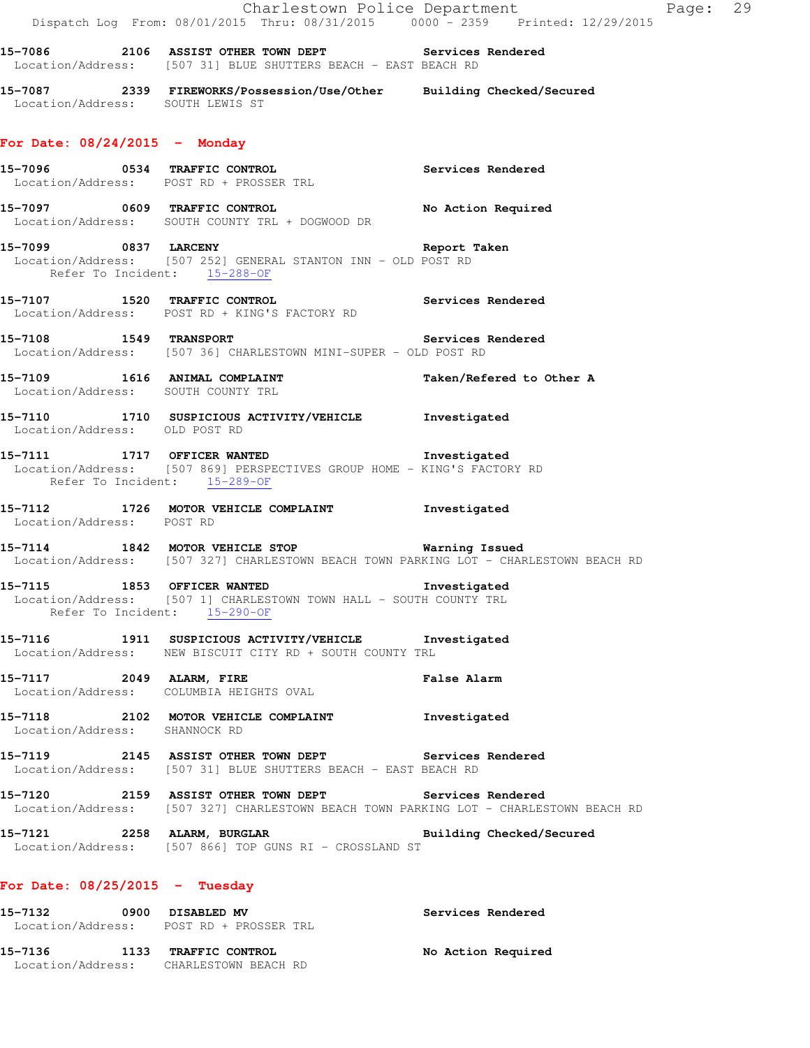15-7086 2106 **ASSIST OTHER TOWN DEPT** Services Rendered
Location/Address: [507 31] BLUE SHUTTERS BEACH - EAST BEACH RD

15-7087 2339 **FIREWORKS/Possession/Use/Other** Building Checked/Secured
Location/Address: SOUTH LEWIS ST

## For Date: 08/24/2015 - Monday

15-7096 0534 **TRAFFIC CONTROL** Services Rendered
Location/Address: POST RD + PROSSER TRL

15-7097 0609 **TRAFFIC CONTROL** No Action Required
Location/Address: SOUTH COUNTY TRL + DOGWOOD DR

15-7099 0837 **LARCENY** Report Taken
Location/Address: [507 252] GENERAL STANTON INN - OLD POST RD
Refer To Incident: 15-288-OF

15-7107 1520 **TRAFFIC CONTROL** Services Rendered
Location/Address: POST RD + KING'S FACTORY RD

15-7108 1549 **TRANSPORT** Services Rendered
Location/Address: [507 36] CHARLESTOWN MINI-SUPER - OLD POST RD

15-7109 1616 **ANIMAL COMPLAINT** Taken/Refered to Other A
Location/Address: SOUTH COUNTY TRL

15-7110 1710 **SUSPICIOUS ACTIVITY/VEHICLE** Investigated
Location/Address: OLD POST RD

15-7111 1717 **OFFICER WANTED** Investigated
Location/Address: [507 869] PERSPECTIVES GROUP HOME - KING'S FACTORY RD
Refer To Incident: 15-289-OF

15-7112 1726 **MOTOR VEHICLE COMPLAINT** Investigated
Location/Address: POST RD

15-7114 1842 **MOTOR VEHICLE STOP** Warning Issued
Location/Address: [507 327] CHARLESTOWN BEACH TOWN PARKING LOT - CHARLESTOWN BEACH RD

15-7115 1853 **OFFICER WANTED** Investigated
Location/Address: [507 1] CHARLESTOWN TOWN HALL - SOUTH COUNTY TRL
Refer To Incident: 15-290-OF

15-7116 1911 **SUSPICIOUS ACTIVITY/VEHICLE** Investigated
Location/Address: NEW BISCUIT CITY RD + SOUTH COUNTY TRL

15-7117 2049 **ALARM, FIRE** False Alarm
Location/Address: COLUMBIA HEIGHTS OVAL

15-7118 2102 **MOTOR VEHICLE COMPLAINT** Investigated
Location/Address: SHANNOCK RD

15-7119 2145 **ASSIST OTHER TOWN DEPT** Services Rendered
Location/Address: [507 31] BLUE SHUTTERS BEACH - EAST BEACH RD

15-7120 2159 **ASSIST OTHER TOWN DEPT** Services Rendered
Location/Address: [507 327] CHARLESTOWN BEACH TOWN PARKING LOT - CHARLESTOWN BEACH RD

15-7121 2258 **ALARM, BURGLAR** Building Checked/Secured
Location/Address: [507 866] TOP GUNS RI - CROSSLAND ST

## For Date: 08/25/2015 - Tuesday

15-7132 0900 **DISABLED MV** Services Rendered
Location/Address: POST RD + PROSSER TRL

15-7136 1133 **TRAFFIC CONTROL** No Action Required
Location/Address: CHARLESTOWN BEACH RD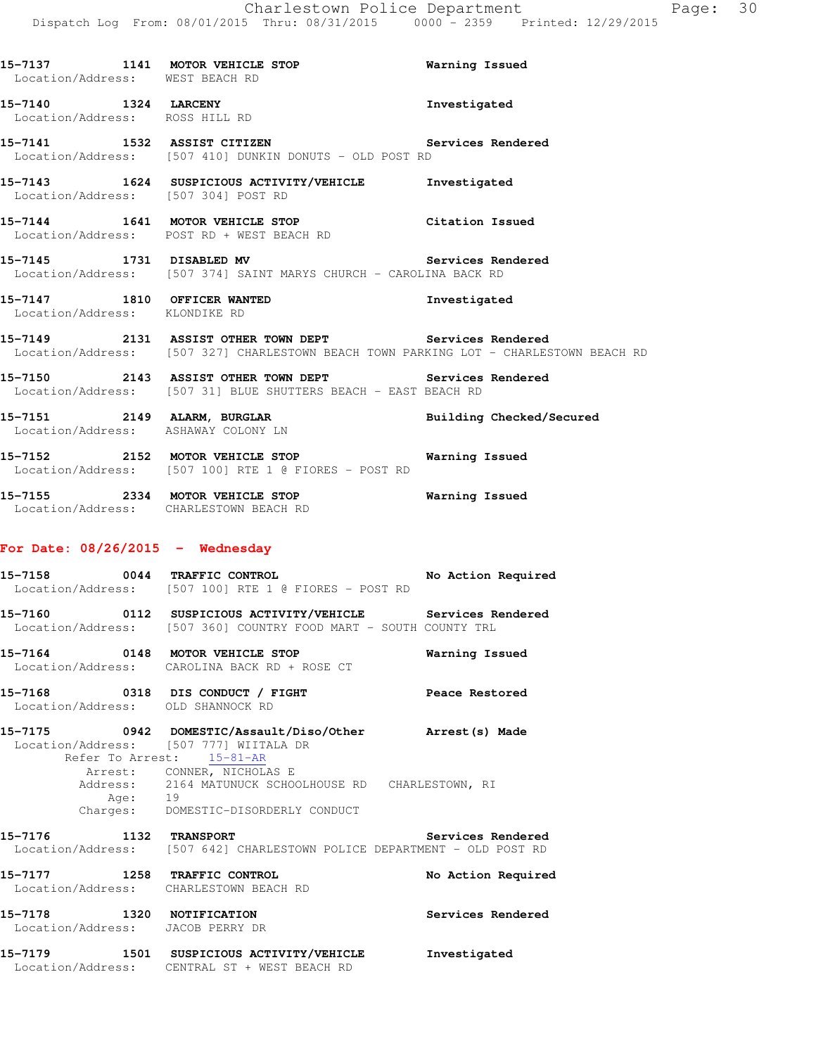**15-7137 1141 MOTOR VEHICLE STOP** Warning Issued
Location/Address: WEST BEACH RD

**15-7140 1324 LARCENY** Investigated
Location/Address: ROSS HILL RD

**15-7141 1532 ASSIST CITIZEN** Services Rendered
Location/Address: [507 410] DUNKIN DONUTS - OLD POST RD

**15-7143 1624 SUSPICIOUS ACTIVITY/VEHICLE** Investigated
Location/Address: [507 304] POST RD

**15-7144 1641 MOTOR VEHICLE STOP** Citation Issued
Location/Address: POST RD + WEST BEACH RD

**15-7145 1731 DISABLED MV** Services Rendered
Location/Address: [507 374] SAINT MARYS CHURCH - CAROLINA BACK RD

**15-7147 1810 OFFICER WANTED** Investigated
Location/Address: KLONDIKE RD

**15-7149 2131 ASSIST OTHER TOWN DEPT** Services Rendered
Location/Address: [507 327] CHARLESTOWN BEACH TOWN PARKING LOT - CHARLESTOWN BEACH RD

**15-7150 2143 ASSIST OTHER TOWN DEPT** Services Rendered
Location/Address: [507 31] BLUE SHUTTERS BEACH - EAST BEACH RD

**15-7151 2149 ALARM, BURGLAR** Building Checked/Secured
Location/Address: ASHAWAY COLONY LN

**15-7152 2152 MOTOR VEHICLE STOP** Warning Issued
Location/Address: [507 100] RTE 1 @ FIORES - POST RD

**15-7155 2334 MOTOR VEHICLE STOP** Warning Issued
Location/Address: CHARLESTOWN BEACH RD

## For Date: 08/26/2015 - Wednesday

**15-7158 0044 TRAFFIC CONTROL** No Action Required
Location/Address: [507 100] RTE 1 @ FIORES - POST RD

**15-7160 0112 SUSPICIOUS ACTIVITY/VEHICLE** Services Rendered
Location/Address: [507 360] COUNTRY FOOD MART - SOUTH COUNTY TRL

**15-7164 0148 MOTOR VEHICLE STOP** Warning Issued
Location/Address: CAROLINA BACK RD + ROSE CT

**15-7168 0318 DIS CONDUCT / FIGHT** Peace Restored
Location/Address: OLD SHANNOCK RD

**15-7175 0942 DOMESTIC/Assault/Diso/Other** Arrest(s) Made
Location/Address: [507 777] WIITALA DR
Refer To Arrest: 15-81-AR
Arrest: CONNER, NICHOLAS E
Address: 2164 MATUNUCK SCHOOLHOUSE RD CHARLESTOWN, RI
Age: 19
Charges: DOMESTIC-DISORDERLY CONDUCT

**15-7176 1132 TRANSPORT** Services Rendered
Location/Address: [507 642] CHARLESTOWN POLICE DEPARTMENT - OLD POST RD

**15-7177 1258 TRAFFIC CONTROL** No Action Required
Location/Address: CHARLESTOWN BEACH RD

**15-7178 1320 NOTIFICATION** Services Rendered
Location/Address: JACOB PERRY DR

**15-7179 1501 SUSPICIOUS ACTIVITY/VEHICLE** Investigated
Location/Address: CENTRAL ST + WEST BEACH RD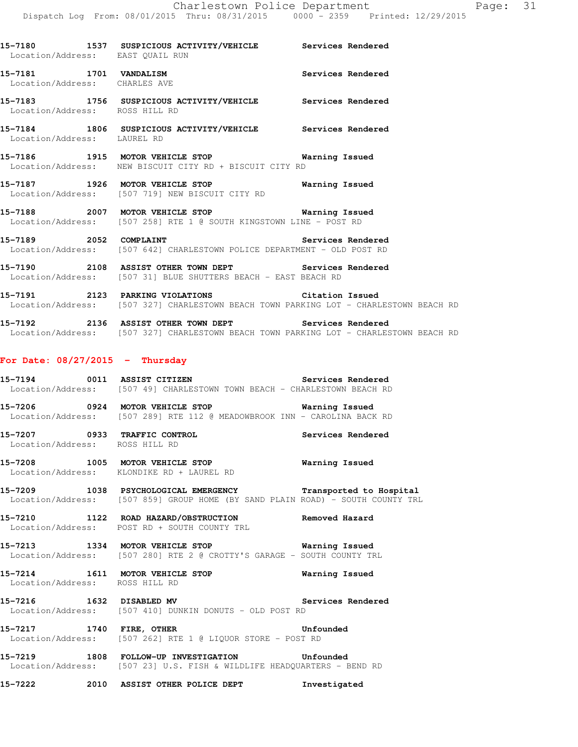15-7180 1537 SUSPICIOUS ACTIVITY/VEHICLE Services Rendered
Location/Address: EAST QUAIL RUN

15-7181 1701 VANDALISM Services Rendered
Location/Address: CHARLES AVE

15-7183 1756 SUSPICIOUS ACTIVITY/VEHICLE Services Rendered
Location/Address: ROSS HILL RD

15-7184 1806 SUSPICIOUS ACTIVITY/VEHICLE Services Rendered
Location/Address: LAUREL RD

15-7186 1915 MOTOR VEHICLE STOP Warning Issued
Location/Address: NEW BISCUIT CITY RD + BISCUIT CITY RD

15-7187 1926 MOTOR VEHICLE STOP Warning Issued
Location/Address: [507 719] NEW BISCUIT CITY RD

15-7188 2007 MOTOR VEHICLE STOP Warning Issued
Location/Address: [507 258] RTE 1 @ SOUTH KINGSTOWN LINE - POST RD

15-7189 2052 COMPLAINT Services Rendered
Location/Address: [507 642] CHARLESTOWN POLICE DEPARTMENT - OLD POST RD

15-7190 2108 ASSIST OTHER TOWN DEPT Services Rendered
Location/Address: [507 31] BLUE SHUTTERS BEACH - EAST BEACH RD

15-7191 2123 PARKING VIOLATIONS Citation Issued
Location/Address: [507 327] CHARLESTOWN BEACH TOWN PARKING LOT - CHARLESTOWN BEACH RD

15-7192 2136 ASSIST OTHER TOWN DEPT Services Rendered
Location/Address: [507 327] CHARLESTOWN BEACH TOWN PARKING LOT - CHARLESTOWN BEACH RD

**For Date: 08/27/2015 - Thursday**

15-7194 0011 ASSIST CITIZEN Services Rendered
Location/Address: [507 49] CHARLESTOWN TOWN BEACH - CHARLESTOWN BEACH RD

15-7206 0924 MOTOR VEHICLE STOP Warning Issued
Location/Address: [507 289] RTE 112 @ MEADOWBROOK INN - CAROLINA BACK RD

15-7207 0933 TRAFFIC CONTROL Services Rendered
Location/Address: ROSS HILL RD

15-7208 1005 MOTOR VEHICLE STOP Warning Issued
Location/Address: KLONDIKE RD + LAUREL RD

15-7209 1038 PSYCHOLOGICAL EMERGENCY Transported to Hospital
Location/Address: [507 859] GROUP HOME (BY SAND PLAIN ROAD) - SOUTH COUNTY TRL

15-7210 1122 ROAD HAZARD/OBSTRUCTION Removed Hazard
Location/Address: POST RD + SOUTH COUNTY TRL

15-7213 1334 MOTOR VEHICLE STOP Warning Issued
Location/Address: [507 280] RTE 2 @ CROTTY'S GARAGE - SOUTH COUNTY TRL

15-7214 1611 MOTOR VEHICLE STOP Warning Issued
Location/Address: ROSS HILL RD

15-7216 1632 DISABLED MV Services Rendered
Location/Address: [507 410] DUNKIN DONUTS - OLD POST RD

15-7217 1740 FIRE, OTHER Unfounded
Location/Address: [507 262] RTE 1 @ LIQUOR STORE - POST RD

15-7219 1808 FOLLOW-UP INVESTIGATION Unfounded
Location/Address: [507 23] U.S. FISH & WILDLIFE HEADQUARTERS - BEND RD

15-7222 2010 ASSIST OTHER POLICE DEPT Investigated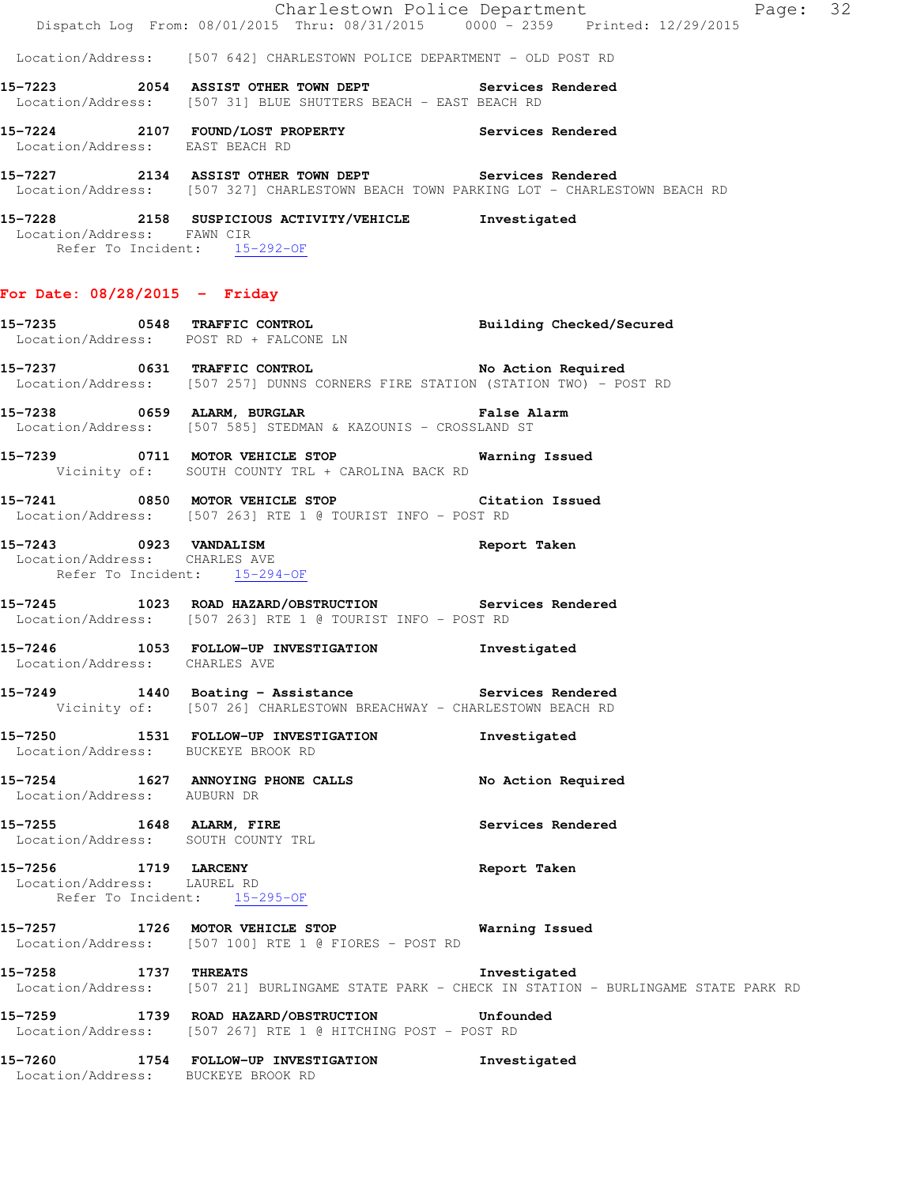Location/Address: [507 642] CHARLESTOWN POLICE DEPARTMENT - OLD POST RD

**15-7223 2054 ASSIST OTHER TOWN DEPT Services Rendered**
Location/Address: [507 31] BLUE SHUTTERS BEACH - EAST BEACH RD

**15-7224 2107 FOUND/LOST PROPERTY Services Rendered**
Location/Address: EAST BEACH RD

**15-7227 2134 ASSIST OTHER TOWN DEPT Services Rendered**
Location/Address: [507 327] CHARLESTOWN BEACH TOWN PARKING LOT - CHARLESTOWN BEACH RD

**15-7228 2158 SUSPICIOUS ACTIVITY/VEHICLE Investigated**
Location/Address: FAWN CIR
Refer To Incident: 15-292-OF

## For Date: 08/28/2015 - Friday

**15-7235 0548 TRAFFIC CONTROL Building Checked/Secured**
Location/Address: POST RD + FALCONE LN

**15-7237 0631 TRAFFIC CONTROL No Action Required**
Location/Address: [507 257] DUNNS CORNERS FIRE STATION (STATION TWO) - POST RD

**15-7238 0659 ALARM, BURGLAR False Alarm**
Location/Address: [507 585] STEDMAN & KAZOUNIS - CROSSLAND ST

**15-7239 0711 MOTOR VEHICLE STOP Warning Issued**
Vicinity of: SOUTH COUNTY TRL + CAROLINA BACK RD

**15-7241 0850 MOTOR VEHICLE STOP Citation Issued**
Location/Address: [507 263] RTE 1 @ TOURIST INFO - POST RD

**15-7243 0923 VANDALISM Report Taken**
Location/Address: CHARLES AVE
Refer To Incident: 15-294-OF

**15-7245 1023 ROAD HAZARD/OBSTRUCTION Services Rendered**
Location/Address: [507 263] RTE 1 @ TOURIST INFO - POST RD

**15-7246 1053 FOLLOW-UP INVESTIGATION Investigated**
Location/Address: CHARLES AVE

**15-7249 1440 Boating - Assistance Services Rendered**
Vicinity of: [507 26] CHARLESTOWN BREACHWAY - CHARLESTOWN BEACH RD

**15-7250 1531 FOLLOW-UP INVESTIGATION Investigated**
Location/Address: BUCKEYE BROOK RD

**15-7254 1627 ANNOYING PHONE CALLS No Action Required**
Location/Address: AUBURN DR

**15-7255 1648 ALARM, FIRE Services Rendered**
Location/Address: SOUTH COUNTY TRL

**15-7256 1719 LARCENY Report Taken**
Location/Address: LAUREL RD
Refer To Incident: 15-295-OF

**15-7257 1726 MOTOR VEHICLE STOP Warning Issued**
Location/Address: [507 100] RTE 1 @ FIORES - POST RD

**15-7258 1737 THREATS Investigated**
Location/Address: [507 21] BURLINGAME STATE PARK - CHECK IN STATION - BURLINGAME STATE PARK RD

**15-7259 1739 ROAD HAZARD/OBSTRUCTION Unfounded**
Location/Address: [507 267] RTE 1 @ HITCHING POST - POST RD

**15-7260 1754 FOLLOW-UP INVESTIGATION Investigated**
Location/Address: BUCKEYE BROOK RD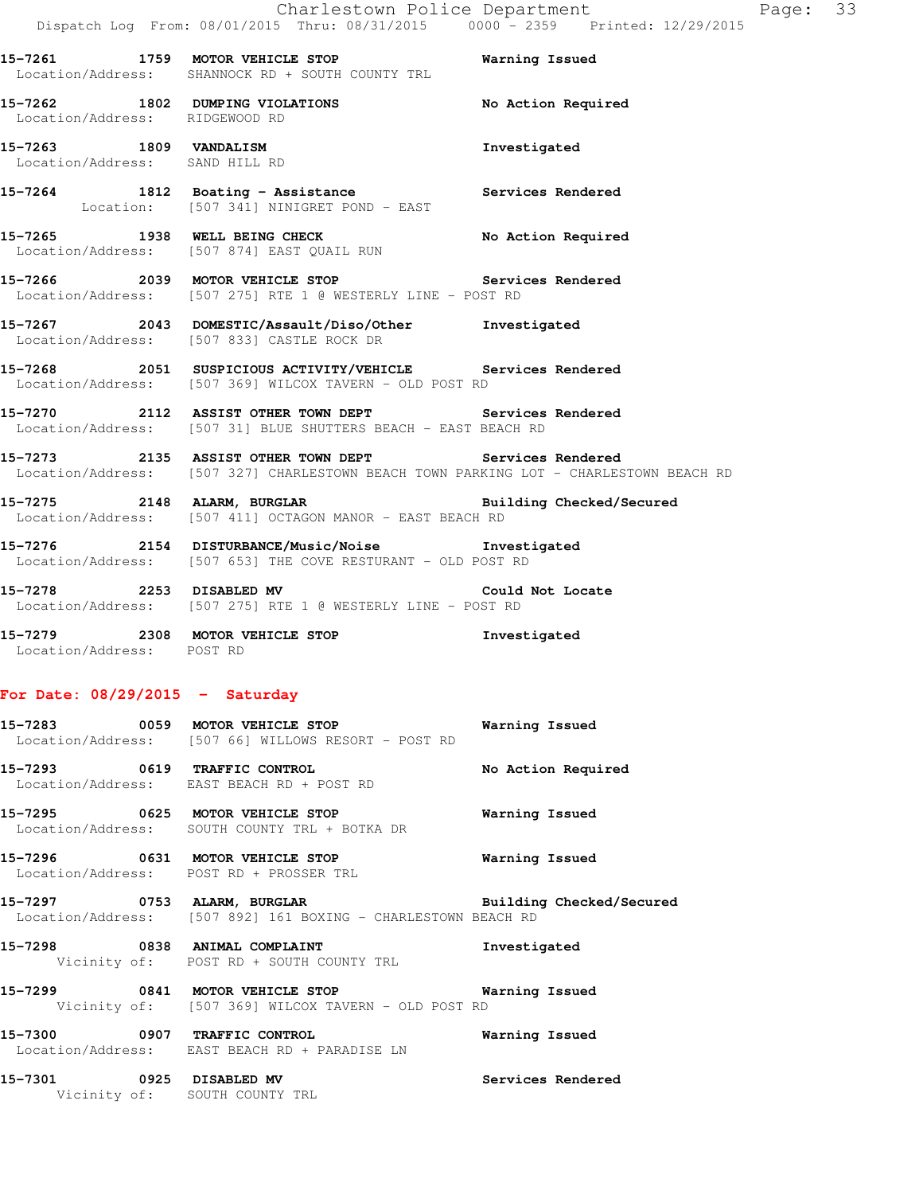15-7261 1759 MOTOR VEHICLE STOP Warning Issued
Location/Address: SHANNOCK RD + SOUTH COUNTY TRL

15-7262 1802 DUMPING VIOLATIONS No Action Required
Location/Address: RIDGEWOOD RD

15-7263 1809 VANDALISM Investigated
Location/Address: SAND HILL RD

15-7264 1812 Boating - Assistance Services Rendered
Location: [507 341] NINIGRET POND - EAST

15-7265 1938 WELL BEING CHECK No Action Required
Location/Address: [507 874] EAST QUAIL RUN

15-7266 2039 MOTOR VEHICLE STOP Services Rendered
Location/Address: [507 275] RTE 1 @ WESTERLY LINE - POST RD

15-7267 2043 DOMESTIC/Assault/Diso/Other Investigated
Location/Address: [507 833] CASTLE ROCK DR

15-7268 2051 SUSPICIOUS ACTIVITY/VEHICLE Services Rendered
Location/Address: [507 369] WILCOX TAVERN - OLD POST RD

15-7270 2112 ASSIST OTHER TOWN DEPT Services Rendered
Location/Address: [507 31] BLUE SHUTTERS BEACH - EAST BEACH RD

15-7273 2135 ASSIST OTHER TOWN DEPT Services Rendered
Location/Address: [507 327] CHARLESTOWN BEACH TOWN PARKING LOT - CHARLESTOWN BEACH RD

15-7275 2148 ALARM, BURGLAR Building Checked/Secured
Location/Address: [507 411] OCTAGON MANOR - EAST BEACH RD

15-7276 2154 DISTURBANCE/Music/Noise Investigated
Location/Address: [507 653] THE COVE RESTURANT - OLD POST RD

15-7278 2253 DISABLED MV Could Not Locate
Location/Address: [507 275] RTE 1 @ WESTERLY LINE - POST RD

15-7279 2308 MOTOR VEHICLE STOP Investigated
Location/Address: POST RD

**For Date: 08/29/2015 - Saturday**

15-7283 0059 MOTOR VEHICLE STOP Warning Issued
Location/Address: [507 66] WILLOWS RESORT - POST RD

15-7293 0619 TRAFFIC CONTROL No Action Required
Location/Address: EAST BEACH RD + POST RD

15-7295 0625 MOTOR VEHICLE STOP Warning Issued
Location/Address: SOUTH COUNTY TRL + BOTKA DR

15-7296 0631 MOTOR VEHICLE STOP Warning Issued
Location/Address: POST RD + PROSSER TRL

15-7297 0753 ALARM, BURGLAR Building Checked/Secured
Location/Address: [507 892] 161 BOXING - CHARLESTOWN BEACH RD

15-7298 0838 ANIMAL COMPLAINT Investigated
Vicinity of: POST RD + SOUTH COUNTY TRL

15-7299 0841 MOTOR VEHICLE STOP Warning Issued
Vicinity of: [507 369] WILCOX TAVERN - OLD POST RD

15-7300 0907 TRAFFIC CONTROL Warning Issued
Location/Address: EAST BEACH RD + PARADISE LN

15-7301 0925 DISABLED MV Services Rendered
Vicinity of: SOUTH COUNTY TRL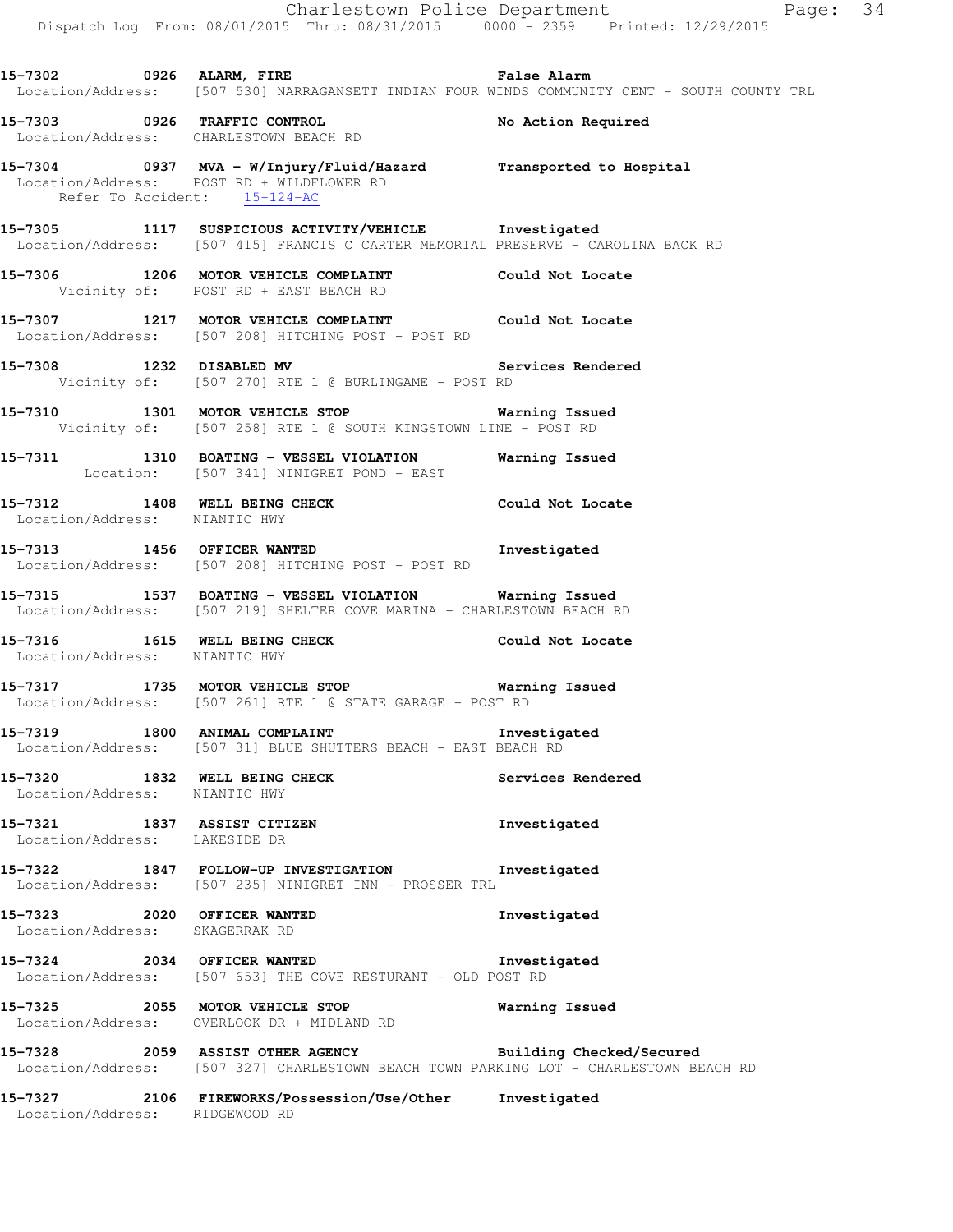15-7302 0926 ALARM, FIRE False Alarm
Location/Address: [507 530] NARRAGANSETT INDIAN FOUR WINDS COMMUNITY CENT - SOUTH COUNTY TRL

15-7303 0926 TRAFFIC CONTROL No Action Required
Location/Address: CHARLESTOWN BEACH RD

15-7304 0937 MVA - W/Injury/Fluid/Hazard Transported to Hospital
Location/Address: POST RD + WILDFLOWER RD
Refer To Accident: 15-124-AC

15-7305 1117 SUSPICIOUS ACTIVITY/VEHICLE Investigated
Location/Address: [507 415] FRANCIS C CARTER MEMORIAL PRESERVE - CAROLINA BACK RD

15-7306 1206 MOTOR VEHICLE COMPLAINT Could Not Locate
Vicinity of: POST RD + EAST BEACH RD

15-7307 1217 MOTOR VEHICLE COMPLAINT Could Not Locate
Location/Address: [507 208] HITCHING POST - POST RD

15-7308 1232 DISABLED MV Services Rendered
Vicinity of: [507 270] RTE 1 @ BURLINGAME - POST RD

15-7310 1301 MOTOR VEHICLE STOP Warning Issued
Vicinity of: [507 258] RTE 1 @ SOUTH KINGSTOWN LINE - POST RD

15-7311 1310 BOATING - VESSEL VIOLATION Warning Issued
Location: [507 341] NINIGRET POND - EAST

15-7312 1408 WELL BEING CHECK Could Not Locate
Location/Address: NIANTIC HWY

15-7313 1456 OFFICER WANTED Investigated
Location/Address: [507 208] HITCHING POST - POST RD

15-7315 1537 BOATING - VESSEL VIOLATION Warning Issued
Location/Address: [507 219] SHELTER COVE MARINA - CHARLESTOWN BEACH RD

15-7316 1615 WELL BEING CHECK Could Not Locate
Location/Address: NIANTIC HWY

15-7317 1735 MOTOR VEHICLE STOP Warning Issued
Location/Address: [507 261] RTE 1 @ STATE GARAGE - POST RD

15-7319 1800 ANIMAL COMPLAINT Investigated
Location/Address: [507 31] BLUE SHUTTERS BEACH - EAST BEACH RD

15-7320 1832 WELL BEING CHECK Services Rendered
Location/Address: NIANTIC HWY

15-7321 1837 ASSIST CITIZEN Investigated
Location/Address: LAKESIDE DR

15-7322 1847 FOLLOW-UP INVESTIGATION Investigated
Location/Address: [507 235] NINIGRET INN - PROSSER TRL

15-7323 2020 OFFICER WANTED Investigated
Location/Address: SKAGERRAK RD

15-7324 2034 OFFICER WANTED Investigated
Location/Address: [507 653] THE COVE RESTURANT - OLD POST RD

15-7325 2055 MOTOR VEHICLE STOP Warning Issued
Location/Address: OVERLOOK DR + MIDLAND RD

15-7328 2059 ASSIST OTHER AGENCY Building Checked/Secured
Location/Address: [507 327] CHARLESTOWN BEACH TOWN PARKING LOT - CHARLESTOWN BEACH RD

15-7327 2106 FIREWORKS/Possession/Use/Other Investigated
Location/Address: RIDGEWOOD RD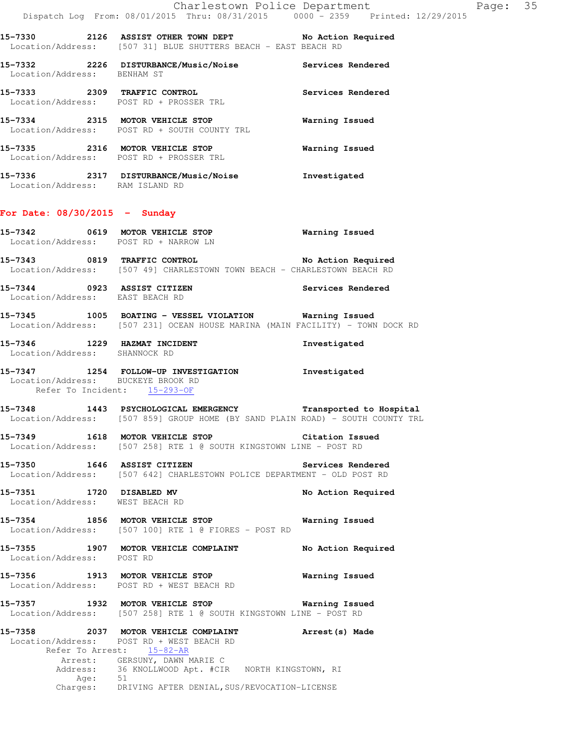15-7330 2126 ASSIST OTHER TOWN DEPT No Action Required
Location/Address: [507 31] BLUE SHUTTERS BEACH - EAST BEACH RD

15-7332 2226 DISTURBANCE/Music/Noise Services Rendered
Location/Address: BENHAM ST

15-7333 2309 TRAFFIC CONTROL Services Rendered
Location/Address: POST RD + PROSSER TRL

15-7334 2315 MOTOR VEHICLE STOP Warning Issued
Location/Address: POST RD + SOUTH COUNTY TRL

15-7335 2316 MOTOR VEHICLE STOP Warning Issued
Location/Address: POST RD + PROSSER TRL

15-7336 2317 DISTURBANCE/Music/Noise Investigated
Location/Address: RAM ISLAND RD

**For Date: 08/30/2015 - Sunday**

15-7342 0619 MOTOR VEHICLE STOP Warning Issued
Location/Address: POST RD + NARROW LN

15-7343 0819 TRAFFIC CONTROL No Action Required
Location/Address: [507 49] CHARLESTOWN TOWN BEACH - CHARLESTOWN BEACH RD

15-7344 0923 ASSIST CITIZEN Services Rendered
Location/Address: EAST BEACH RD

15-7345 1005 BOATING - VESSEL VIOLATION Warning Issued
Location/Address: [507 231] OCEAN HOUSE MARINA (MAIN FACILITY) - TOWN DOCK RD

15-7346 1229 HAZMAT INCIDENT Investigated
Location/Address: SHANNOCK RD

15-7347 1254 FOLLOW-UP INVESTIGATION Investigated
Location/Address: BUCKEYE BROOK RD
Refer To Incident: 15-293-OF

15-7348 1443 PSYCHOLOGICAL EMERGENCY Transported to Hospital
Location/Address: [507 859] GROUP HOME (BY SAND PLAIN ROAD) - SOUTH COUNTY TRL

15-7349 1618 MOTOR VEHICLE STOP Citation Issued
Location/Address: [507 258] RTE 1 @ SOUTH KINGSTOWN LINE - POST RD

15-7350 1646 ASSIST CITIZEN Services Rendered
Location/Address: [507 642] CHARLESTOWN POLICE DEPARTMENT - OLD POST RD

15-7351 1720 DISABLED MV No Action Required
Location/Address: WEST BEACH RD

15-7354 1856 MOTOR VEHICLE STOP Warning Issued
Location/Address: [507 100] RTE 1 @ FIORES - POST RD

15-7355 1907 MOTOR VEHICLE COMPLAINT No Action Required
Location/Address: POST RD

15-7356 1913 MOTOR VEHICLE STOP Warning Issued
Location/Address: POST RD + WEST BEACH RD

15-7357 1932 MOTOR VEHICLE STOP Warning Issued
Location/Address: [507 258] RTE 1 @ SOUTH KINGSTOWN LINE - POST RD

15-7358 2037 MOTOR VEHICLE COMPLAINT Arrest(s) Made
Location/Address: POST RD + WEST BEACH RD
Refer To Arrest: 15-82-AR
Arrest: GERSUNY, DAWN MARIE C
Address: 36 KNOLLWOOD Apt. #CIR NORTH KINGSTOWN, RI
Age: 51
Charges: DRIVING AFTER DENIAL,SUS/REVOCATION-LICENSE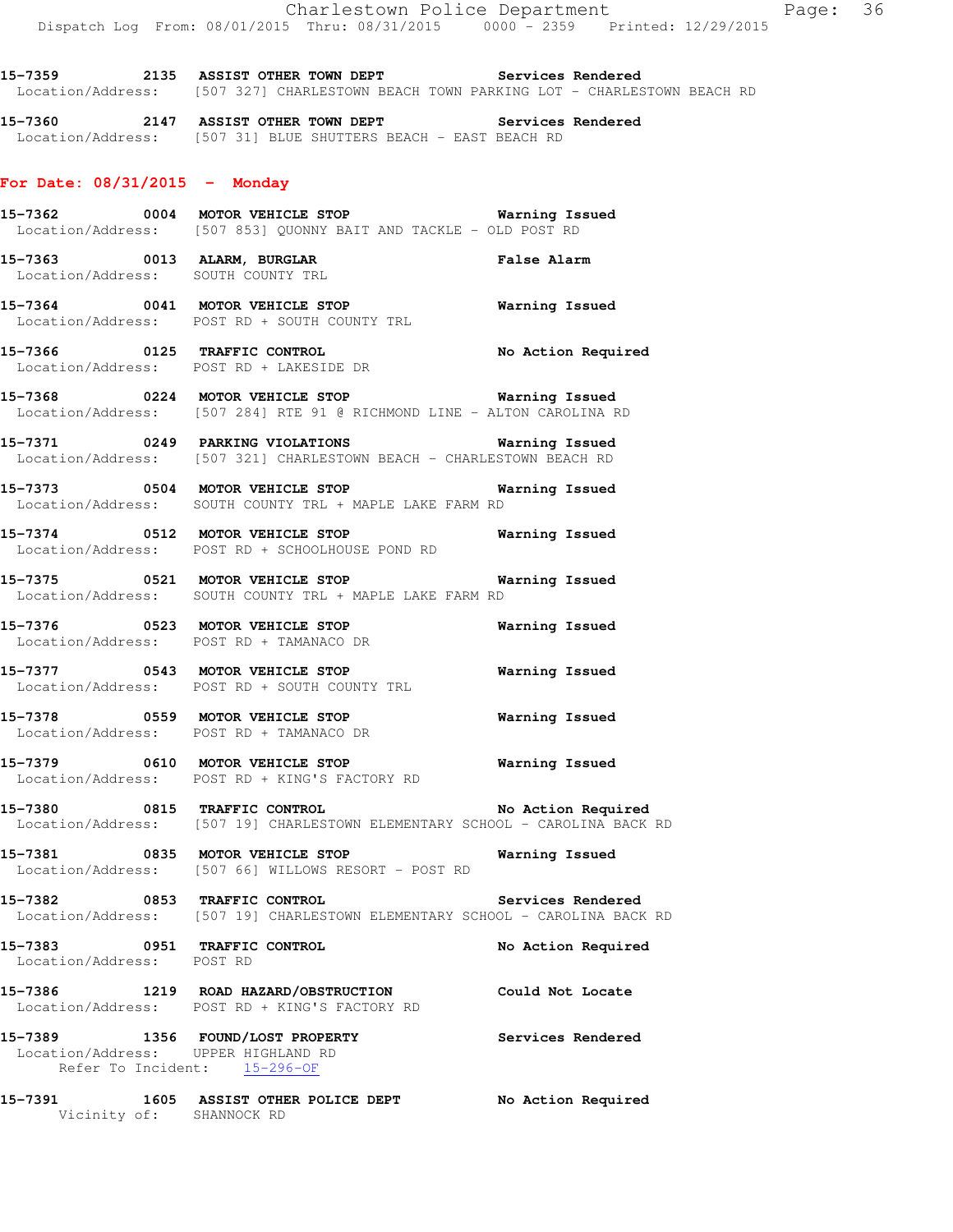15-7359 2135 ASSIST OTHER TOWN DEPT Services Rendered
Location/Address: [507 327] CHARLESTOWN BEACH TOWN PARKING LOT - CHARLESTOWN BEACH RD

15-7360 2147 ASSIST OTHER TOWN DEPT Services Rendered
Location/Address: [507 31] BLUE SHUTTERS BEACH - EAST BEACH RD

## For Date: 08/31/2015 - Monday

15-7362 0004 MOTOR VEHICLE STOP Warning Issued
Location/Address: [507 853] QUONNY BAIT AND TACKLE - OLD POST RD

15-7363 0013 ALARM, BURGLAR False Alarm
Location/Address: SOUTH COUNTY TRL

15-7364 0041 MOTOR VEHICLE STOP Warning Issued
Location/Address: POST RD + SOUTH COUNTY TRL

15-7366 0125 TRAFFIC CONTROL No Action Required
Location/Address: POST RD + LAKESIDE DR

15-7368 0224 MOTOR VEHICLE STOP Warning Issued
Location/Address: [507 284] RTE 91 @ RICHMOND LINE - ALTON CAROLINA RD

15-7371 0249 PARKING VIOLATIONS Warning Issued
Location/Address: [507 321] CHARLESTOWN BEACH - CHARLESTOWN BEACH RD

15-7373 0504 MOTOR VEHICLE STOP Warning Issued
Location/Address: SOUTH COUNTY TRL + MAPLE LAKE FARM RD

15-7374 0512 MOTOR VEHICLE STOP Warning Issued
Location/Address: POST RD + SCHOOLHOUSE POND RD

15-7375 0521 MOTOR VEHICLE STOP Warning Issued
Location/Address: SOUTH COUNTY TRL + MAPLE LAKE FARM RD

15-7376 0523 MOTOR VEHICLE STOP Warning Issued
Location/Address: POST RD + TAMANACO DR

15-7377 0543 MOTOR VEHICLE STOP Warning Issued
Location/Address: POST RD + SOUTH COUNTY TRL

15-7378 0559 MOTOR VEHICLE STOP Warning Issued
Location/Address: POST RD + TAMANACO DR

15-7379 0610 MOTOR VEHICLE STOP Warning Issued
Location/Address: POST RD + KING'S FACTORY RD

15-7380 0815 TRAFFIC CONTROL No Action Required
Location/Address: [507 19] CHARLESTOWN ELEMENTARY SCHOOL - CAROLINA BACK RD

15-7381 0835 MOTOR VEHICLE STOP Warning Issued
Location/Address: [507 66] WILLOWS RESORT - POST RD

15-7382 0853 TRAFFIC CONTROL Services Rendered
Location/Address: [507 19] CHARLESTOWN ELEMENTARY SCHOOL - CAROLINA BACK RD

15-7383 0951 TRAFFIC CONTROL No Action Required
Location/Address: POST RD

15-7386 1219 ROAD HAZARD/OBSTRUCTION Could Not Locate
Location/Address: POST RD + KING'S FACTORY RD

15-7389 1356 FOUND/LOST PROPERTY Services Rendered
Location/Address: UPPER HIGHLAND RD
Refer To Incident: 15-296-OF

15-7391 1605 ASSIST OTHER POLICE DEPT No Action Required
Vicinity of: SHANNOCK RD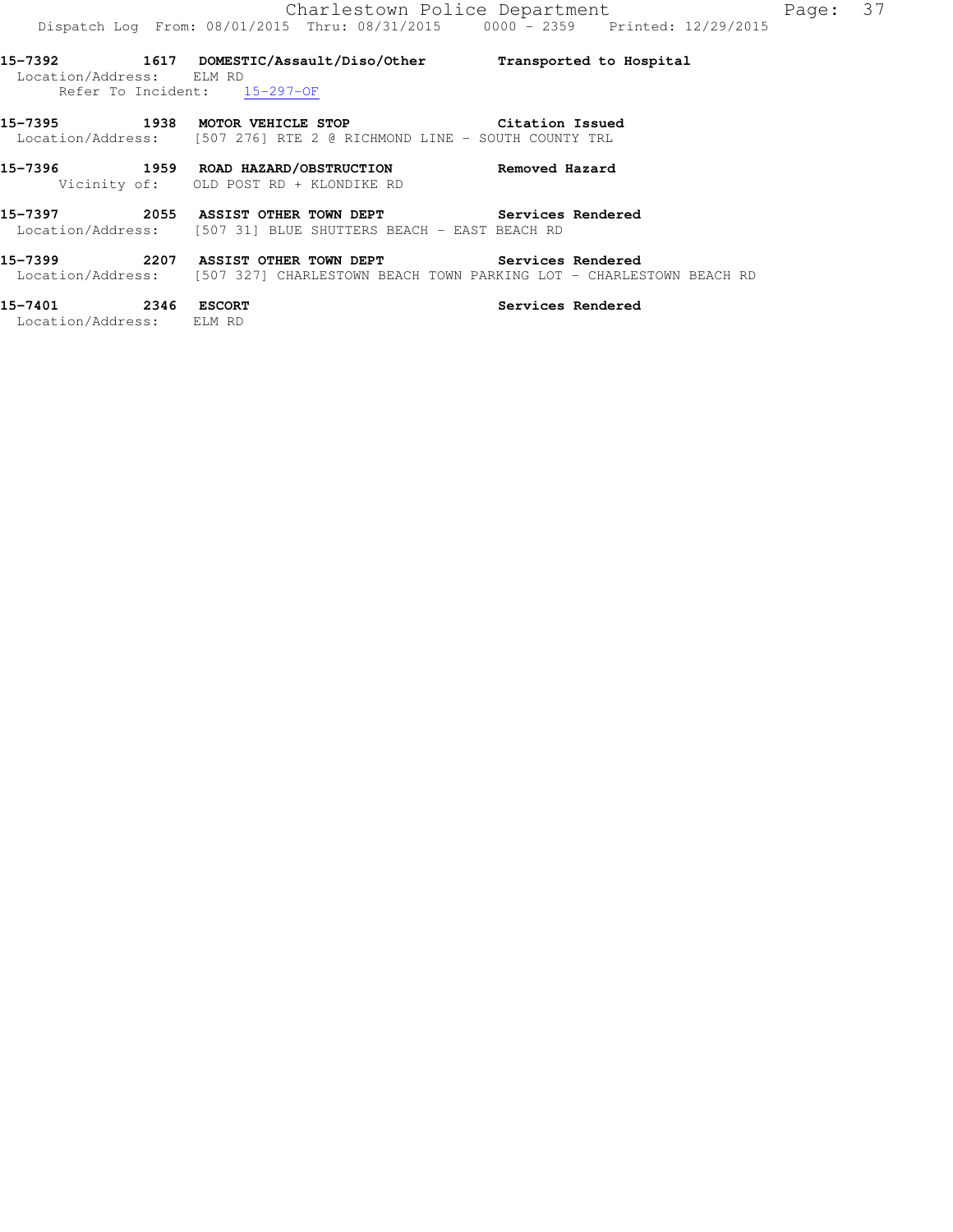**15-7392 1617 DOMESTIC/Assault/Diso/Other Transported to Hospital**
Location/Address: ELM RD
Refer To Incident: 15-297-OF

**15-7395 1938 MOTOR VEHICLE STOP Citation Issued**
Location/Address: [507 276] RTE 2 @ RICHMOND LINE - SOUTH COUNTY TRL

**15-7396 1959 ROAD HAZARD/OBSTRUCTION Removed Hazard**
Vicinity of: OLD POST RD + KLONDIKE RD

**15-7397 2055 ASSIST OTHER TOWN DEPT Services Rendered**
Location/Address: [507 31] BLUE SHUTTERS BEACH - EAST BEACH RD

**15-7399 2207 ASSIST OTHER TOWN DEPT Services Rendered**
Location/Address: [507 327] CHARLESTOWN BEACH TOWN PARKING LOT - CHARLESTOWN BEACH RD

**15-7401 2346 ESCORT Services Rendered**
Location/Address: ELM RD